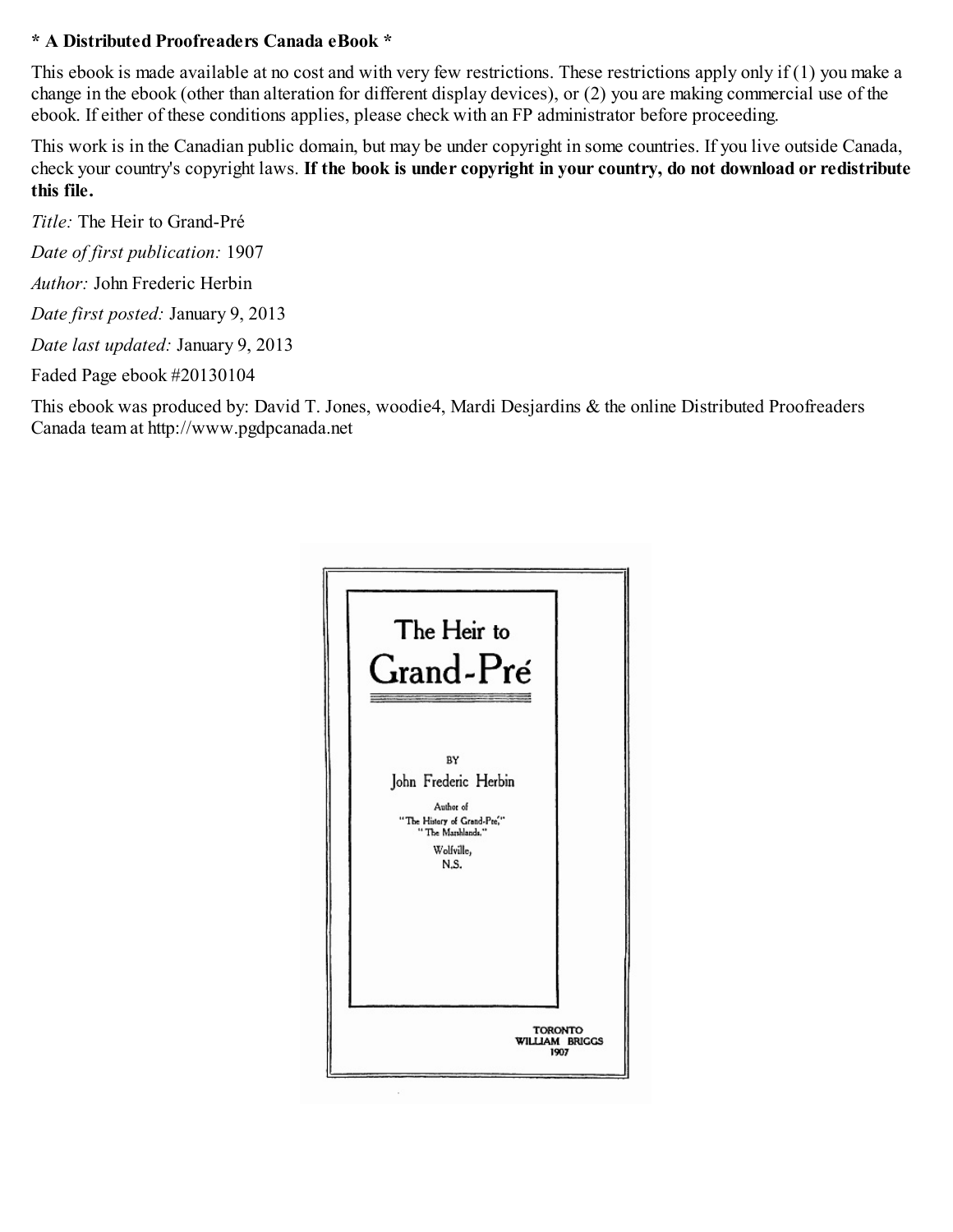**\* A Distributed Proofreaders Canada eBook \***

This ebook is made available at no cost and with very few restrictions. These restrictions apply only if (1) you make a change in the ebook (other than alteration for different display devices), or (2) you are making commercial use of the ebook. If either of these conditions applies, please check with an FP administrator before proceeding.

This work is in the Canadian public domain, but may be under copyright in some countries. If you live outside Canada, check your country's copyright laws. **If the book is under copyright in your country, do not download or redistribute this file.**

*Title:* The Heir to Grand-Pré

*Date of first publication:* 1907

*Author:* John Frederic Herbin

*Date first posted:* January 9, 2013

*Date last updated:* January 9, 2013

Faded Page ebook #20130104

This ebook was produced by: David T. Jones, woodie4, Mardi Desjardins & the online Distributed Proofreaders Canada team at http://www.pgdpcanada.net

# The Heir to Grand-Pré

BY

John Frederic Herbin

Author of
"The History of Grand-Pré,"
"The Marshlands."

Wolfville,
N.S.

TORONTO
WILLIAM BRIGGS
1907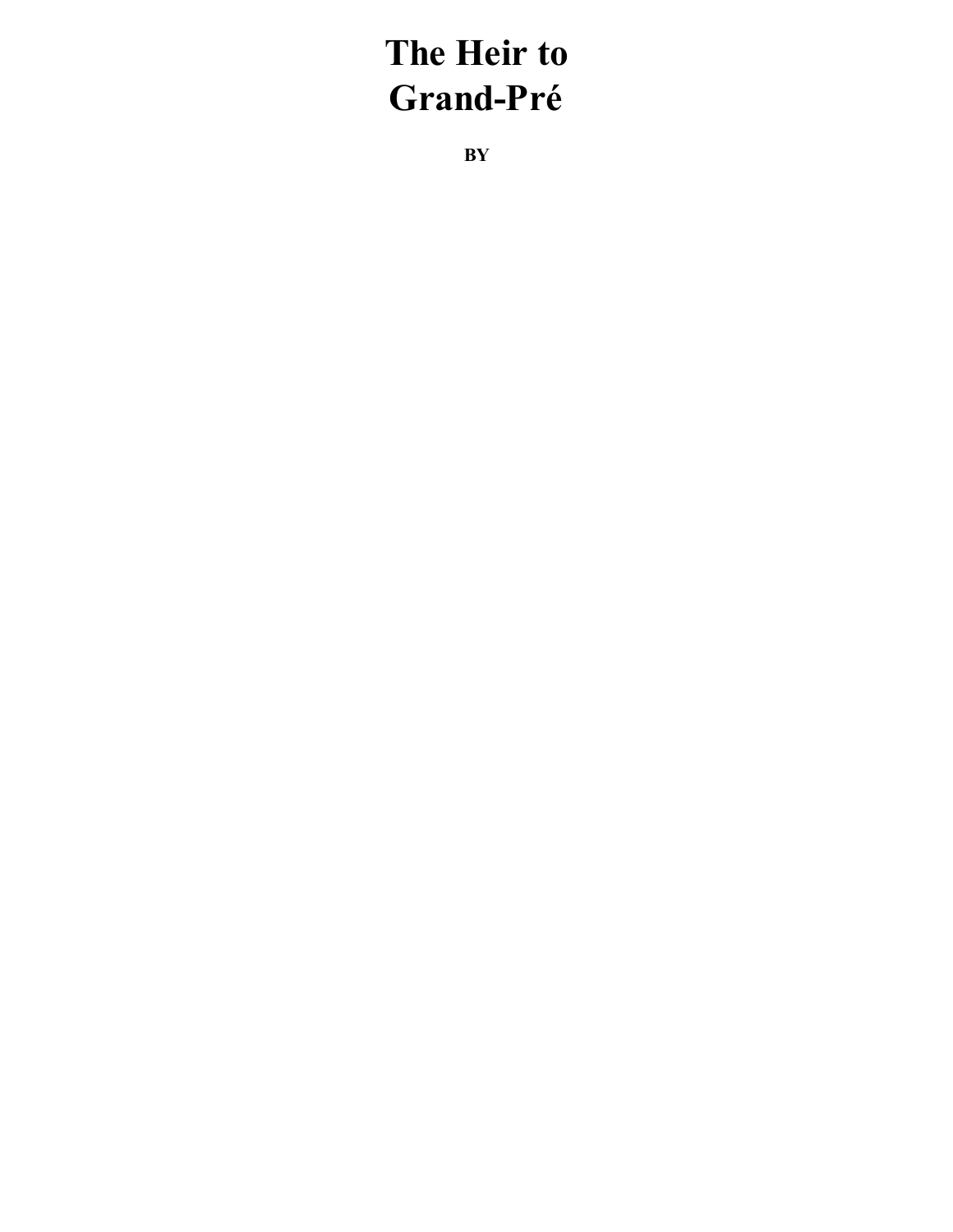# The Heir to Grand-Pré

**BY**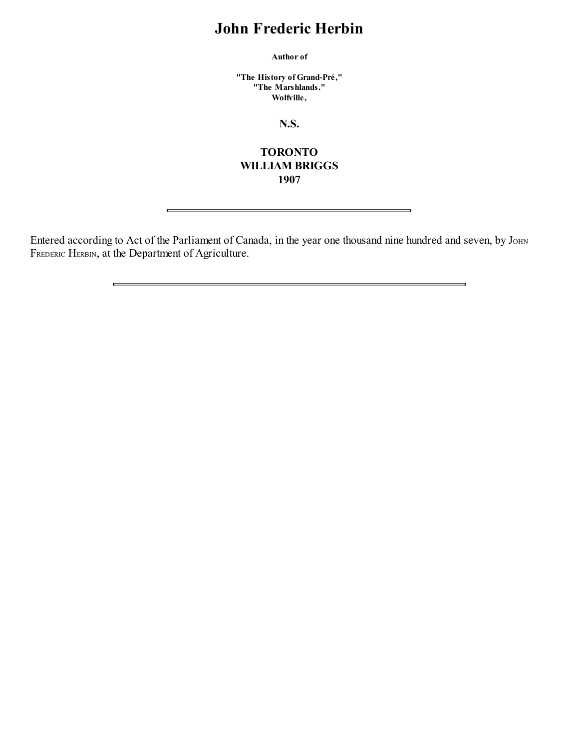# John Frederic Herbin

**Author of**

**"The History of Grand-Pré,"**
**"The Marshlands."**
**Wolfville,**

**N.S.**

**TORONTO**
**WILLIAM BRIGGS**
**1907**

---

Entered according to Act of the Parliament of Canada, in the year one thousand nine hundred and seven, by John Frederic Herbin, at the Department of Agriculture.

---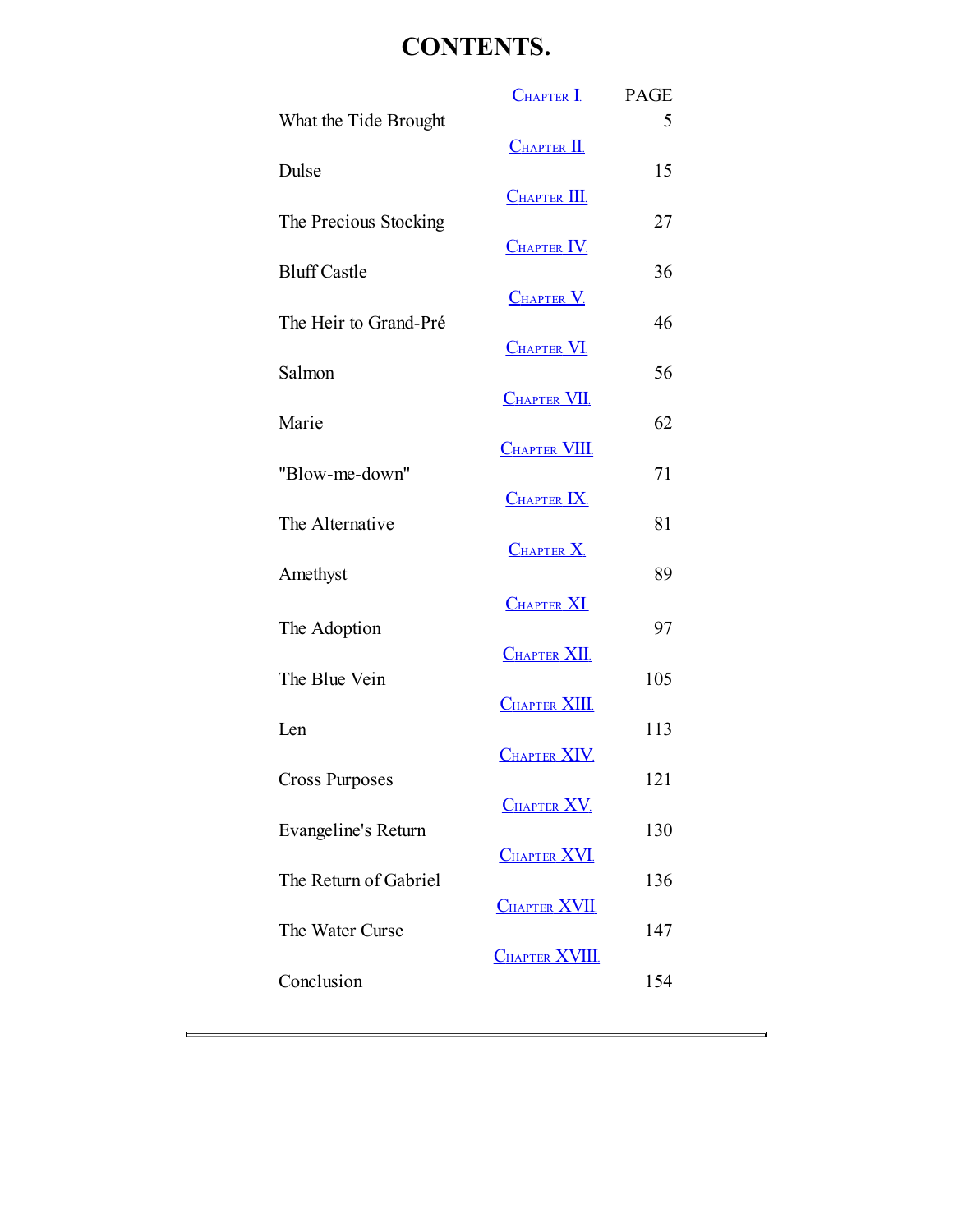# CONTENTS.

| | | PAGE |
|---|---|---|
| | CHAPTER I. | |
| What the Tide Brought | | 5 |
| | CHAPTER II. | |
| Dulse | | 15 |
| | CHAPTER III. | |
| The Precious Stocking | | 27 |
| | CHAPTER IV. | |
| Bluff Castle | | 36 |
| | CHAPTER V. | |
| The Heir to Grand-Pré | | 46 |
| | CHAPTER VI. | |
| Salmon | | 56 |
| | CHAPTER VII. | |
| Marie | | 62 |
| | CHAPTER VIII. | |
| "Blow-me-down" | | 71 |
| | CHAPTER IX. | |
| The Alternative | | 81 |
| | CHAPTER X. | |
| Amethyst | | 89 |
| | CHAPTER XI. | |
| The Adoption | | 97 |
| | CHAPTER XII. | |
| The Blue Vein | | 105 |
| | CHAPTER XIII. | |
| Len | | 113 |
| | CHAPTER XIV. | |
| Cross Purposes | | 121 |
| | CHAPTER XV. | |
| Evangeline's Return | | 130 |
| | CHAPTER XVI. | |
| The Return of Gabriel | | 136 |
| | CHAPTER XVII. | |
| The Water Curse | | 147 |
| | CHAPTER XVIII. | |
| Conclusion | | 154 |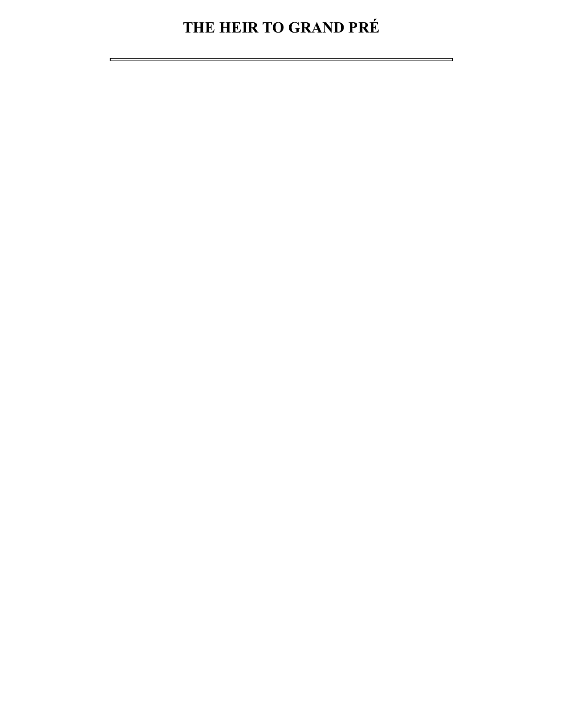# THE HEIR TO GRAND PRÉ

---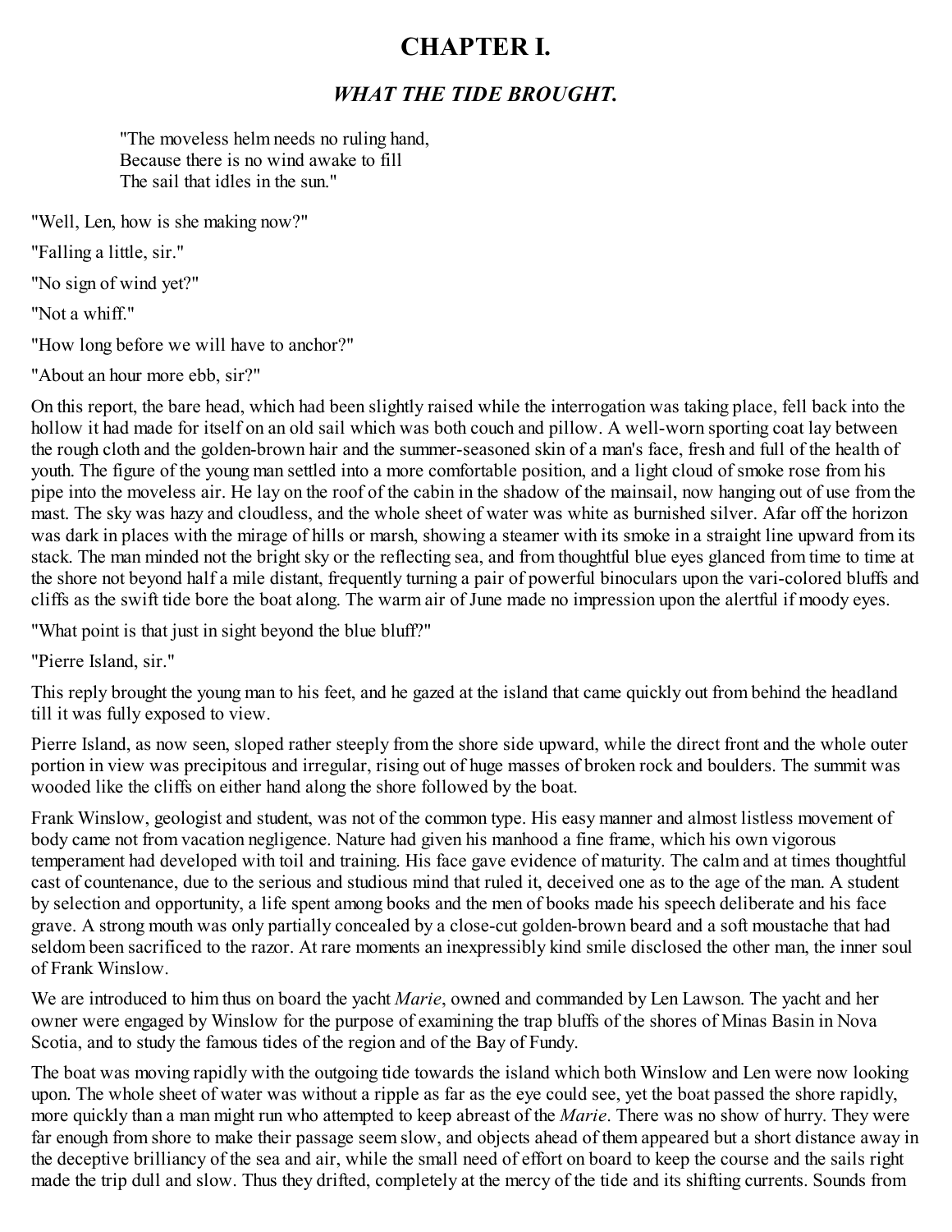# CHAPTER I.

## *WHAT THE TIDE BROUGHT.*

> "The moveless helm needs no ruling hand,
> Because there is no wind awake to fill
> The sail that idles in the sun."

"Well, Len, how is she making now?"

"Falling a little, sir."

"No sign of wind yet?"

"Not a whiff."

"How long before we will have to anchor?"

"About an hour more ebb, sir?"

On this report, the bare head, which had been slightly raised while the interrogation was taking place, fell back into the hollow it had made for itself on an old sail which was both couch and pillow. A well-worn sporting coat lay between the rough cloth and the golden-brown hair and the summer-seasoned skin of a man's face, fresh and full of the health of youth. The figure of the young man settled into a more comfortable position, and a light cloud of smoke rose from his pipe into the moveless air. He lay on the roof of the cabin in the shadow of the mainsail, now hanging out of use from the mast. The sky was hazy and cloudless, and the whole sheet of water was white as burnished silver. Afar off the horizon was dark in places with the mirage of hills or marsh, showing a steamer with its smoke in a straight line upward from its stack. The man minded not the bright sky or the reflecting sea, and from thoughtful blue eyes glanced from time to time at the shore not beyond half a mile distant, frequently turning a pair of powerful binoculars upon the vari-colored bluffs and cliffs as the swift tide bore the boat along. The warm air of June made no impression upon the alertful if moody eyes.

"What point is that just in sight beyond the blue bluff?"

"Pierre Island, sir."

This reply brought the young man to his feet, and he gazed at the island that came quickly out from behind the headland till it was fully exposed to view.

Pierre Island, as now seen, sloped rather steeply from the shore side upward, while the direct front and the whole outer portion in view was precipitous and irregular, rising out of huge masses of broken rock and boulders. The summit was wooded like the cliffs on either hand along the shore followed by the boat.

Frank Winslow, geologist and student, was not of the common type. His easy manner and almost listless movement of body came not from vacation negligence. Nature had given his manhood a fine frame, which his own vigorous temperament had developed with toil and training. His face gave evidence of maturity. The calm and at times thoughtful cast of countenance, due to the serious and studious mind that ruled it, deceived one as to the age of the man. A student by selection and opportunity, a life spent among books and the men of books made his speech deliberate and his face grave. A strong mouth was only partially concealed by a close-cut golden-brown beard and a soft moustache that had seldom been sacrificed to the razor. At rare moments an inexpressibly kind smile disclosed the other man, the inner soul of Frank Winslow.

We are introduced to him thus on board the yacht *Marie*, owned and commanded by Len Lawson. The yacht and her owner were engaged by Winslow for the purpose of examining the trap bluffs of the shores of Minas Basin in Nova Scotia, and to study the famous tides of the region and of the Bay of Fundy.

The boat was moving rapidly with the outgoing tide towards the island which both Winslow and Len were now looking upon. The whole sheet of water was without a ripple as far as the eye could see, yet the boat passed the shore rapidly, more quickly than a man might run who attempted to keep abreast of the *Marie*. There was no show of hurry. They were far enough from shore to make their passage seem slow, and objects ahead of them appeared but a short distance away in the deceptive brilliancy of the sea and air, while the small need of effort on board to keep the course and the sails right made the trip dull and slow. Thus they drifted, completely at the mercy of the tide and its shifting currents. Sounds from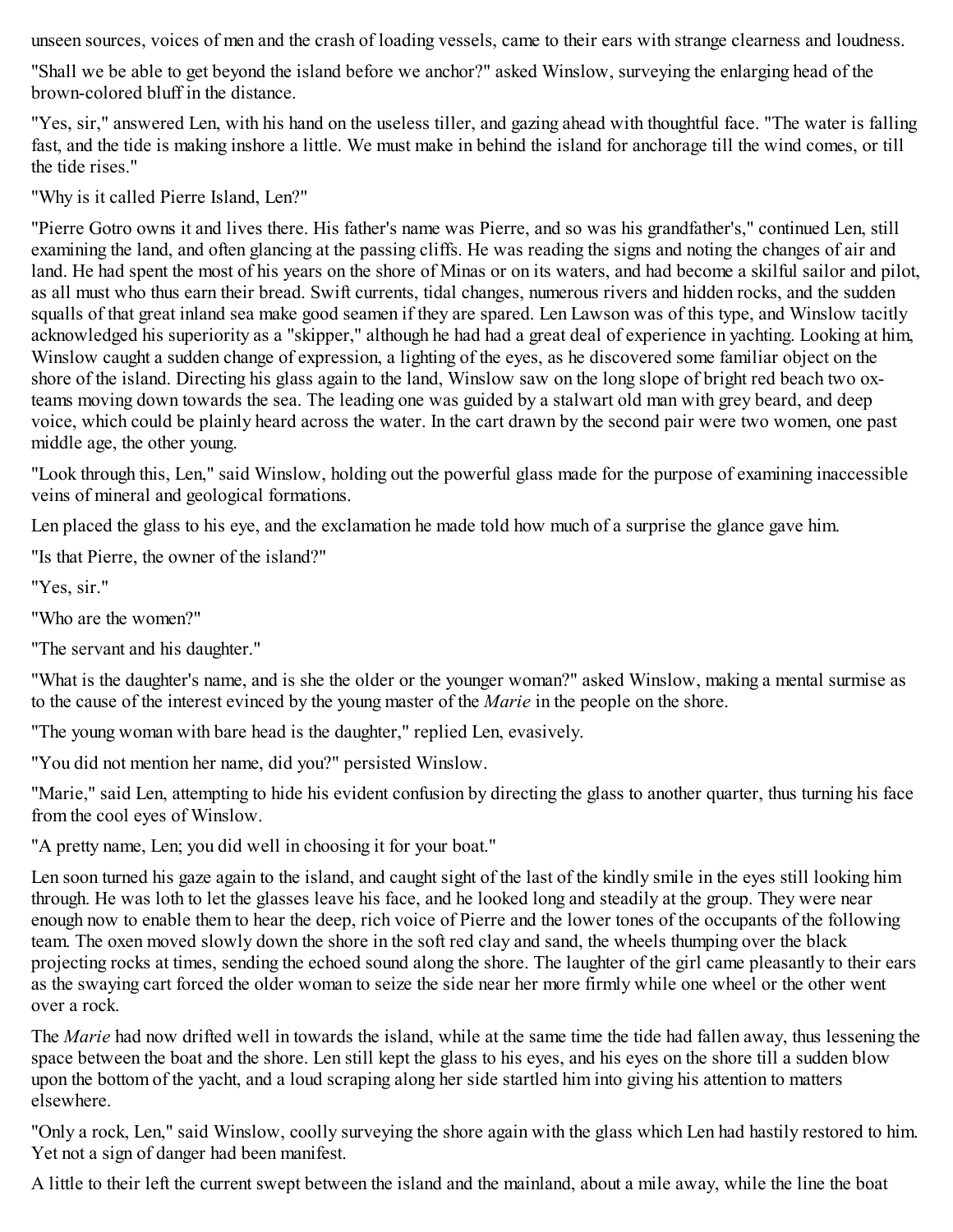unseen sources, voices of men and the crash of loading vessels, came to their ears with strange clearness and loudness.

"Shall we be able to get beyond the island before we anchor?" asked Winslow, surveying the enlarging head of the brown-colored bluff in the distance.

"Yes, sir," answered Len, with his hand on the useless tiller, and gazing ahead with thoughtful face. "The water is falling fast, and the tide is making inshore a little. We must make in behind the island for anchorage till the wind comes, or till the tide rises."

"Why is it called Pierre Island, Len?"

"Pierre Gotro owns it and lives there. His father's name was Pierre, and so was his grandfather's," continued Len, still examining the land, and often glancing at the passing cliffs. He was reading the signs and noting the changes of air and land. He had spent the most of his years on the shore of Minas or on its waters, and had become a skilful sailor and pilot, as all must who thus earn their bread. Swift currents, tidal changes, numerous rivers and hidden rocks, and the sudden squalls of that great inland sea make good seamen if they are spared. Len Lawson was of this type, and Winslow tacitly acknowledged his superiority as a "skipper," although he had had a great deal of experience in yachting. Looking at him, Winslow caught a sudden change of expression, a lighting of the eyes, as he discovered some familiar object on the shore of the island. Directing his glass again to the land, Winslow saw on the long slope of bright red beach two ox-teams moving down towards the sea. The leading one was guided by a stalwart old man with grey beard, and deep voice, which could be plainly heard across the water. In the cart drawn by the second pair were two women, one past middle age, the other young.

"Look through this, Len," said Winslow, holding out the powerful glass made for the purpose of examining inaccessible veins of mineral and geological formations.

Len placed the glass to his eye, and the exclamation he made told how much of a surprise the glance gave him.

"Is that Pierre, the owner of the island?"

"Yes, sir."

"Who are the women?"

"The servant and his daughter."

"What is the daughter's name, and is she the older or the younger woman?" asked Winslow, making a mental surmise as to the cause of the interest evinced by the young master of the *Marie* in the people on the shore.

"The young woman with bare head is the daughter," replied Len, evasively.

"You did not mention her name, did you?" persisted Winslow.

"Marie," said Len, attempting to hide his evident confusion by directing the glass to another quarter, thus turning his face from the cool eyes of Winslow.

"A pretty name, Len; you did well in choosing it for your boat."

Len soon turned his gaze again to the island, and caught sight of the last of the kindly smile in the eyes still looking him through. He was loth to let the glasses leave his face, and he looked long and steadily at the group. They were near enough now to enable them to hear the deep, rich voice of Pierre and the lower tones of the occupants of the following team. The oxen moved slowly down the shore in the soft red clay and sand, the wheels thumping over the black projecting rocks at times, sending the echoed sound along the shore. The laughter of the girl came pleasantly to their ears as the swaying cart forced the older woman to seize the side near her more firmly while one wheel or the other went over a rock.

The *Marie* had now drifted well in towards the island, while at the same time the tide had fallen away, thus lessening the space between the boat and the shore. Len still kept the glass to his eyes, and his eyes on the shore till a sudden blow upon the bottom of the yacht, and a loud scraping along her side startled him into giving his attention to matters elsewhere.

"Only a rock, Len," said Winslow, coolly surveying the shore again with the glass which Len had hastily restored to him. Yet not a sign of danger had been manifest.

A little to their left the current swept between the island and the mainland, about a mile away, while the line the boat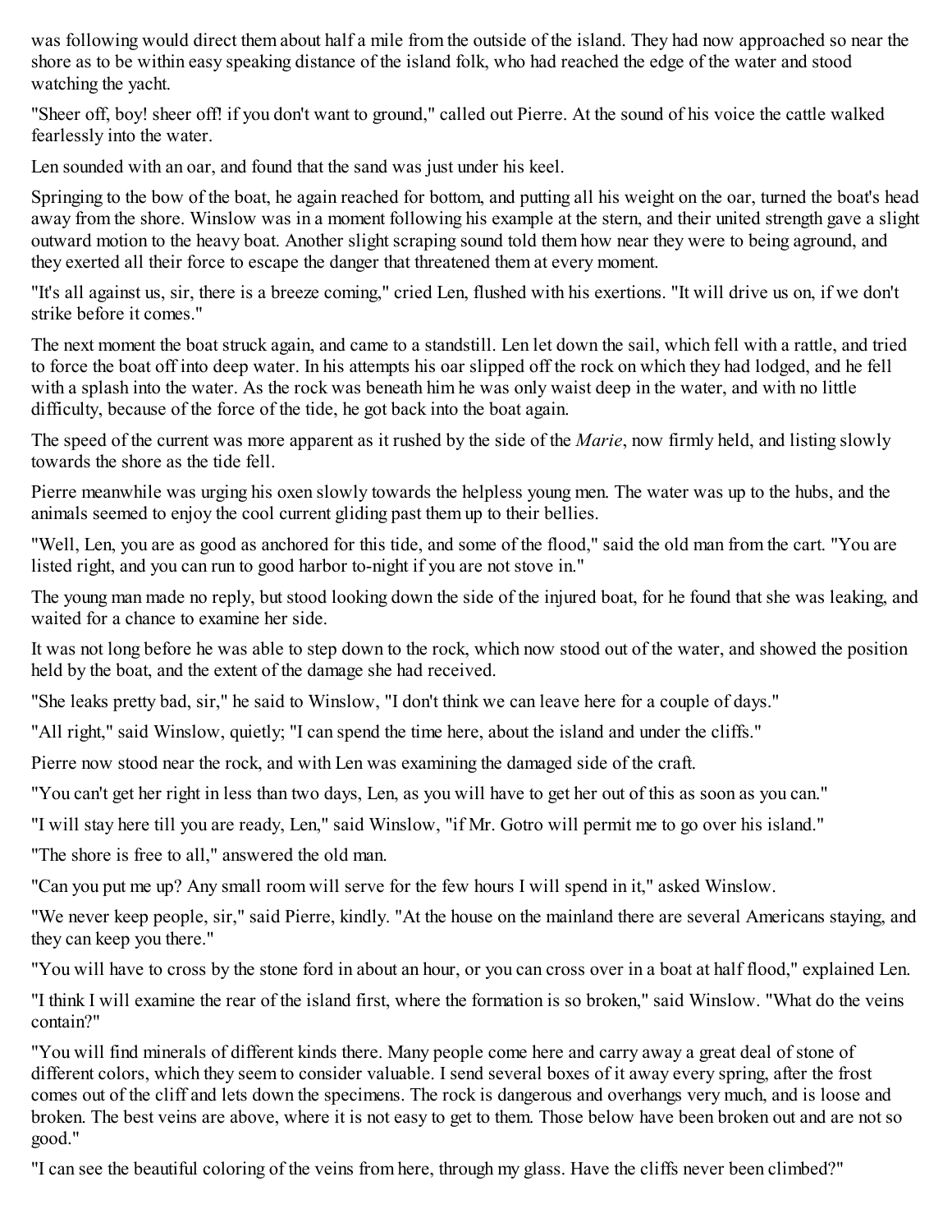was following would direct them about half a mile from the outside of the island. They had now approached so near the shore as to be within easy speaking distance of the island folk, who had reached the edge of the water and stood watching the yacht.

"Sheer off, boy! sheer off! if you don't want to ground," called out Pierre. At the sound of his voice the cattle walked fearlessly into the water.

Len sounded with an oar, and found that the sand was just under his keel.

Springing to the bow of the boat, he again reached for bottom, and putting all his weight on the oar, turned the boat's head away from the shore. Winslow was in a moment following his example at the stern, and their united strength gave a slight outward motion to the heavy boat. Another slight scraping sound told them how near they were to being aground, and they exerted all their force to escape the danger that threatened them at every moment.

"It's all against us, sir, there is a breeze coming," cried Len, flushed with his exertions. "It will drive us on, if we don't strike before it comes."

The next moment the boat struck again, and came to a standstill. Len let down the sail, which fell with a rattle, and tried to force the boat off into deep water. In his attempts his oar slipped off the rock on which they had lodged, and he fell with a splash into the water. As the rock was beneath him he was only waist deep in the water, and with no little difficulty, because of the force of the tide, he got back into the boat again.

The speed of the current was more apparent as it rushed by the side of the *Marie*, now firmly held, and listing slowly towards the shore as the tide fell.

Pierre meanwhile was urging his oxen slowly towards the helpless young men. The water was up to the hubs, and the animals seemed to enjoy the cool current gliding past them up to their bellies.

"Well, Len, you are as good as anchored for this tide, and some of the flood," said the old man from the cart. "You are listed right, and you can run to good harbor to-night if you are not stove in."

The young man made no reply, but stood looking down the side of the injured boat, for he found that she was leaking, and waited for a chance to examine her side.

It was not long before he was able to step down to the rock, which now stood out of the water, and showed the position held by the boat, and the extent of the damage she had received.

"She leaks pretty bad, sir," he said to Winslow, "I don't think we can leave here for a couple of days."

"All right," said Winslow, quietly; "I can spend the time here, about the island and under the cliffs."

Pierre now stood near the rock, and with Len was examining the damaged side of the craft.

"You can't get her right in less than two days, Len, as you will have to get her out of this as soon as you can."

"I will stay here till you are ready, Len," said Winslow, "if Mr. Gotro will permit me to go over his island."

"The shore is free to all," answered the old man.

"Can you put me up? Any small room will serve for the few hours I will spend in it," asked Winslow.

"We never keep people, sir," said Pierre, kindly. "At the house on the mainland there are several Americans staying, and they can keep you there."

"You will have to cross by the stone ford in about an hour, or you can cross over in a boat at half flood," explained Len.

"I think I will examine the rear of the island first, where the formation is so broken," said Winslow. "What do the veins contain?"

"You will find minerals of different kinds there. Many people come here and carry away a great deal of stone of different colors, which they seem to consider valuable. I send several boxes of it away every spring, after the frost comes out of the cliff and lets down the specimens. The rock is dangerous and overhangs very much, and is loose and broken. The best veins are above, where it is not easy to get to them. Those below have been broken out and are not so good."

"I can see the beautiful coloring of the veins from here, through my glass. Have the cliffs never been climbed?"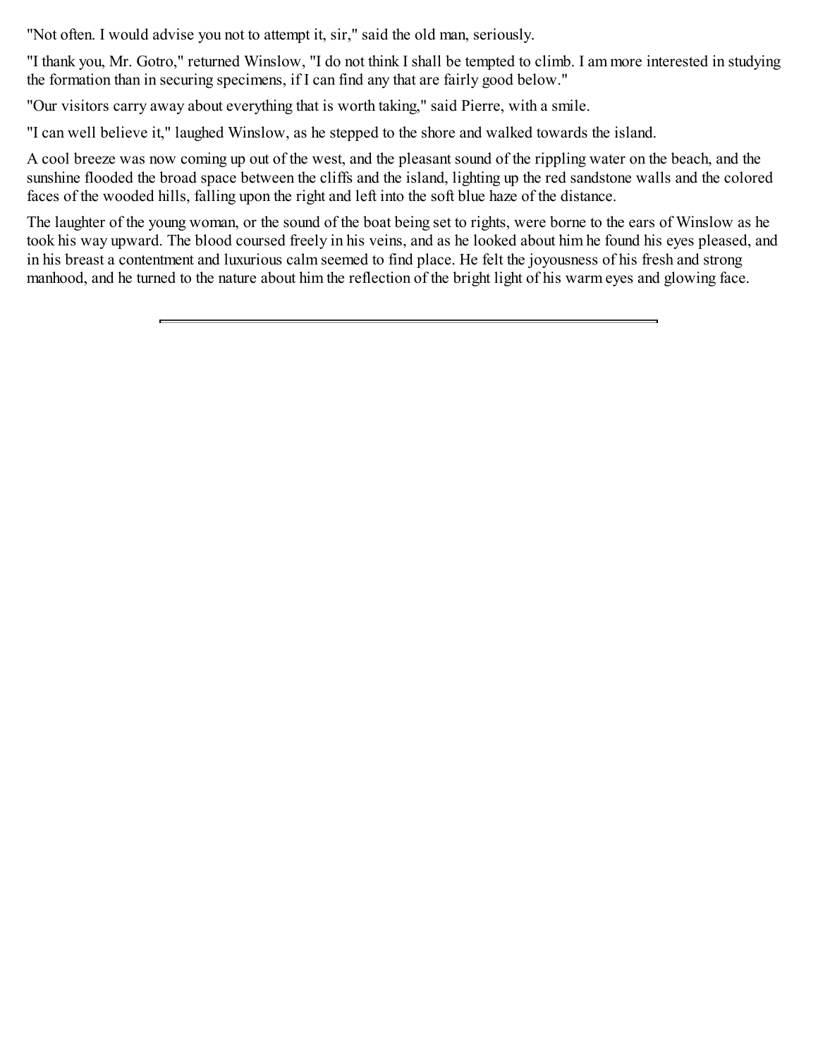"Not often. I would advise you not to attempt it, sir," said the old man, seriously.

"I thank you, Mr. Gotro," returned Winslow, "I do not think I shall be tempted to climb. I am more interested in studying the formation than in securing specimens, if I can find any that are fairly good below."

"Our visitors carry away about everything that is worth taking," said Pierre, with a smile.

"I can well believe it," laughed Winslow, as he stepped to the shore and walked towards the island.

A cool breeze was now coming up out of the west, and the pleasant sound of the rippling water on the beach, and the sunshine flooded the broad space between the cliffs and the island, lighting up the red sandstone walls and the colored faces of the wooded hills, falling upon the right and left into the soft blue haze of the distance.

The laughter of the young woman, or the sound of the boat being set to rights, were borne to the ears of Winslow as he took his way upward. The blood coursed freely in his veins, and as he looked about him he found his eyes pleased, and in his breast a contentment and luxurious calm seemed to find place. He felt the joyousness of his fresh and strong manhood, and he turned to the nature about him the reflection of the bright light of his warm eyes and glowing face.

---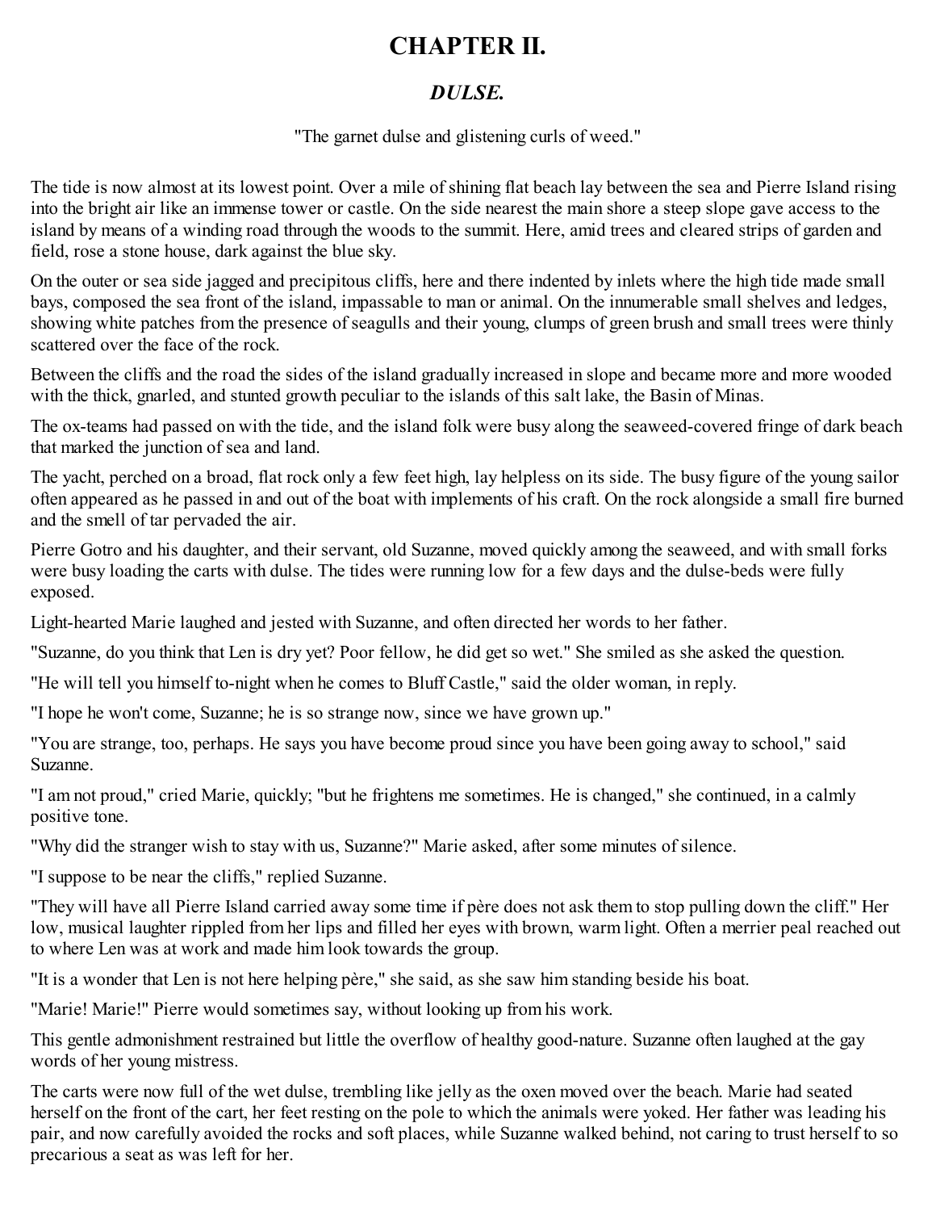# CHAPTER II.

## *DULSE.*

"The garnet dulse and glistening curls of weed."

The tide is now almost at its lowest point. Over a mile of shining flat beach lay between the sea and Pierre Island rising into the bright air like an immense tower or castle. On the side nearest the main shore a steep slope gave access to the island by means of a winding road through the woods to the summit. Here, amid trees and cleared strips of garden and field, rose a stone house, dark against the blue sky.

On the outer or sea side jagged and precipitous cliffs, here and there indented by inlets where the high tide made small bays, composed the sea front of the island, impassable to man or animal. On the innumerable small shelves and ledges, showing white patches from the presence of seagulls and their young, clumps of green brush and small trees were thinly scattered over the face of the rock.

Between the cliffs and the road the sides of the island gradually increased in slope and became more and more wooded with the thick, gnarled, and stunted growth peculiar to the islands of this salt lake, the Basin of Minas.

The ox-teams had passed on with the tide, and the island folk were busy along the seaweed-covered fringe of dark beach that marked the junction of sea and land.

The yacht, perched on a broad, flat rock only a few feet high, lay helpless on its side. The busy figure of the young sailor often appeared as he passed in and out of the boat with implements of his craft. On the rock alongside a small fire burned and the smell of tar pervaded the air.

Pierre Gotro and his daughter, and their servant, old Suzanne, moved quickly among the seaweed, and with small forks were busy loading the carts with dulse. The tides were running low for a few days and the dulse-beds were fully exposed.

Light-hearted Marie laughed and jested with Suzanne, and often directed her words to her father.

"Suzanne, do you think that Len is dry yet? Poor fellow, he did get so wet." She smiled as she asked the question.

"He will tell you himself to-night when he comes to Bluff Castle," said the older woman, in reply.

"I hope he won't come, Suzanne; he is so strange now, since we have grown up."

"You are strange, too, perhaps. He says you have become proud since you have been going away to school," said Suzanne.

"I am not proud," cried Marie, quickly; "but he frightens me sometimes. He is changed," she continued, in a calmly positive tone.

"Why did the stranger wish to stay with us, Suzanne?" Marie asked, after some minutes of silence.

"I suppose to be near the cliffs," replied Suzanne.

"They will have all Pierre Island carried away some time if père does not ask them to stop pulling down the cliff." Her low, musical laughter rippled from her lips and filled her eyes with brown, warm light. Often a merrier peal reached out to where Len was at work and made him look towards the group.

"It is a wonder that Len is not here helping père," she said, as she saw him standing beside his boat.

"Marie! Marie!" Pierre would sometimes say, without looking up from his work.

This gentle admonishment restrained but little the overflow of healthy good-nature. Suzanne often laughed at the gay words of her young mistress.

The carts were now full of the wet dulse, trembling like jelly as the oxen moved over the beach. Marie had seated herself on the front of the cart, her feet resting on the pole to which the animals were yoked. Her father was leading his pair, and now carefully avoided the rocks and soft places, while Suzanne walked behind, not caring to trust herself to so precarious a seat as was left for her.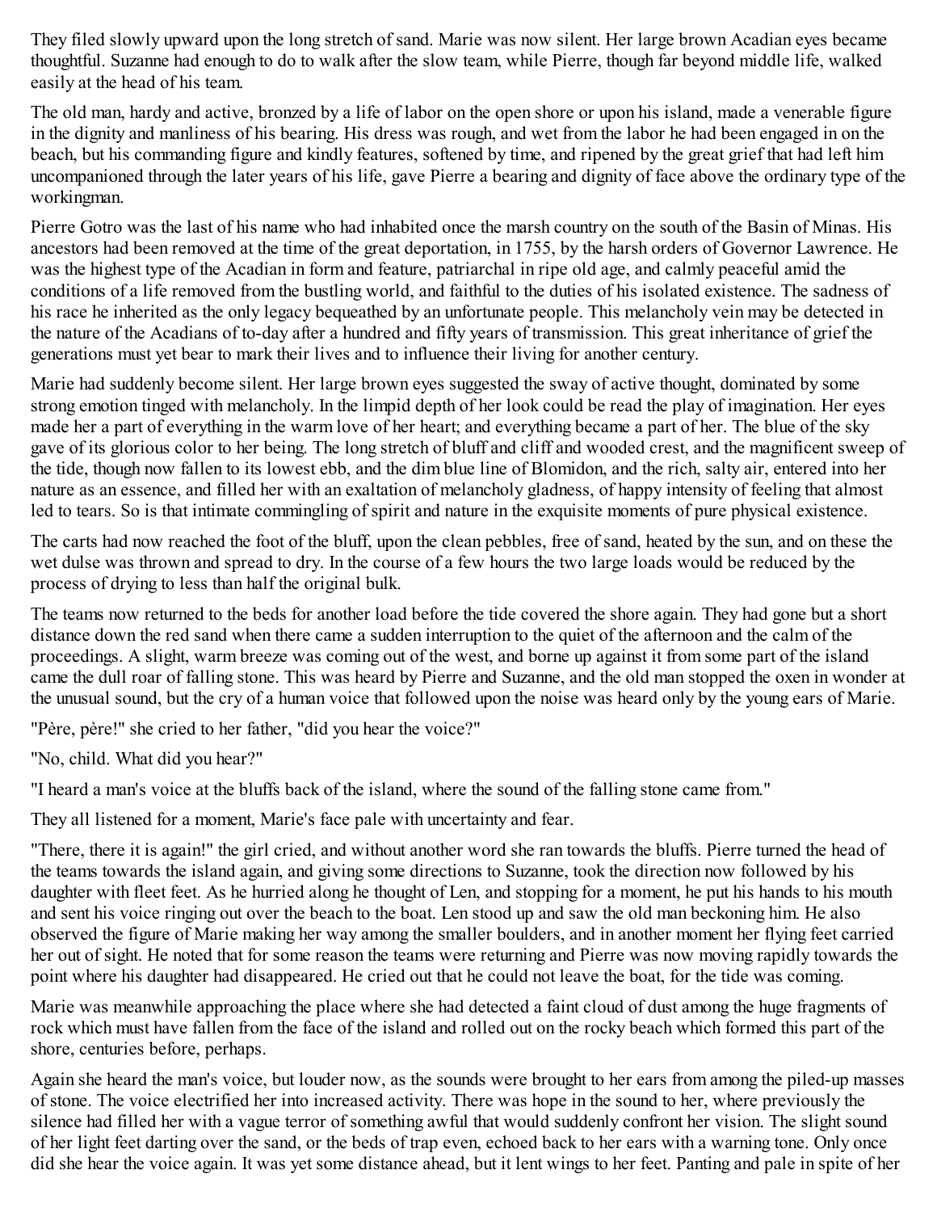They filed slowly upward upon the long stretch of sand. Marie was now silent. Her large brown Acadian eyes became thoughtful. Suzanne had enough to do to walk after the slow team, while Pierre, though far beyond middle life, walked easily at the head of his team.

The old man, hardy and active, bronzed by a life of labor on the open shore or upon his island, made a venerable figure in the dignity and manliness of his bearing. His dress was rough, and wet from the labor he had been engaged in on the beach, but his commanding figure and kindly features, softened by time, and ripened by the great grief that had left him uncompanioned through the later years of his life, gave Pierre a bearing and dignity of face above the ordinary type of the workingman.

Pierre Gotro was the last of his name who had inhabited once the marsh country on the south of the Basin of Minas. His ancestors had been removed at the time of the great deportation, in 1755, by the harsh orders of Governor Lawrence. He was the highest type of the Acadian in form and feature, patriarchal in ripe old age, and calmly peaceful amid the conditions of a life removed from the bustling world, and faithful to the duties of his isolated existence. The sadness of his race he inherited as the only legacy bequeathed by an unfortunate people. This melancholy vein may be detected in the nature of the Acadians of to-day after a hundred and fifty years of transmission. This great inheritance of grief the generations must yet bear to mark their lives and to influence their living for another century.

Marie had suddenly become silent. Her large brown eyes suggested the sway of active thought, dominated by some strong emotion tinged with melancholy. In the limpid depth of her look could be read the play of imagination. Her eyes made her a part of everything in the warm love of her heart; and everything became a part of her. The blue of the sky gave of its glorious color to her being. The long stretch of bluff and cliff and wooded crest, and the magnificent sweep of the tide, though now fallen to its lowest ebb, and the dim blue line of Blomidon, and the rich, salty air, entered into her nature as an essence, and filled her with an exaltation of melancholy gladness, of happy intensity of feeling that almost led to tears. So is that intimate commingling of spirit and nature in the exquisite moments of pure physical existence.

The carts had now reached the foot of the bluff, upon the clean pebbles, free of sand, heated by the sun, and on these the wet dulse was thrown and spread to dry. In the course of a few hours the two large loads would be reduced by the process of drying to less than half the original bulk.

The teams now returned to the beds for another load before the tide covered the shore again. They had gone but a short distance down the red sand when there came a sudden interruption to the quiet of the afternoon and the calm of the proceedings. A slight, warm breeze was coming out of the west, and borne up against it from some part of the island came the dull roar of falling stone. This was heard by Pierre and Suzanne, and the old man stopped the oxen in wonder at the unusual sound, but the cry of a human voice that followed upon the noise was heard only by the young ears of Marie.

"Père, père!" she cried to her father, "did you hear the voice?"

"No, child. What did you hear?"

"I heard a man's voice at the bluffs back of the island, where the sound of the falling stone came from."

They all listened for a moment, Marie's face pale with uncertainty and fear.

"There, there it is again!" the girl cried, and without another word she ran towards the bluffs. Pierre turned the head of the teams towards the island again, and giving some directions to Suzanne, took the direction now followed by his daughter with fleet feet. As he hurried along he thought of Len, and stopping for a moment, he put his hands to his mouth and sent his voice ringing out over the beach to the boat. Len stood up and saw the old man beckoning him. He also observed the figure of Marie making her way among the smaller boulders, and in another moment her flying feet carried her out of sight. He noted that for some reason the teams were returning and Pierre was now moving rapidly towards the point where his daughter had disappeared. He cried out that he could not leave the boat, for the tide was coming.

Marie was meanwhile approaching the place where she had detected a faint cloud of dust among the huge fragments of rock which must have fallen from the face of the island and rolled out on the rocky beach which formed this part of the shore, centuries before, perhaps.

Again she heard the man's voice, but louder now, as the sounds were brought to her ears from among the piled-up masses of stone. The voice electrified her into increased activity. There was hope in the sound to her, where previously the silence had filled her with a vague terror of something awful that would suddenly confront her vision. The slight sound of her light feet darting over the sand, or the beds of trap even, echoed back to her ears with a warning tone. Only once did she hear the voice again. It was yet some distance ahead, but it lent wings to her feet. Panting and pale in spite of her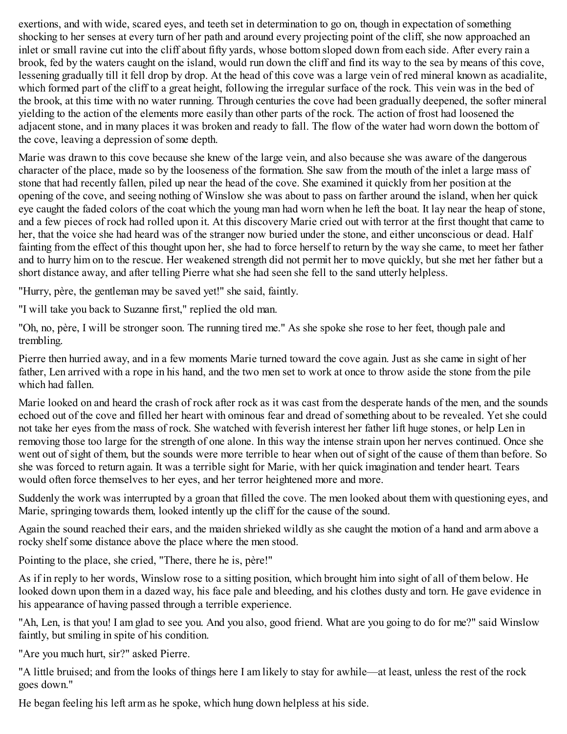exertions, and with wide, scared eyes, and teeth set in determination to go on, though in expectation of something shocking to her senses at every turn of her path and around every projecting point of the cliff, she now approached an inlet or small ravine cut into the cliff about fifty yards, whose bottom sloped down from each side. After every rain a brook, fed by the waters caught on the island, would run down the cliff and find its way to the sea by means of this cove, lessening gradually till it fell drop by drop. At the head of this cove was a large vein of red mineral known as acadialite, which formed part of the cliff to a great height, following the irregular surface of the rock. This vein was in the bed of the brook, at this time with no water running. Through centuries the cove had been gradually deepened, the softer mineral yielding to the action of the elements more easily than other parts of the rock. The action of frost had loosened the adjacent stone, and in many places it was broken and ready to fall. The flow of the water had worn down the bottom of the cove, leaving a depression of some depth.

Marie was drawn to this cove because she knew of the large vein, and also because she was aware of the dangerous character of the place, made so by the looseness of the formation. She saw from the mouth of the inlet a large mass of stone that had recently fallen, piled up near the head of the cove. She examined it quickly from her position at the opening of the cove, and seeing nothing of Winslow she was about to pass on farther around the island, when her quick eye caught the faded colors of the coat which the young man had worn when he left the boat. It lay near the heap of stone, and a few pieces of rock had rolled upon it. At this discovery Marie cried out with terror at the first thought that came to her, that the voice she had heard was of the stranger now buried under the stone, and either unconscious or dead. Half fainting from the effect of this thought upon her, she had to force herself to return by the way she came, to meet her father and to hurry him on to the rescue. Her weakened strength did not permit her to move quickly, but she met her father but a short distance away, and after telling Pierre what she had seen she fell to the sand utterly helpless.

"Hurry, père, the gentleman may be saved yet!" she said, faintly.

"I will take you back to Suzanne first," replied the old man.

"Oh, no, père, I will be stronger soon. The running tired me." As she spoke she rose to her feet, though pale and trembling.

Pierre then hurried away, and in a few moments Marie turned toward the cove again. Just as she came in sight of her father, Len arrived with a rope in his hand, and the two men set to work at once to throw aside the stone from the pile which had fallen.

Marie looked on and heard the crash of rock after rock as it was cast from the desperate hands of the men, and the sounds echoed out of the cove and filled her heart with ominous fear and dread of something about to be revealed. Yet she could not take her eyes from the mass of rock. She watched with feverish interest her father lift huge stones, or help Len in removing those too large for the strength of one alone. In this way the intense strain upon her nerves continued. Once she went out of sight of them, but the sounds were more terrible to hear when out of sight of the cause of them than before. So she was forced to return again. It was a terrible sight for Marie, with her quick imagination and tender heart. Tears would often force themselves to her eyes, and her terror heightened more and more.

Suddenly the work was interrupted by a groan that filled the cove. The men looked about them with questioning eyes, and Marie, springing towards them, looked intently up the cliff for the cause of the sound.

Again the sound reached their ears, and the maiden shrieked wildly as she caught the motion of a hand and arm above a rocky shelf some distance above the place where the men stood.

Pointing to the place, she cried, "There, there he is, père!"

As if in reply to her words, Winslow rose to a sitting position, which brought him into sight of all of them below. He looked down upon them in a dazed way, his face pale and bleeding, and his clothes dusty and torn. He gave evidence in his appearance of having passed through a terrible experience.

"Ah, Len, is that you! I am glad to see you. And you also, good friend. What are you going to do for me?" said Winslow faintly, but smiling in spite of his condition.

"Are you much hurt, sir?" asked Pierre.

"A little bruised; and from the looks of things here I am likely to stay for awhile—at least, unless the rest of the rock goes down."

He began feeling his left arm as he spoke, which hung down helpless at his side.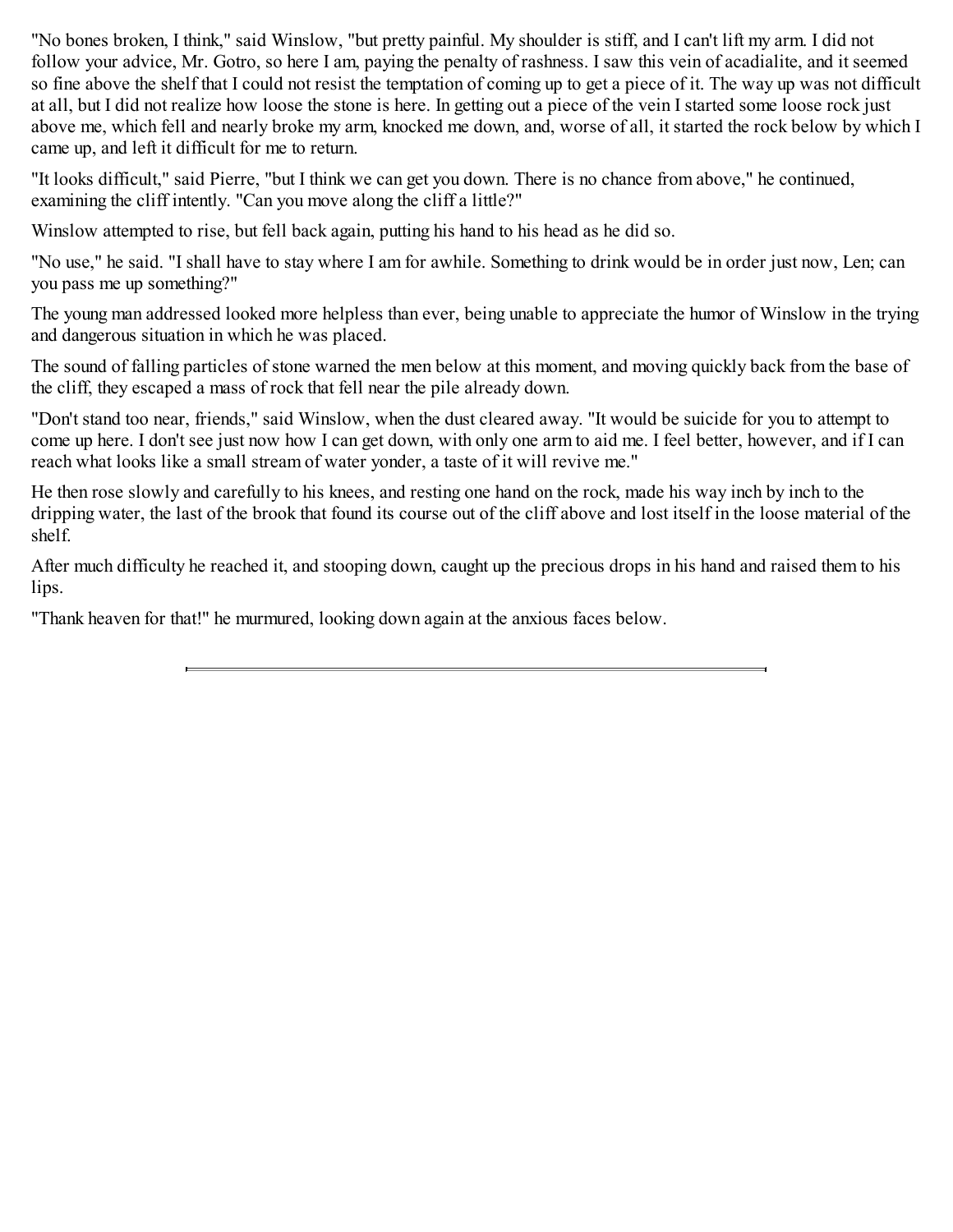"No bones broken, I think," said Winslow, "but pretty painful. My shoulder is stiff, and I can't lift my arm. I did not follow your advice, Mr. Gotro, so here I am, paying the penalty of rashness. I saw this vein of acadialite, and it seemed so fine above the shelf that I could not resist the temptation of coming up to get a piece of it. The way up was not difficult at all, but I did not realize how loose the stone is here. In getting out a piece of the vein I started some loose rock just above me, which fell and nearly broke my arm, knocked me down, and, worse of all, it started the rock below by which I came up, and left it difficult for me to return.

"It looks difficult," said Pierre, "but I think we can get you down. There is no chance from above," he continued, examining the cliff intently. "Can you move along the cliff a little?"

Winslow attempted to rise, but fell back again, putting his hand to his head as he did so.

"No use," he said. "I shall have to stay where I am for awhile. Something to drink would be in order just now, Len; can you pass me up something?"

The young man addressed looked more helpless than ever, being unable to appreciate the humor of Winslow in the trying and dangerous situation in which he was placed.

The sound of falling particles of stone warned the men below at this moment, and moving quickly back from the base of the cliff, they escaped a mass of rock that fell near the pile already down.

"Don't stand too near, friends," said Winslow, when the dust cleared away. "It would be suicide for you to attempt to come up here. I don't see just now how I can get down, with only one arm to aid me. I feel better, however, and if I can reach what looks like a small stream of water yonder, a taste of it will revive me."

He then rose slowly and carefully to his knees, and resting one hand on the rock, made his way inch by inch to the dripping water, the last of the brook that found its course out of the cliff above and lost itself in the loose material of the shelf.

After much difficulty he reached it, and stooping down, caught up the precious drops in his hand and raised them to his lips.

"Thank heaven for that!" he murmured, looking down again at the anxious faces below.

---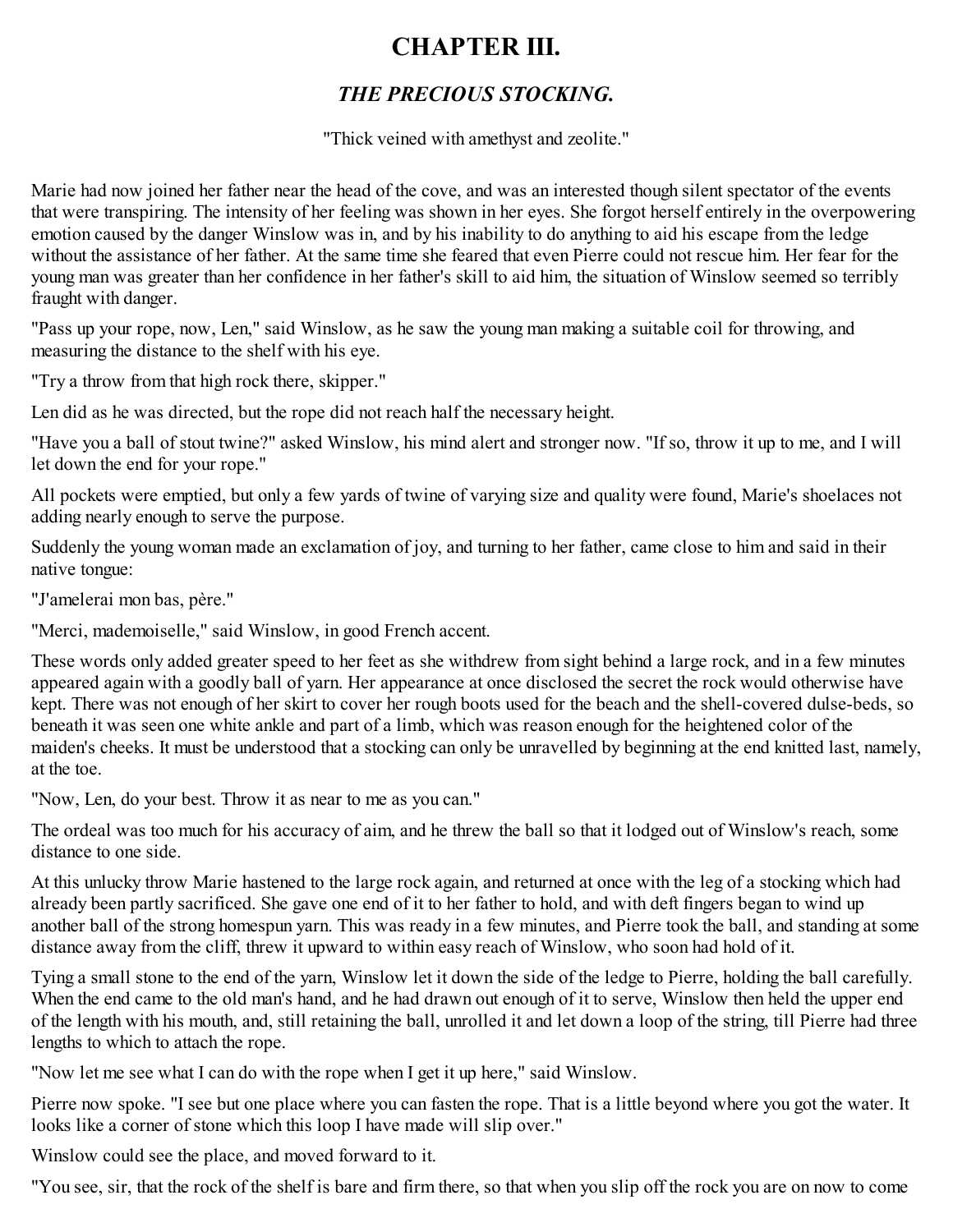# CHAPTER III.

## *THE PRECIOUS STOCKING.*

"Thick veined with amethyst and zeolite."

Marie had now joined her father near the head of the cove, and was an interested though silent spectator of the events that were transpiring. The intensity of her feeling was shown in her eyes. She forgot herself entirely in the overpowering emotion caused by the danger Winslow was in, and by his inability to do anything to aid his escape from the ledge without the assistance of her father. At the same time she feared that even Pierre could not rescue him. Her fear for the young man was greater than her confidence in her father's skill to aid him, the situation of Winslow seemed so terribly fraught with danger.

"Pass up your rope, now, Len," said Winslow, as he saw the young man making a suitable coil for throwing, and measuring the distance to the shelf with his eye.

"Try a throw from that high rock there, skipper."

Len did as he was directed, but the rope did not reach half the necessary height.

"Have you a ball of stout twine?" asked Winslow, his mind alert and stronger now. "If so, throw it up to me, and I will let down the end for your rope."

All pockets were emptied, but only a few yards of twine of varying size and quality were found, Marie's shoelaces not adding nearly enough to serve the purpose.

Suddenly the young woman made an exclamation of joy, and turning to her father, came close to him and said in their native tongue:

"J'amelerai mon bas, père."

"Merci, mademoiselle," said Winslow, in good French accent.

These words only added greater speed to her feet as she withdrew from sight behind a large rock, and in a few minutes appeared again with a goodly ball of yarn. Her appearance at once disclosed the secret the rock would otherwise have kept. There was not enough of her skirt to cover her rough boots used for the beach and the shell-covered dulse-beds, so beneath it was seen one white ankle and part of a limb, which was reason enough for the heightened color of the maiden's cheeks. It must be understood that a stocking can only be unravelled by beginning at the end knitted last, namely, at the toe.

"Now, Len, do your best. Throw it as near to me as you can."

The ordeal was too much for his accuracy of aim, and he threw the ball so that it lodged out of Winslow's reach, some distance to one side.

At this unlucky throw Marie hastened to the large rock again, and returned at once with the leg of a stocking which had already been partly sacrificed. She gave one end of it to her father to hold, and with deft fingers began to wind up another ball of the strong homespun yarn. This was ready in a few minutes, and Pierre took the ball, and standing at some distance away from the cliff, threw it upward to within easy reach of Winslow, who soon had hold of it.

Tying a small stone to the end of the yarn, Winslow let it down the side of the ledge to Pierre, holding the ball carefully. When the end came to the old man's hand, and he had drawn out enough of it to serve, Winslow then held the upper end of the length with his mouth, and, still retaining the ball, unrolled it and let down a loop of the string, till Pierre had three lengths to which to attach the rope.

"Now let me see what I can do with the rope when I get it up here," said Winslow.

Pierre now spoke. "I see but one place where you can fasten the rope. That is a little beyond where you got the water. It looks like a corner of stone which this loop I have made will slip over."

Winslow could see the place, and moved forward to it.

"You see, sir, that the rock of the shelf is bare and firm there, so that when you slip off the rock you are on now to come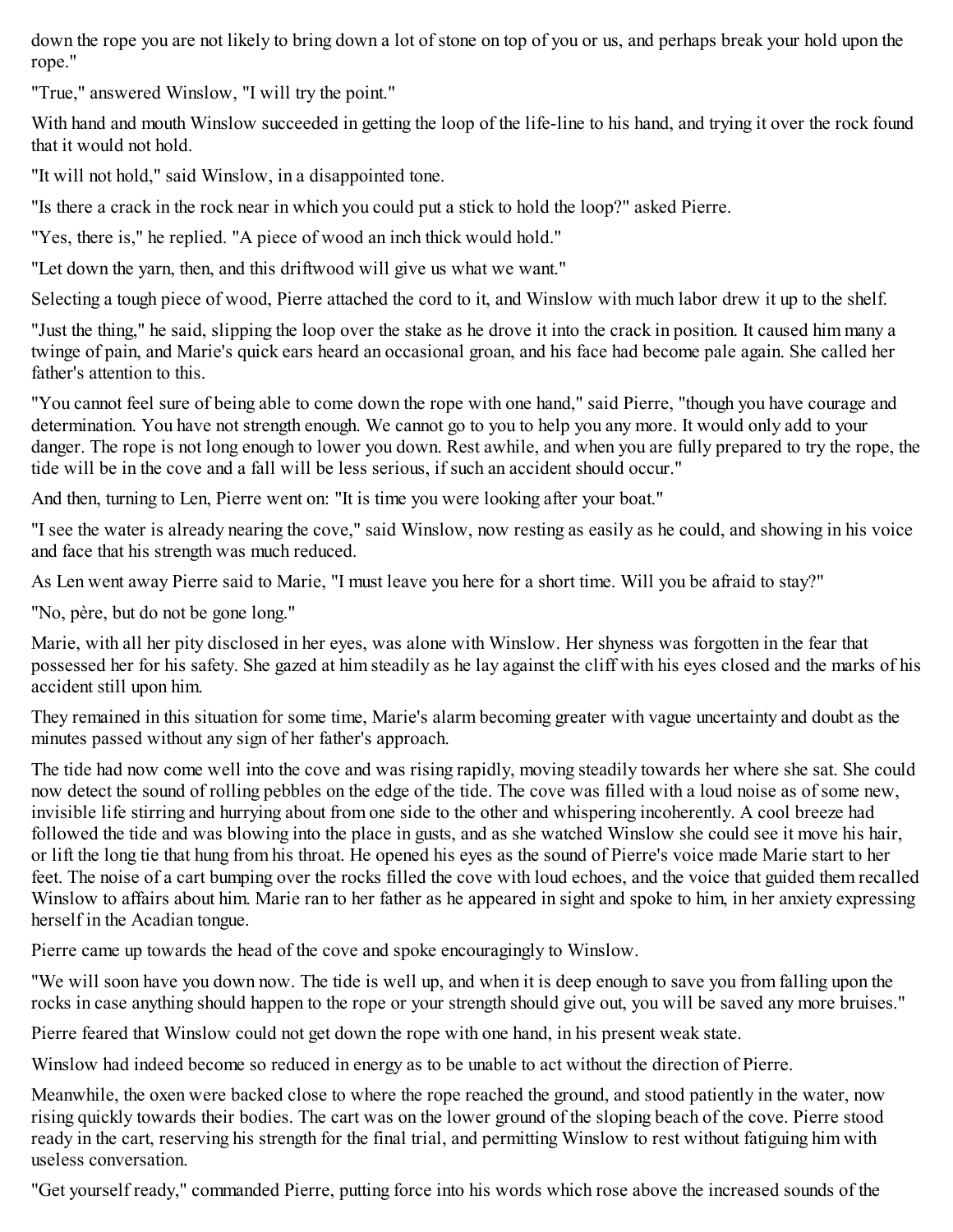down the rope you are not likely to bring down a lot of stone on top of you or us, and perhaps break your hold upon the rope."

"True," answered Winslow, "I will try the point."

With hand and mouth Winslow succeeded in getting the loop of the life-line to his hand, and trying it over the rock found that it would not hold.

"It will not hold," said Winslow, in a disappointed tone.

"Is there a crack in the rock near in which you could put a stick to hold the loop?" asked Pierre.

"Yes, there is," he replied. "A piece of wood an inch thick would hold."

"Let down the yarn, then, and this driftwood will give us what we want."

Selecting a tough piece of wood, Pierre attached the cord to it, and Winslow with much labor drew it up to the shelf.

"Just the thing," he said, slipping the loop over the stake as he drove it into the crack in position. It caused him many a twinge of pain, and Marie's quick ears heard an occasional groan, and his face had become pale again. She called her father's attention to this.

"You cannot feel sure of being able to come down the rope with one hand," said Pierre, "though you have courage and determination. You have not strength enough. We cannot go to you to help you any more. It would only add to your danger. The rope is not long enough to lower you down. Rest awhile, and when you are fully prepared to try the rope, the tide will be in the cove and a fall will be less serious, if such an accident should occur."

And then, turning to Len, Pierre went on: "It is time you were looking after your boat."

"I see the water is already nearing the cove," said Winslow, now resting as easily as he could, and showing in his voice and face that his strength was much reduced.

As Len went away Pierre said to Marie, "I must leave you here for a short time. Will you be afraid to stay?"

"No, père, but do not be gone long."

Marie, with all her pity disclosed in her eyes, was alone with Winslow. Her shyness was forgotten in the fear that possessed her for his safety. She gazed at him steadily as he lay against the cliff with his eyes closed and the marks of his accident still upon him.

They remained in this situation for some time, Marie's alarm becoming greater with vague uncertainty and doubt as the minutes passed without any sign of her father's approach.

The tide had now come well into the cove and was rising rapidly, moving steadily towards her where she sat. She could now detect the sound of rolling pebbles on the edge of the tide. The cove was filled with a loud noise as of some new, invisible life stirring and hurrying about from one side to the other and whispering incoherently. A cool breeze had followed the tide and was blowing into the place in gusts, and as she watched Winslow she could see it move his hair, or lift the long tie that hung from his throat. He opened his eyes as the sound of Pierre's voice made Marie start to her feet. The noise of a cart bumping over the rocks filled the cove with loud echoes, and the voice that guided them recalled Winslow to affairs about him. Marie ran to her father as he appeared in sight and spoke to him, in her anxiety expressing herself in the Acadian tongue.

Pierre came up towards the head of the cove and spoke encouragingly to Winslow.

"We will soon have you down now. The tide is well up, and when it is deep enough to save you from falling upon the rocks in case anything should happen to the rope or your strength should give out, you will be saved any more bruises."

Pierre feared that Winslow could not get down the rope with one hand, in his present weak state.

Winslow had indeed become so reduced in energy as to be unable to act without the direction of Pierre.

Meanwhile, the oxen were backed close to where the rope reached the ground, and stood patiently in the water, now rising quickly towards their bodies. The cart was on the lower ground of the sloping beach of the cove. Pierre stood ready in the cart, reserving his strength for the final trial, and permitting Winslow to rest without fatiguing him with useless conversation.

"Get yourself ready," commanded Pierre, putting force into his words which rose above the increased sounds of the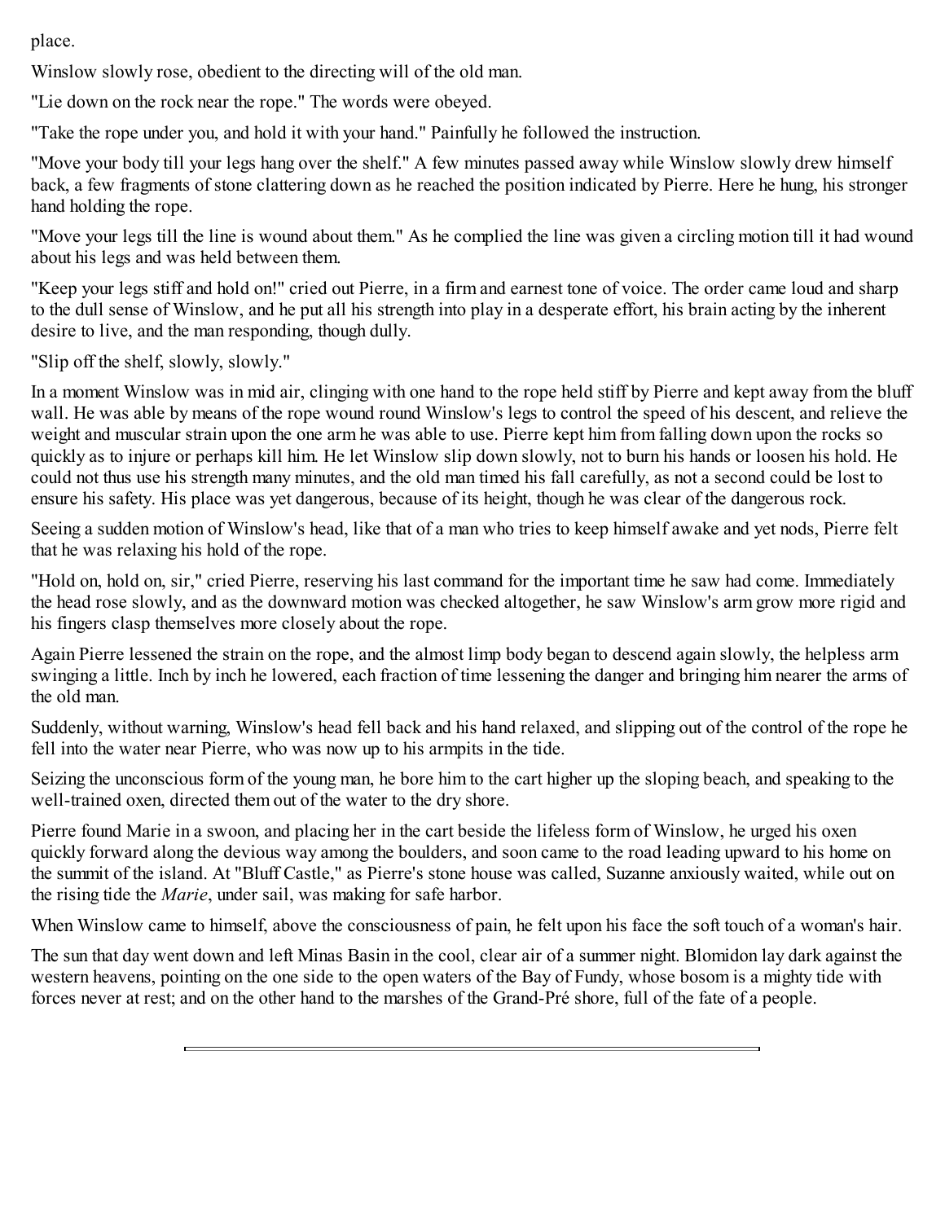place.

Winslow slowly rose, obedient to the directing will of the old man.

"Lie down on the rock near the rope." The words were obeyed.

"Take the rope under you, and hold it with your hand." Painfully he followed the instruction.

"Move your body till your legs hang over the shelf." A few minutes passed away while Winslow slowly drew himself back, a few fragments of stone clattering down as he reached the position indicated by Pierre. Here he hung, his stronger hand holding the rope.

"Move your legs till the line is wound about them." As he complied the line was given a circling motion till it had wound about his legs and was held between them.

"Keep your legs stiff and hold on!" cried out Pierre, in a firm and earnest tone of voice. The order came loud and sharp to the dull sense of Winslow, and he put all his strength into play in a desperate effort, his brain acting by the inherent desire to live, and the man responding, though dully.

"Slip off the shelf, slowly, slowly."

In a moment Winslow was in mid air, clinging with one hand to the rope held stiff by Pierre and kept away from the bluff wall. He was able by means of the rope wound round Winslow's legs to control the speed of his descent, and relieve the weight and muscular strain upon the one arm he was able to use. Pierre kept him from falling down upon the rocks so quickly as to injure or perhaps kill him. He let Winslow slip down slowly, not to burn his hands or loosen his hold. He could not thus use his strength many minutes, and the old man timed his fall carefully, as not a second could be lost to ensure his safety. His place was yet dangerous, because of its height, though he was clear of the dangerous rock.

Seeing a sudden motion of Winslow's head, like that of a man who tries to keep himself awake and yet nods, Pierre felt that he was relaxing his hold of the rope.

"Hold on, hold on, sir," cried Pierre, reserving his last command for the important time he saw had come. Immediately the head rose slowly, and as the downward motion was checked altogether, he saw Winslow's arm grow more rigid and his fingers clasp themselves more closely about the rope.

Again Pierre lessened the strain on the rope, and the almost limp body began to descend again slowly, the helpless arm swinging a little. Inch by inch he lowered, each fraction of time lessening the danger and bringing him nearer the arms of the old man.

Suddenly, without warning, Winslow's head fell back and his hand relaxed, and slipping out of the control of the rope he fell into the water near Pierre, who was now up to his armpits in the tide.

Seizing the unconscious form of the young man, he bore him to the cart higher up the sloping beach, and speaking to the well-trained oxen, directed them out of the water to the dry shore.

Pierre found Marie in a swoon, and placing her in the cart beside the lifeless form of Winslow, he urged his oxen quickly forward along the devious way among the boulders, and soon came to the road leading upward to his home on the summit of the island. At "Bluff Castle," as Pierre's stone house was called, Suzanne anxiously waited, while out on the rising tide the *Marie*, under sail, was making for safe harbor.

When Winslow came to himself, above the consciousness of pain, he felt upon his face the soft touch of a woman's hair.

The sun that day went down and left Minas Basin in the cool, clear air of a summer night. Blomidon lay dark against the western heavens, pointing on the one side to the open waters of the Bay of Fundy, whose bosom is a mighty tide with forces never at rest; and on the other hand to the marshes of the Grand-Pré shore, full of the fate of a people.

---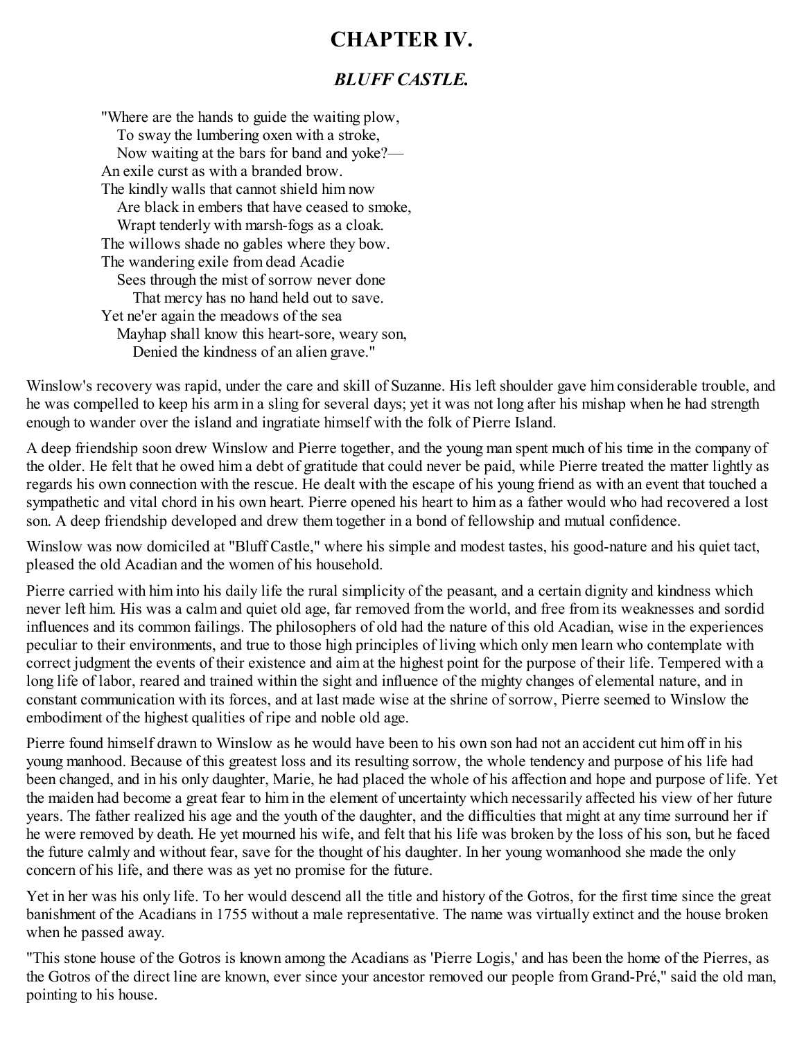# CHAPTER IV.

## *BLUFF CASTLE.*

> "Where are the hands to guide the waiting plow,
> To sway the lumbering oxen with a stroke,
> Now waiting at the bars for band and yoke?—
> An exile curst as with a branded brow.
> The kindly walls that cannot shield him now
> Are black in embers that have ceased to smoke,
> Wrapt tenderly with marsh-fogs as a cloak.
> The willows shade no gables where they bow.
> The wandering exile from dead Acadie
> Sees through the mist of sorrow never done
> That mercy has no hand held out to save.
> Yet ne'er again the meadows of the sea
> Mayhap shall know this heart-sore, weary son,
> Denied the kindness of an alien grave."

Winslow's recovery was rapid, under the care and skill of Suzanne. His left shoulder gave him considerable trouble, and he was compelled to keep his arm in a sling for several days; yet it was not long after his mishap when he had strength enough to wander over the island and ingratiate himself with the folk of Pierre Island.

A deep friendship soon drew Winslow and Pierre together, and the young man spent much of his time in the company of the older. He felt that he owed him a debt of gratitude that could never be paid, while Pierre treated the matter lightly as regards his own connection with the rescue. He dealt with the escape of his young friend as with an event that touched a sympathetic and vital chord in his own heart. Pierre opened his heart to him as a father would who had recovered a lost son. A deep friendship developed and drew them together in a bond of fellowship and mutual confidence.

Winslow was now domiciled at "Bluff Castle," where his simple and modest tastes, his good-nature and his quiet tact, pleased the old Acadian and the women of his household.

Pierre carried with him into his daily life the rural simplicity of the peasant, and a certain dignity and kindness which never left him. His was a calm and quiet old age, far removed from the world, and free from its weaknesses and sordid influences and its common failings. The philosophers of old had the nature of this old Acadian, wise in the experiences peculiar to their environments, and true to those high principles of living which only men learn who contemplate with correct judgment the events of their existence and aim at the highest point for the purpose of their life. Tempered with a long life of labor, reared and trained within the sight and influence of the mighty changes of elemental nature, and in constant communication with its forces, and at last made wise at the shrine of sorrow, Pierre seemed to Winslow the embodiment of the highest qualities of ripe and noble old age.

Pierre found himself drawn to Winslow as he would have been to his own son had not an accident cut him off in his young manhood. Because of this greatest loss and its resulting sorrow, the whole tendency and purpose of his life had been changed, and in his only daughter, Marie, he had placed the whole of his affection and hope and purpose of life. Yet the maiden had become a great fear to him in the element of uncertainty which necessarily affected his view of her future years. The father realized his age and the youth of the daughter, and the difficulties that might at any time surround her if he were removed by death. He yet mourned his wife, and felt that his life was broken by the loss of his son, but he faced the future calmly and without fear, save for the thought of his daughter. In her young womanhood she made the only concern of his life, and there was as yet no promise for the future.

Yet in her was his only life. To her would descend all the title and history of the Gotros, for the first time since the great banishment of the Acadians in 1755 without a male representative. The name was virtually extinct and the house broken when he passed away.

"This stone house of the Gotros is known among the Acadians as 'Pierre Logis,' and has been the home of the Pierres, as the Gotros of the direct line are known, ever since your ancestor removed our people from Grand-Pré," said the old man, pointing to his house.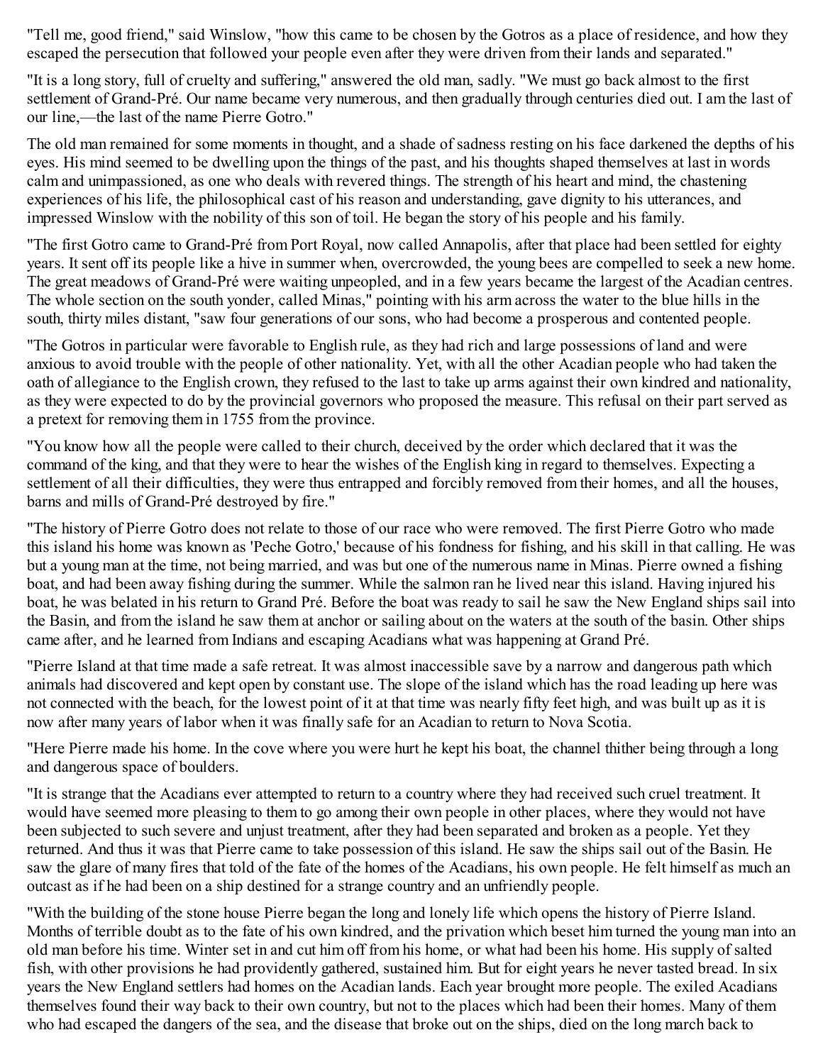"Tell me, good friend," said Winslow, "how this came to be chosen by the Gotros as a place of residence, and how they escaped the persecution that followed your people even after they were driven from their lands and separated."

"It is a long story, full of cruelty and suffering," answered the old man, sadly. "We must go back almost to the first settlement of Grand-Pré. Our name became very numerous, and then gradually through centuries died out. I am the last of our line,—the last of the name Pierre Gotro."

The old man remained for some moments in thought, and a shade of sadness resting on his face darkened the depths of his eyes. His mind seemed to be dwelling upon the things of the past, and his thoughts shaped themselves at last in words calm and unimpassioned, as one who deals with revered things. The strength of his heart and mind, the chastening experiences of his life, the philosophical cast of his reason and understanding, gave dignity to his utterances, and impressed Winslow with the nobility of this son of toil. He began the story of his people and his family.

"The first Gotro came to Grand-Pré from Port Royal, now called Annapolis, after that place had been settled for eighty years. It sent off its people like a hive in summer when, overcrowded, the young bees are compelled to seek a new home. The great meadows of Grand-Pré were waiting unpeopled, and in a few years became the largest of the Acadian centres. The whole section on the south yonder, called Minas," pointing with his arm across the water to the blue hills in the south, thirty miles distant, "saw four generations of our sons, who had become a prosperous and contented people.

"The Gotros in particular were favorable to English rule, as they had rich and large possessions of land and were anxious to avoid trouble with the people of other nationality. Yet, with all the other Acadian people who had taken the oath of allegiance to the English crown, they refused to the last to take up arms against their own kindred and nationality, as they were expected to do by the provincial governors who proposed the measure. This refusal on their part served as a pretext for removing them in 1755 from the province.

"You know how all the people were called to their church, deceived by the order which declared that it was the command of the king, and that they were to hear the wishes of the English king in regard to themselves. Expecting a settlement of all their difficulties, they were thus entrapped and forcibly removed from their homes, and all the houses, barns and mills of Grand-Pré destroyed by fire."

"The history of Pierre Gotro does not relate to those of our race who were removed. The first Pierre Gotro who made this island his home was known as 'Peche Gotro,' because of his fondness for fishing, and his skill in that calling. He was but a young man at the time, not being married, and was but one of the numerous name in Minas. Pierre owned a fishing boat, and had been away fishing during the summer. While the salmon ran he lived near this island. Having injured his boat, he was belated in his return to Grand Pré. Before the boat was ready to sail he saw the New England ships sail into the Basin, and from the island he saw them at anchor or sailing about on the waters at the south of the basin. Other ships came after, and he learned from Indians and escaping Acadians what was happening at Grand Pré.

"Pierre Island at that time made a safe retreat. It was almost inaccessible save by a narrow and dangerous path which animals had discovered and kept open by constant use. The slope of the island which has the road leading up here was not connected with the beach, for the lowest point of it at that time was nearly fifty feet high, and was built up as it is now after many years of labor when it was finally safe for an Acadian to return to Nova Scotia.

"Here Pierre made his home. In the cove where you were hurt he kept his boat, the channel thither being through a long and dangerous space of boulders.

"It is strange that the Acadians ever attempted to return to a country where they had received such cruel treatment. It would have seemed more pleasing to them to go among their own people in other places, where they would not have been subjected to such severe and unjust treatment, after they had been separated and broken as a people. Yet they returned. And thus it was that Pierre came to take possession of this island. He saw the ships sail out of the Basin. He saw the glare of many fires that told of the fate of the homes of the Acadians, his own people. He felt himself as much an outcast as if he had been on a ship destined for a strange country and an unfriendly people.

"With the building of the stone house Pierre began the long and lonely life which opens the history of Pierre Island. Months of terrible doubt as to the fate of his own kindred, and the privation which beset him turned the young man into an old man before his time. Winter set in and cut him off from his home, or what had been his home. His supply of salted fish, with other provisions he had providently gathered, sustained him. But for eight years he never tasted bread. In six years the New England settlers had homes on the Acadian lands. Each year brought more people. The exiled Acadians themselves found their way back to their own country, but not to the places which had been their homes. Many of them who had escaped the dangers of the sea, and the disease that broke out on the ships, died on the long march back to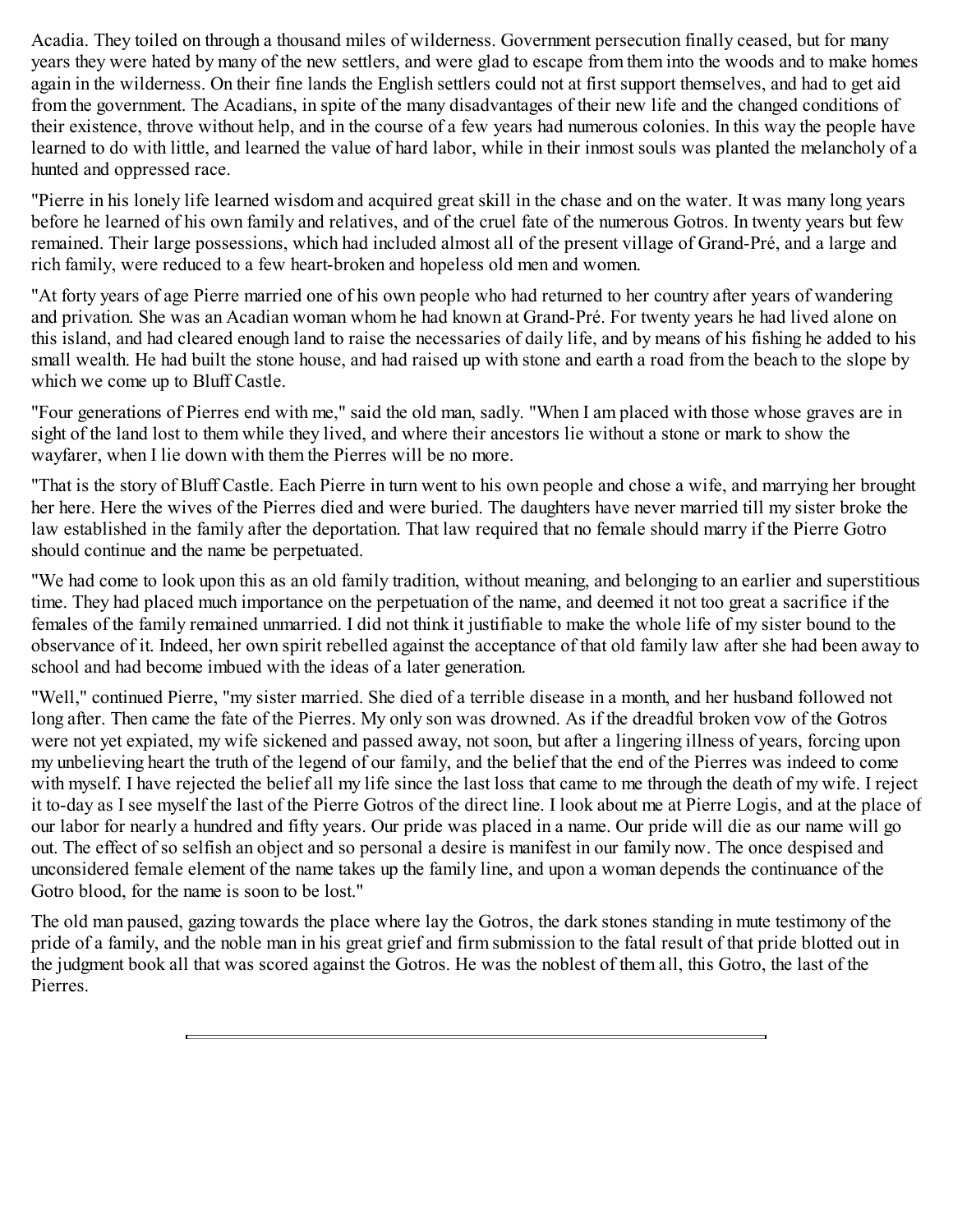Acadia. They toiled on through a thousand miles of wilderness. Government persecution finally ceased, but for many years they were hated by many of the new settlers, and were glad to escape from them into the woods and to make homes again in the wilderness. On their fine lands the English settlers could not at first support themselves, and had to get aid from the government. The Acadians, in spite of the many disadvantages of their new life and the changed conditions of their existence, throve without help, and in the course of a few years had numerous colonies. In this way the people have learned to do with little, and learned the value of hard labor, while in their inmost souls was planted the melancholy of a hunted and oppressed race.

"Pierre in his lonely life learned wisdom and acquired great skill in the chase and on the water. It was many long years before he learned of his own family and relatives, and of the cruel fate of the numerous Gotros. In twenty years but few remained. Their large possessions, which had included almost all of the present village of Grand-Pré, and a large and rich family, were reduced to a few heart-broken and hopeless old men and women.

"At forty years of age Pierre married one of his own people who had returned to her country after years of wandering and privation. She was an Acadian woman whom he had known at Grand-Pré. For twenty years he had lived alone on this island, and had cleared enough land to raise the necessaries of daily life, and by means of his fishing he added to his small wealth. He had built the stone house, and had raised up with stone and earth a road from the beach to the slope by which we come up to Bluff Castle.

"Four generations of Pierres end with me," said the old man, sadly. "When I am placed with those whose graves are in sight of the land lost to them while they lived, and where their ancestors lie without a stone or mark to show the wayfarer, when I lie down with them the Pierres will be no more.

"That is the story of Bluff Castle. Each Pierre in turn went to his own people and chose a wife, and marrying her brought her here. Here the wives of the Pierres died and were buried. The daughters have never married till my sister broke the law established in the family after the deportation. That law required that no female should marry if the Pierre Gotro should continue and the name be perpetuated.

"We had come to look upon this as an old family tradition, without meaning, and belonging to an earlier and superstitious time. They had placed much importance on the perpetuation of the name, and deemed it not too great a sacrifice if the females of the family remained unmarried. I did not think it justifiable to make the whole life of my sister bound to the observance of it. Indeed, her own spirit rebelled against the acceptance of that old family law after she had been away to school and had become imbued with the ideas of a later generation.

"Well," continued Pierre, "my sister married. She died of a terrible disease in a month, and her husband followed not long after. Then came the fate of the Pierres. My only son was drowned. As if the dreadful broken vow of the Gotros were not yet expiated, my wife sickened and passed away, not soon, but after a lingering illness of years, forcing upon my unbelieving heart the truth of the legend of our family, and the belief that the end of the Pierres was indeed to come with myself. I have rejected the belief all my life since the last loss that came to me through the death of my wife. I reject it to-day as I see myself the last of the Pierre Gotros of the direct line. I look about me at Pierre Logis, and at the place of our labor for nearly a hundred and fifty years. Our pride was placed in a name. Our pride will die as our name will go out. The effect of so selfish an object and so personal a desire is manifest in our family now. The once despised and unconsidered female element of the name takes up the family line, and upon a woman depends the continuance of the Gotro blood, for the name is soon to be lost."

The old man paused, gazing towards the place where lay the Gotros, the dark stones standing in mute testimony of the pride of a family, and the noble man in his great grief and firm submission to the fatal result of that pride blotted out in the judgment book all that was scored against the Gotros. He was the noblest of them all, this Gotro, the last of the Pierres.

---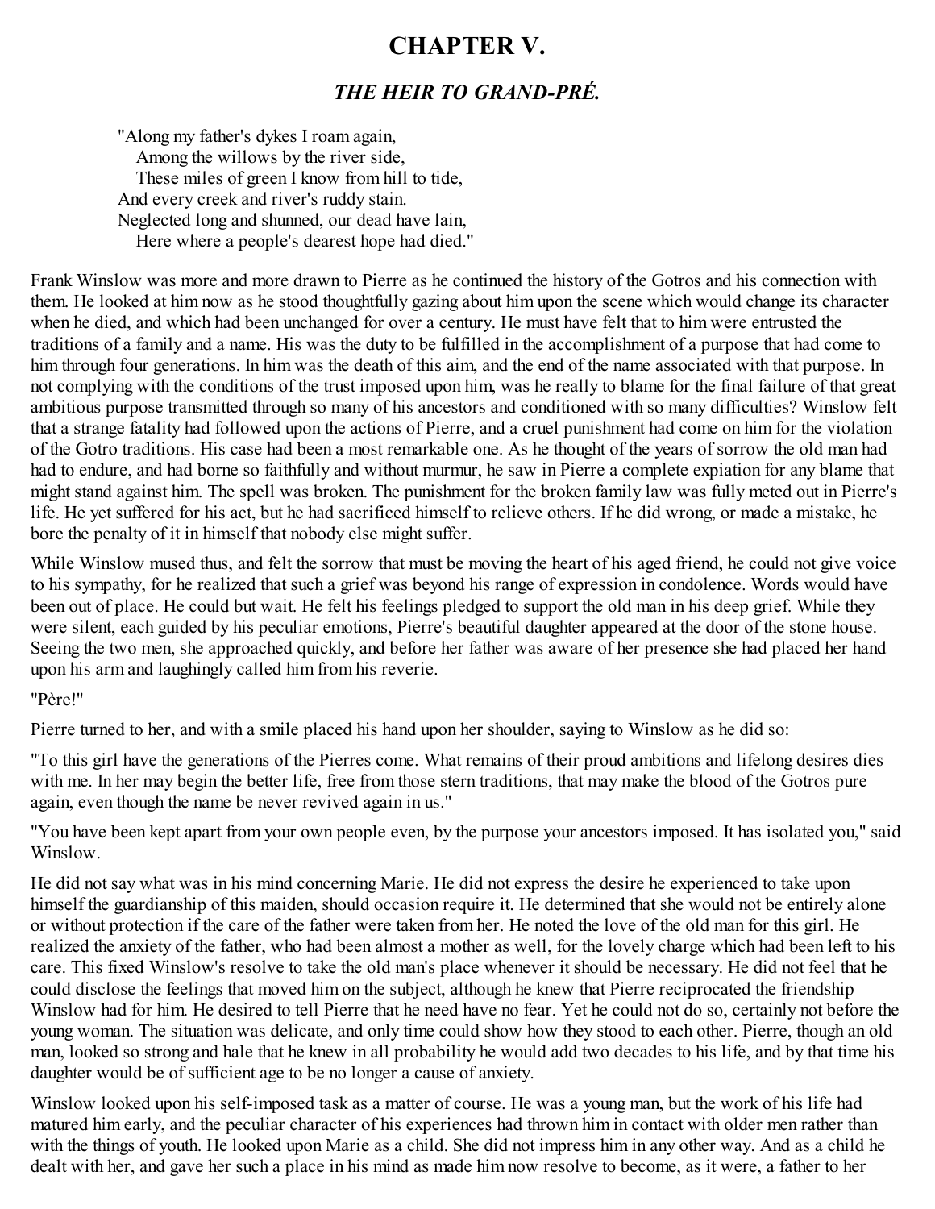# CHAPTER V.

## *THE HEIR TO GRAND-PRÉ.*

> "Along my father's dykes I roam again,
> Among the willows by the river side,
> These miles of green I know from hill to tide,
> And every creek and river's ruddy stain.
> Neglected long and shunned, our dead have lain,
> Here where a people's dearest hope had died."

Frank Winslow was more and more drawn to Pierre as he continued the history of the Gotros and his connection with them. He looked at him now as he stood thoughtfully gazing about him upon the scene which would change its character when he died, and which had been unchanged for over a century. He must have felt that to him were entrusted the traditions of a family and a name. His was the duty to be fulfilled in the accomplishment of a purpose that had come to him through four generations. In him was the death of this aim, and the end of the name associated with that purpose. In not complying with the conditions of the trust imposed upon him, was he really to blame for the final failure of that great ambitious purpose transmitted through so many of his ancestors and conditioned with so many difficulties? Winslow felt that a strange fatality had followed upon the actions of Pierre, and a cruel punishment had come on him for the violation of the Gotro traditions. His case had been a most remarkable one. As he thought of the years of sorrow the old man had had to endure, and had borne so faithfully and without murmur, he saw in Pierre a complete expiation for any blame that might stand against him. The spell was broken. The punishment for the broken family law was fully meted out in Pierre's life. He yet suffered for his act, but he had sacrificed himself to relieve others. If he did wrong, or made a mistake, he bore the penalty of it in himself that nobody else might suffer.

While Winslow mused thus, and felt the sorrow that must be moving the heart of his aged friend, he could not give voice to his sympathy, for he realized that such a grief was beyond his range of expression in condolence. Words would have been out of place. He could but wait. He felt his feelings pledged to support the old man in his deep grief. While they were silent, each guided by his peculiar emotions, Pierre's beautiful daughter appeared at the door of the stone house. Seeing the two men, she approached quickly, and before her father was aware of her presence she had placed her hand upon his arm and laughingly called him from his reverie.

"Père!"

Pierre turned to her, and with a smile placed his hand upon her shoulder, saying to Winslow as he did so:

"To this girl have the generations of the Pierres come. What remains of their proud ambitions and lifelong desires dies with me. In her may begin the better life, free from those stern traditions, that may make the blood of the Gotros pure again, even though the name be never revived again in us."

"You have been kept apart from your own people even, by the purpose your ancestors imposed. It has isolated you," said Winslow.

He did not say what was in his mind concerning Marie. He did not express the desire he experienced to take upon himself the guardianship of this maiden, should occasion require it. He determined that she would not be entirely alone or without protection if the care of the father were taken from her. He noted the love of the old man for this girl. He realized the anxiety of the father, who had been almost a mother as well, for the lovely charge which had been left to his care. This fixed Winslow's resolve to take the old man's place whenever it should be necessary. He did not feel that he could disclose the feelings that moved him on the subject, although he knew that Pierre reciprocated the friendship Winslow had for him. He desired to tell Pierre that he need have no fear. Yet he could not do so, certainly not before the young woman. The situation was delicate, and only time could show how they stood to each other. Pierre, though an old man, looked so strong and hale that he knew in all probability he would add two decades to his life, and by that time his daughter would be of sufficient age to be no longer a cause of anxiety.

Winslow looked upon his self-imposed task as a matter of course. He was a young man, but the work of his life had matured him early, and the peculiar character of his experiences had thrown him in contact with older men rather than with the things of youth. He looked upon Marie as a child. She did not impress him in any other way. And as a child he dealt with her, and gave her such a place in his mind as made him now resolve to become, as it were, a father to her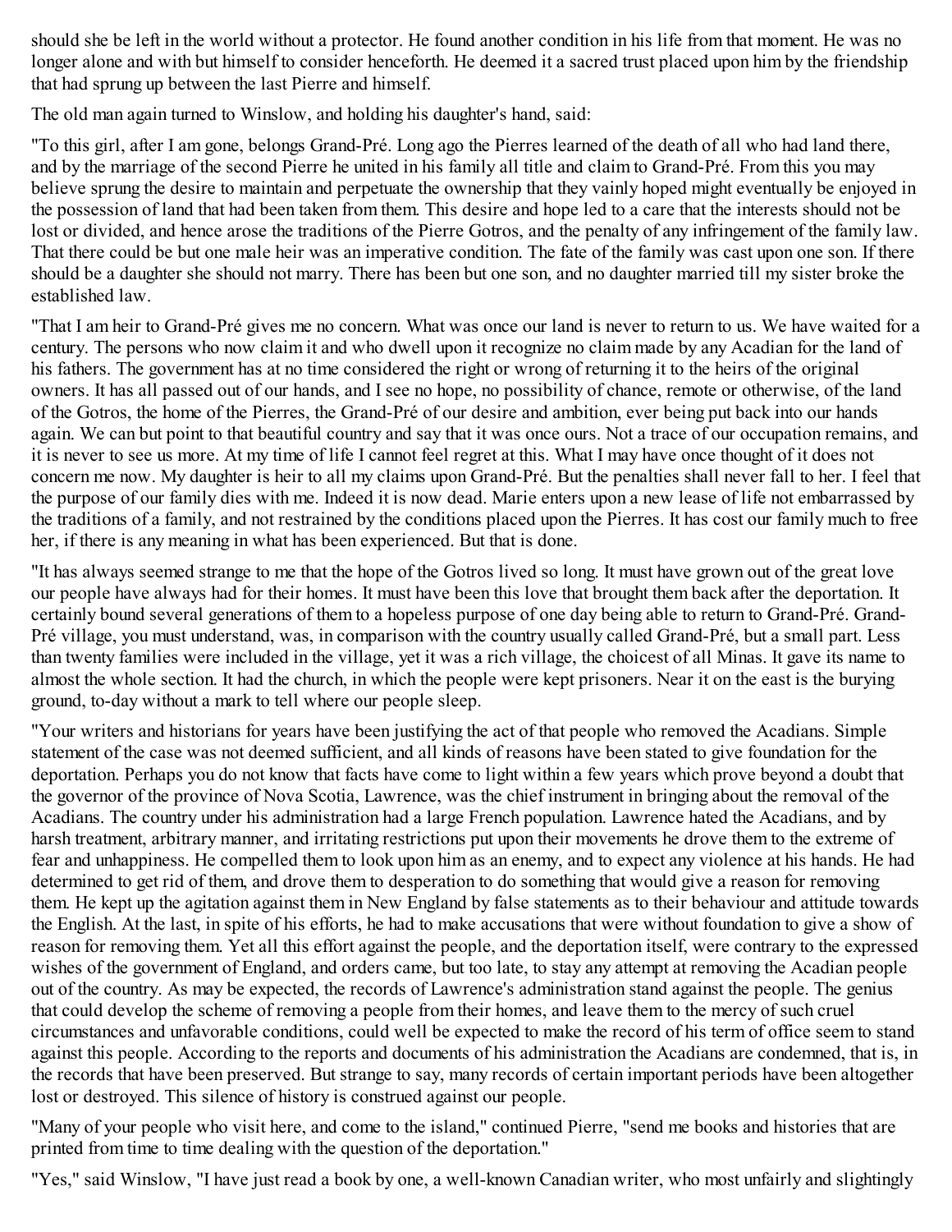should she be left in the world without a protector. He found another condition in his life from that moment. He was no longer alone and with but himself to consider henceforth. He deemed it a sacred trust placed upon him by the friendship that had sprung up between the last Pierre and himself.

The old man again turned to Winslow, and holding his daughter's hand, said:

"To this girl, after I am gone, belongs Grand-Pré. Long ago the Pierres learned of the death of all who had land there, and by the marriage of the second Pierre he united in his family all title and claim to Grand-Pré. From this you may believe sprung the desire to maintain and perpetuate the ownership that they vainly hoped might eventually be enjoyed in the possession of land that had been taken from them. This desire and hope led to a care that the interests should not be lost or divided, and hence arose the traditions of the Pierre Gotros, and the penalty of any infringement of the family law. That there could be but one male heir was an imperative condition. The fate of the family was cast upon one son. If there should be a daughter she should not marry. There has been but one son, and no daughter married till my sister broke the established law.

"That I am heir to Grand-Pré gives me no concern. What was once our land is never to return to us. We have waited for a century. The persons who now claim it and who dwell upon it recognize no claim made by any Acadian for the land of his fathers. The government has at no time considered the right or wrong of returning it to the heirs of the original owners. It has all passed out of our hands, and I see no hope, no possibility of chance, remote or otherwise, of the land of the Gotros, the home of the Pierres, the Grand-Pré of our desire and ambition, ever being put back into our hands again. We can but point to that beautiful country and say that it was once ours. Not a trace of our occupation remains, and it is never to see us more. At my time of life I cannot feel regret at this. What I may have once thought of it does not concern me now. My daughter is heir to all my claims upon Grand-Pré. But the penalties shall never fall to her. I feel that the purpose of our family dies with me. Indeed it is now dead. Marie enters upon a new lease of life not embarrassed by the traditions of a family, and not restrained by the conditions placed upon the Pierres. It has cost our family much to free her, if there is any meaning in what has been experienced. But that is done.

"It has always seemed strange to me that the hope of the Gotros lived so long. It must have grown out of the great love our people have always had for their homes. It must have been this love that brought them back after the deportation. It certainly bound several generations of them to a hopeless purpose of one day being able to return to Grand-Pré. Grand-Pré village, you must understand, was, in comparison with the country usually called Grand-Pré, but a small part. Less than twenty families were included in the village, yet it was a rich village, the choicest of all Minas. It gave its name to almost the whole section. It had the church, in which the people were kept prisoners. Near it on the east is the burying ground, to-day without a mark to tell where our people sleep.

"Your writers and historians for years have been justifying the act of that people who removed the Acadians. Simple statement of the case was not deemed sufficient, and all kinds of reasons have been stated to give foundation for the deportation. Perhaps you do not know that facts have come to light within a few years which prove beyond a doubt that the governor of the province of Nova Scotia, Lawrence, was the chief instrument in bringing about the removal of the Acadians. The country under his administration had a large French population. Lawrence hated the Acadians, and by harsh treatment, arbitrary manner, and irritating restrictions put upon their movements he drove them to the extreme of fear and unhappiness. He compelled them to look upon him as an enemy, and to expect any violence at his hands. He had determined to get rid of them, and drove them to desperation to do something that would give a reason for removing them. He kept up the agitation against them in New England by false statements as to their behaviour and attitude towards the English. At the last, in spite of his efforts, he had to make accusations that were without foundation to give a show of reason for removing them. Yet all this effort against the people, and the deportation itself, were contrary to the expressed wishes of the government of England, and orders came, but too late, to stay any attempt at removing the Acadian people out of the country. As may be expected, the records of Lawrence's administration stand against the people. The genius that could develop the scheme of removing a people from their homes, and leave them to the mercy of such cruel circumstances and unfavorable conditions, could well be expected to make the record of his term of office seem to stand against this people. According to the reports and documents of his administration the Acadians are condemned, that is, in the records that have been preserved. But strange to say, many records of certain important periods have been altogether lost or destroyed. This silence of history is construed against our people.

"Many of your people who visit here, and come to the island," continued Pierre, "send me books and histories that are printed from time to time dealing with the question of the deportation."

"Yes," said Winslow, "I have just read a book by one, a well-known Canadian writer, who most unfairly and slightingly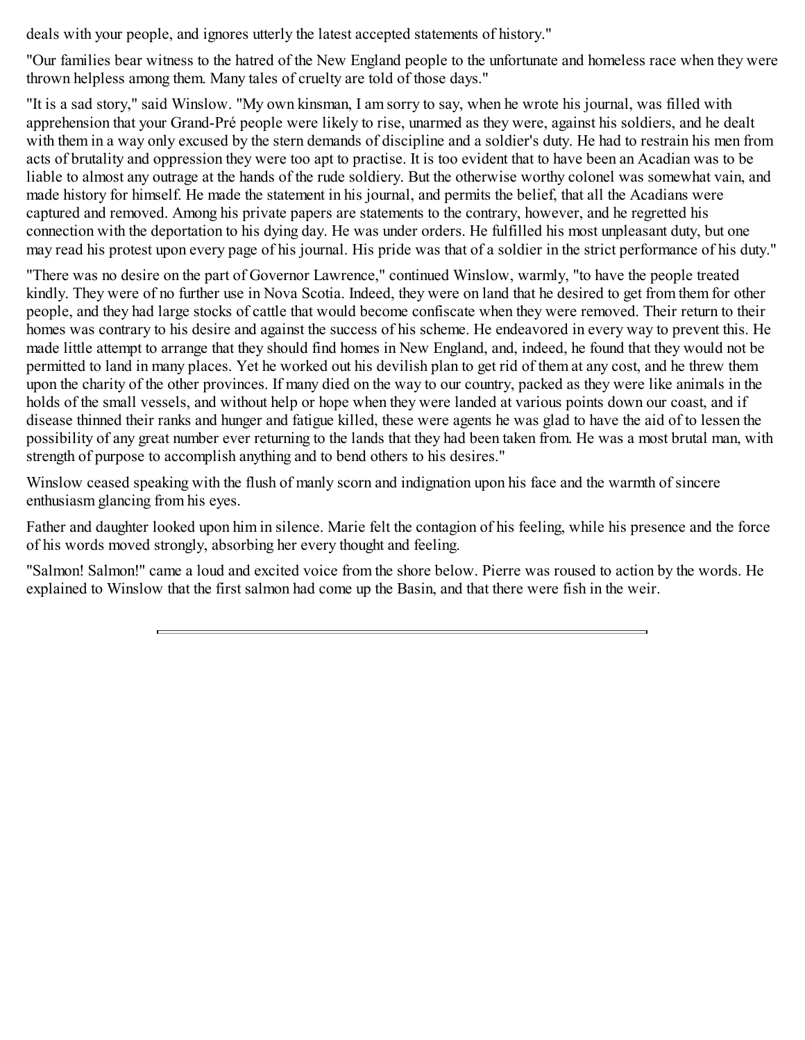deals with your people, and ignores utterly the latest accepted statements of history."

"Our families bear witness to the hatred of the New England people to the unfortunate and homeless race when they were thrown helpless among them. Many tales of cruelty are told of those days."

"It is a sad story," said Winslow. "My own kinsman, I am sorry to say, when he wrote his journal, was filled with apprehension that your Grand-Pré people were likely to rise, unarmed as they were, against his soldiers, and he dealt with them in a way only excused by the stern demands of discipline and a soldier's duty. He had to restrain his men from acts of brutality and oppression they were too apt to practise. It is too evident that to have been an Acadian was to be liable to almost any outrage at the hands of the rude soldiery. But the otherwise worthy colonel was somewhat vain, and made history for himself. He made the statement in his journal, and permits the belief, that all the Acadians were captured and removed. Among his private papers are statements to the contrary, however, and he regretted his connection with the deportation to his dying day. He was under orders. He fulfilled his most unpleasant duty, but one may read his protest upon every page of his journal. His pride was that of a soldier in the strict performance of his duty."

"There was no desire on the part of Governor Lawrence," continued Winslow, warmly, "to have the people treated kindly. They were of no further use in Nova Scotia. Indeed, they were on land that he desired to get from them for other people, and they had large stocks of cattle that would become confiscate when they were removed. Their return to their homes was contrary to his desire and against the success of his scheme. He endeavored in every way to prevent this. He made little attempt to arrange that they should find homes in New England, and, indeed, he found that they would not be permitted to land in many places. Yet he worked out his devilish plan to get rid of them at any cost, and he threw them upon the charity of the other provinces. If many died on the way to our country, packed as they were like animals in the holds of the small vessels, and without help or hope when they were landed at various points down our coast, and if disease thinned their ranks and hunger and fatigue killed, these were agents he was glad to have the aid of to lessen the possibility of any great number ever returning to the lands that they had been taken from. He was a most brutal man, with strength of purpose to accomplish anything and to bend others to his desires."

Winslow ceased speaking with the flush of manly scorn and indignation upon his face and the warmth of sincere enthusiasm glancing from his eyes.

Father and daughter looked upon him in silence. Marie felt the contagion of his feeling, while his presence and the force of his words moved strongly, absorbing her every thought and feeling.

"Salmon! Salmon!" came a loud and excited voice from the shore below. Pierre was roused to action by the words. He explained to Winslow that the first salmon had come up the Basin, and that there were fish in the weir.

---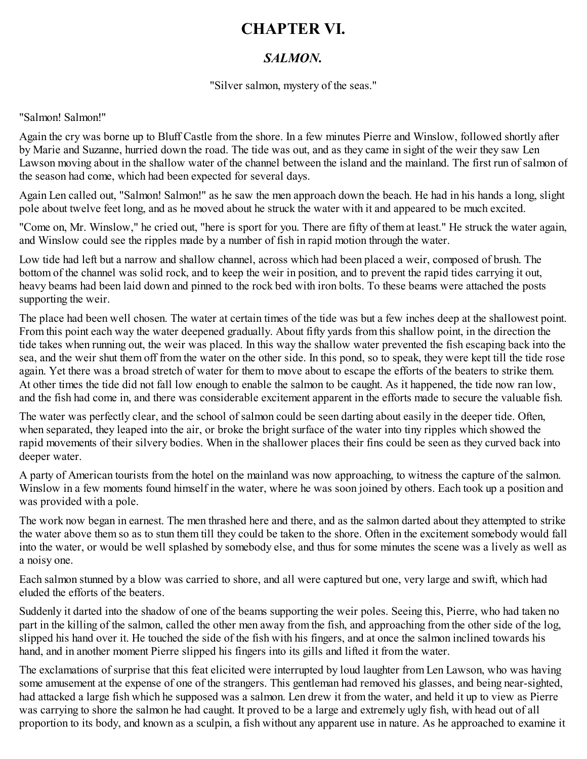# CHAPTER VI.

## *SALMON.*

"Silver salmon, mystery of the seas."

"Salmon! Salmon!"

Again the cry was borne up to Bluff Castle from the shore. In a few minutes Pierre and Winslow, followed shortly after by Marie and Suzanne, hurried down the road. The tide was out, and as they came in sight of the weir they saw Len Lawson moving about in the shallow water of the channel between the island and the mainland. The first run of salmon of the season had come, which had been expected for several days.

Again Len called out, "Salmon! Salmon!" as he saw the men approach down the beach. He had in his hands a long, slight pole about twelve feet long, and as he moved about he struck the water with it and appeared to be much excited.

"Come on, Mr. Winslow," he cried out, "here is sport for you. There are fifty of them at least." He struck the water again, and Winslow could see the ripples made by a number of fish in rapid motion through the water.

Low tide had left but a narrow and shallow channel, across which had been placed a weir, composed of brush. The bottom of the channel was solid rock, and to keep the weir in position, and to prevent the rapid tides carrying it out, heavy beams had been laid down and pinned to the rock bed with iron bolts. To these beams were attached the posts supporting the weir.

The place had been well chosen. The water at certain times of the tide was but a few inches deep at the shallowest point. From this point each way the water deepened gradually. About fifty yards from this shallow point, in the direction the tide takes when running out, the weir was placed. In this way the shallow water prevented the fish escaping back into the sea, and the weir shut them off from the water on the other side. In this pond, so to speak, they were kept till the tide rose again. Yet there was a broad stretch of water for them to move about to escape the efforts of the beaters to strike them. At other times the tide did not fall low enough to enable the salmon to be caught. As it happened, the tide now ran low, and the fish had come in, and there was considerable excitement apparent in the efforts made to secure the valuable fish.

The water was perfectly clear, and the school of salmon could be seen darting about easily in the deeper tide. Often, when separated, they leaped into the air, or broke the bright surface of the water into tiny ripples which showed the rapid movements of their silvery bodies. When in the shallower places their fins could be seen as they curved back into deeper water.

A party of American tourists from the hotel on the mainland was now approaching, to witness the capture of the salmon. Winslow in a few moments found himself in the water, where he was soon joined by others. Each took up a position and was provided with a pole.

The work now began in earnest. The men thrashed here and there, and as the salmon darted about they attempted to strike the water above them so as to stun them till they could be taken to the shore. Often in the excitement somebody would fall into the water, or would be well splashed by somebody else, and thus for some minutes the scene was a lively as well as a noisy one.

Each salmon stunned by a blow was carried to shore, and all were captured but one, very large and swift, which had eluded the efforts of the beaters.

Suddenly it darted into the shadow of one of the beams supporting the weir poles. Seeing this, Pierre, who had taken no part in the killing of the salmon, called the other men away from the fish, and approaching from the other side of the log, slipped his hand over it. He touched the side of the fish with his fingers, and at once the salmon inclined towards his hand, and in another moment Pierre slipped his fingers into its gills and lifted it from the water.

The exclamations of surprise that this feat elicited were interrupted by loud laughter from Len Lawson, who was having some amusement at the expense of one of the strangers. This gentleman had removed his glasses, and being near-sighted, had attacked a large fish which he supposed was a salmon. Len drew it from the water, and held it up to view as Pierre was carrying to shore the salmon he had caught. It proved to be a large and extremely ugly fish, with head out of all proportion to its body, and known as a sculpin, a fish without any apparent use in nature. As he approached to examine it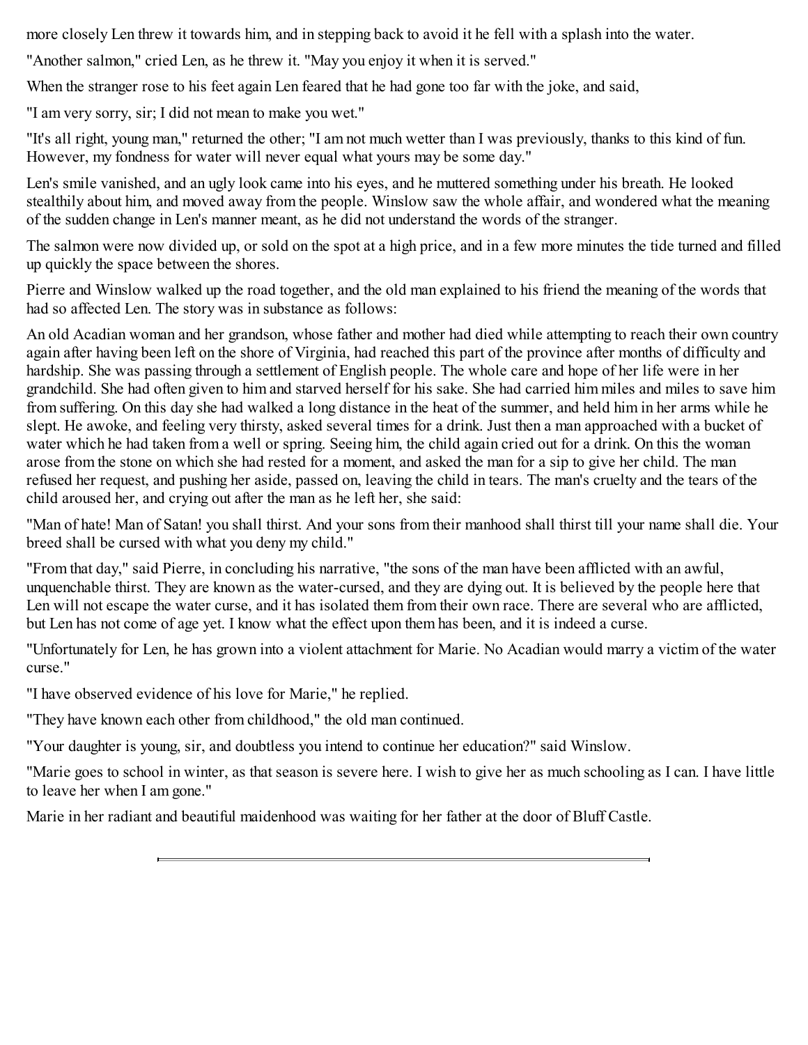more closely Len threw it towards him, and in stepping back to avoid it he fell with a splash into the water.

"Another salmon," cried Len, as he threw it. "May you enjoy it when it is served."

When the stranger rose to his feet again Len feared that he had gone too far with the joke, and said,

"I am very sorry, sir; I did not mean to make you wet."

"It's all right, young man," returned the other; "I am not much wetter than I was previously, thanks to this kind of fun. However, my fondness for water will never equal what yours may be some day."

Len's smile vanished, and an ugly look came into his eyes, and he muttered something under his breath. He looked stealthily about him, and moved away from the people. Winslow saw the whole affair, and wondered what the meaning of the sudden change in Len's manner meant, as he did not understand the words of the stranger.

The salmon were now divided up, or sold on the spot at a high price, and in a few more minutes the tide turned and filled up quickly the space between the shores.

Pierre and Winslow walked up the road together, and the old man explained to his friend the meaning of the words that had so affected Len. The story was in substance as follows:

An old Acadian woman and her grandson, whose father and mother had died while attempting to reach their own country again after having been left on the shore of Virginia, had reached this part of the province after months of difficulty and hardship. She was passing through a settlement of English people. The whole care and hope of her life were in her grandchild. She had often given to him and starved herself for his sake. She had carried him miles and miles to save him from suffering. On this day she had walked a long distance in the heat of the summer, and held him in her arms while he slept. He awoke, and feeling very thirsty, asked several times for a drink. Just then a man approached with a bucket of water which he had taken from a well or spring. Seeing him, the child again cried out for a drink. On this the woman arose from the stone on which she had rested for a moment, and asked the man for a sip to give her child. The man refused her request, and pushing her aside, passed on, leaving the child in tears. The man's cruelty and the tears of the child aroused her, and crying out after the man as he left her, she said:

"Man of hate! Man of Satan! you shall thirst. And your sons from their manhood shall thirst till your name shall die. Your breed shall be cursed with what you deny my child."

"From that day," said Pierre, in concluding his narrative, "the sons of the man have been afflicted with an awful, unquenchable thirst. They are known as the water-cursed, and they are dying out. It is believed by the people here that Len will not escape the water curse, and it has isolated them from their own race. There are several who are afflicted, but Len has not come of age yet. I know what the effect upon them has been, and it is indeed a curse.

"Unfortunately for Len, he has grown into a violent attachment for Marie. No Acadian would marry a victim of the water curse."

"I have observed evidence of his love for Marie," he replied.

"They have known each other from childhood," the old man continued.

"Your daughter is young, sir, and doubtless you intend to continue her education?" said Winslow.

"Marie goes to school in winter, as that season is severe here. I wish to give her as much schooling as I can. I have little to leave her when I am gone."

Marie in her radiant and beautiful maidenhood was waiting for her father at the door of Bluff Castle.

---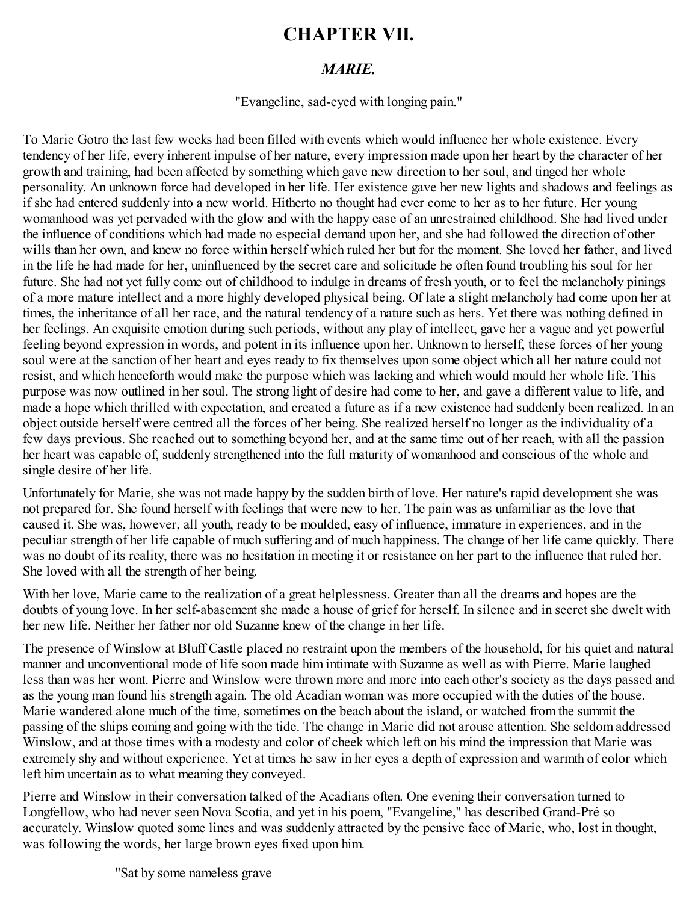# CHAPTER VII.

## *MARIE.*

"Evangeline, sad-eyed with longing pain."

To Marie Gotro the last few weeks had been filled with events which would influence her whole existence. Every tendency of her life, every inherent impulse of her nature, every impression made upon her heart by the character of her growth and training, had been affected by something which gave new direction to her soul, and tinged her whole personality. An unknown force had developed in her life. Her existence gave her new lights and shadows and feelings as if she had entered suddenly into a new world. Hitherto no thought had ever come to her as to her future. Her young womanhood was yet pervaded with the glow and with the happy ease of an unrestrained childhood. She had lived under the influence of conditions which had made no especial demand upon her, and she had followed the direction of other wills than her own, and knew no force within herself which ruled her but for the moment. She loved her father, and lived in the life he had made for her, uninfluenced by the secret care and solicitude he often found troubling his soul for her future. She had not yet fully come out of childhood to indulge in dreams of fresh youth, or to feel the melancholy pinings of a more mature intellect and a more highly developed physical being. Of late a slight melancholy had come upon her at times, the inheritance of all her race, and the natural tendency of a nature such as hers. Yet there was nothing defined in her feelings. An exquisite emotion during such periods, without any play of intellect, gave her a vague and yet powerful feeling beyond expression in words, and potent in its influence upon her. Unknown to herself, these forces of her young soul were at the sanction of her heart and eyes ready to fix themselves upon some object which all her nature could not resist, and which henceforth would make the purpose which was lacking and which would mould her whole life. This purpose was now outlined in her soul. The strong light of desire had come to her, and gave a different value to life, and made a hope which thrilled with expectation, and created a future as if a new existence had suddenly been realized. In an object outside herself were centred all the forces of her being. She realized herself no longer as the individuality of a few days previous. She reached out to something beyond her, and at the same time out of her reach, with all the passion her heart was capable of, suddenly strengthened into the full maturity of womanhood and conscious of the whole and single desire of her life.

Unfortunately for Marie, she was not made happy by the sudden birth of love. Her nature's rapid development she was not prepared for. She found herself with feelings that were new to her. The pain was as unfamiliar as the love that caused it. She was, however, all youth, ready to be moulded, easy of influence, immature in experiences, and in the peculiar strength of her life capable of much suffering and of much happiness. The change of her life came quickly. There was no doubt of its reality, there was no hesitation in meeting it or resistance on her part to the influence that ruled her. She loved with all the strength of her being.

With her love, Marie came to the realization of a great helplessness. Greater than all the dreams and hopes are the doubts of young love. In her self-abasement she made a house of grief for herself. In silence and in secret she dwelt with her new life. Neither her father nor old Suzanne knew of the change in her life.

The presence of Winslow at Bluff Castle placed no restraint upon the members of the household, for his quiet and natural manner and unconventional mode of life soon made him intimate with Suzanne as well as with Pierre. Marie laughed less than was her wont. Pierre and Winslow were thrown more and more into each other's society as the days passed and as the young man found his strength again. The old Acadian woman was more occupied with the duties of the house. Marie wandered alone much of the time, sometimes on the beach about the island, or watched from the summit the passing of the ships coming and going with the tide. The change in Marie did not arouse attention. She seldom addressed Winslow, and at those times with a modesty and color of cheek which left on his mind the impression that Marie was extremely shy and without experience. Yet at times he saw in her eyes a depth of expression and warmth of color which left him uncertain as to what meaning they conveyed.

Pierre and Winslow in their conversation talked of the Acadians often. One evening their conversation turned to Longfellow, who had never seen Nova Scotia, and yet in his poem, "Evangeline," has described Grand-Pré so accurately. Winslow quoted some lines and was suddenly attracted by the pensive face of Marie, who, lost in thought, was following the words, her large brown eyes fixed upon him.

"Sat by some nameless grave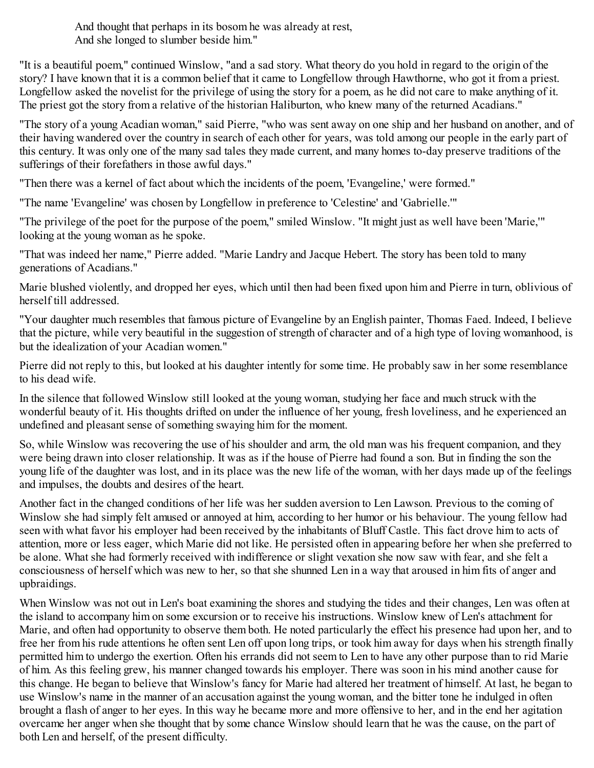> And thought that perhaps in its bosom he was already at rest,
> And she longed to slumber beside him."

"It is a beautiful poem," continued Winslow, "and a sad story. What theory do you hold in regard to the origin of the story? I have known that it is a common belief that it came to Longfellow through Hawthorne, who got it from a priest. Longfellow asked the novelist for the privilege of using the story for a poem, as he did not care to make anything of it. The priest got the story from a relative of the historian Haliburton, who knew many of the returned Acadians."

"The story of a young Acadian woman," said Pierre, "who was sent away on one ship and her husband on another, and of their having wandered over the country in search of each other for years, was told among our people in the early part of this century. It was only one of the many sad tales they made current, and many homes to-day preserve traditions of the sufferings of their forefathers in those awful days."

"Then there was a kernel of fact about which the incidents of the poem, 'Evangeline,' were formed."

"The name 'Evangeline' was chosen by Longfellow in preference to 'Celestine' and 'Gabrielle.'"

"The privilege of the poet for the purpose of the poem," smiled Winslow. "It might just as well have been 'Marie,'" looking at the young woman as he spoke.

"That was indeed her name," Pierre added. "Marie Landry and Jacque Hebert. The story has been told to many generations of Acadians."

Marie blushed violently, and dropped her eyes, which until then had been fixed upon him and Pierre in turn, oblivious of herself till addressed.

"Your daughter much resembles that famous picture of Evangeline by an English painter, Thomas Faed. Indeed, I believe that the picture, while very beautiful in the suggestion of strength of character and of a high type of loving womanhood, is but the idealization of your Acadian women."

Pierre did not reply to this, but looked at his daughter intently for some time. He probably saw in her some resemblance to his dead wife.

In the silence that followed Winslow still looked at the young woman, studying her face and much struck with the wonderful beauty of it. His thoughts drifted on under the influence of her young, fresh loveliness, and he experienced an undefined and pleasant sense of something swaying him for the moment.

So, while Winslow was recovering the use of his shoulder and arm, the old man was his frequent companion, and they were being drawn into closer relationship. It was as if the house of Pierre had found a son. But in finding the son the young life of the daughter was lost, and in its place was the new life of the woman, with her days made up of the feelings and impulses, the doubts and desires of the heart.

Another fact in the changed conditions of her life was her sudden aversion to Len Lawson. Previous to the coming of Winslow she had simply felt amused or annoyed at him, according to her humor or his behaviour. The young fellow had seen with what favor his employer had been received by the inhabitants of Bluff Castle. This fact drove him to acts of attention, more or less eager, which Marie did not like. He persisted often in appearing before her when she preferred to be alone. What she had formerly received with indifference or slight vexation she now saw with fear, and she felt a consciousness of herself which was new to her, so that she shunned Len in a way that aroused in him fits of anger and upbraidings.

When Winslow was not out in Len's boat examining the shores and studying the tides and their changes, Len was often at the island to accompany him on some excursion or to receive his instructions. Winslow knew of Len's attachment for Marie, and often had opportunity to observe them both. He noted particularly the effect his presence had upon her, and to free her from his rude attentions he often sent Len off upon long trips, or took him away for days when his strength finally permitted him to undergo the exertion. Often his errands did not seem to Len to have any other purpose than to rid Marie of him. As this feeling grew, his manner changed towards his employer. There was soon in his mind another cause for this change. He began to believe that Winslow's fancy for Marie had altered her treatment of himself. At last, he began to use Winslow's name in the manner of an accusation against the young woman, and the bitter tone he indulged in often brought a flash of anger to her eyes. In this way he became more and more offensive to her, and in the end her agitation overcame her anger when she thought that by some chance Winslow should learn that he was the cause, on the part of both Len and herself, of the present difficulty.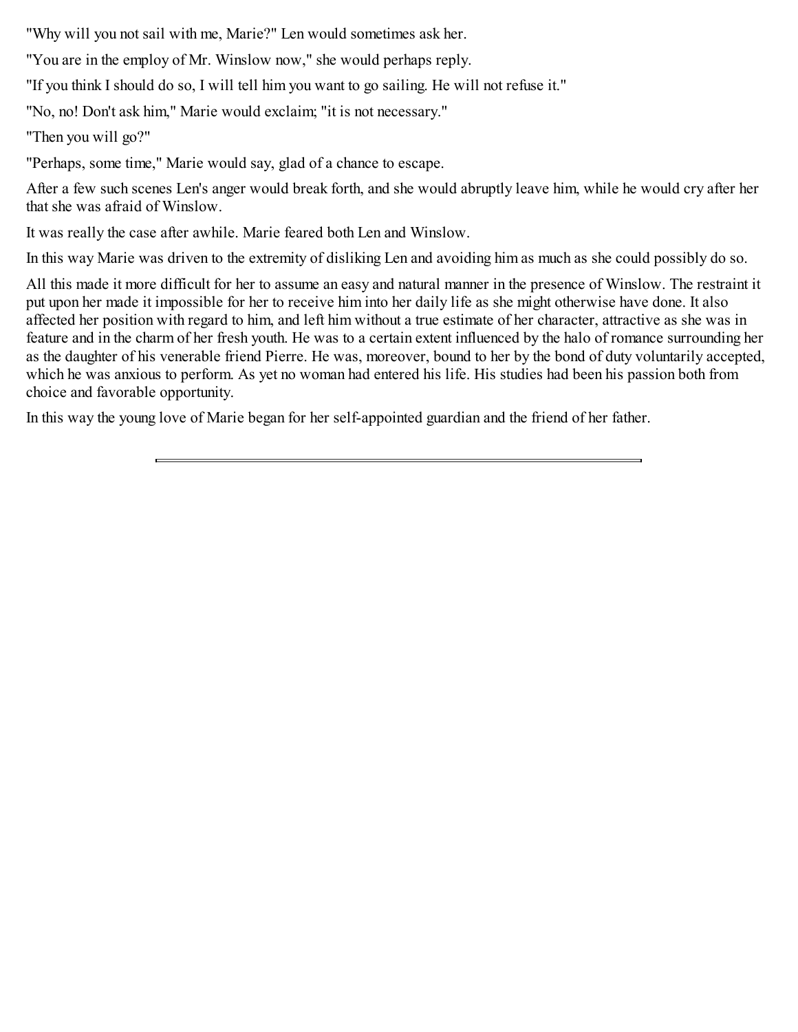"Why will you not sail with me, Marie?" Len would sometimes ask her.

"You are in the employ of Mr. Winslow now," she would perhaps reply.

"If you think I should do so, I will tell him you want to go sailing. He will not refuse it."

"No, no! Don't ask him," Marie would exclaim; "it is not necessary."

"Then you will go?"

"Perhaps, some time," Marie would say, glad of a chance to escape.

After a few such scenes Len's anger would break forth, and she would abruptly leave him, while he would cry after her that she was afraid of Winslow.

It was really the case after awhile. Marie feared both Len and Winslow.

In this way Marie was driven to the extremity of disliking Len and avoiding him as much as she could possibly do so.

All this made it more difficult for her to assume an easy and natural manner in the presence of Winslow. The restraint it put upon her made it impossible for her to receive him into her daily life as she might otherwise have done. It also affected her position with regard to him, and left him without a true estimate of her character, attractive as she was in feature and in the charm of her fresh youth. He was to a certain extent influenced by the halo of romance surrounding her as the daughter of his venerable friend Pierre. He was, moreover, bound to her by the bond of duty voluntarily accepted, which he was anxious to perform. As yet no woman had entered his life. His studies had been his passion both from choice and favorable opportunity.

In this way the young love of Marie began for her self-appointed guardian and the friend of her father.

---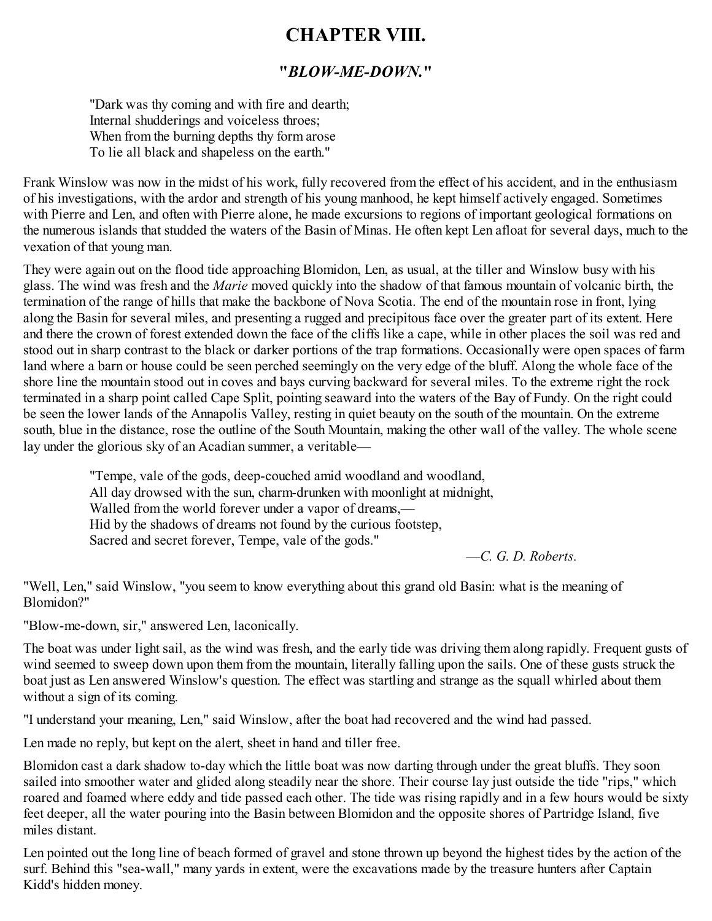# CHAPTER VIII.

## "*BLOW-ME-DOWN.*"

> "Dark was thy coming and with fire and dearth;
> Internal shudderings and voiceless throes;
> When from the burning depths thy form arose
> To lie all black and shapeless on the earth."

Frank Winslow was now in the midst of his work, fully recovered from the effect of his accident, and in the enthusiasm of his investigations, with the ardor and strength of his young manhood, he kept himself actively engaged. Sometimes with Pierre and Len, and often with Pierre alone, he made excursions to regions of important geological formations on the numerous islands that studded the waters of the Basin of Minas. He often kept Len afloat for several days, much to the vexation of that young man.

They were again out on the flood tide approaching Blomidon, Len, as usual, at the tiller and Winslow busy with his glass. The wind was fresh and the *Marie* moved quickly into the shadow of that famous mountain of volcanic birth, the termination of the range of hills that make the backbone of Nova Scotia. The end of the mountain rose in front, lying along the Basin for several miles, and presenting a rugged and precipitous face over the greater part of its extent. Here and there the crown of forest extended down the face of the cliffs like a cape, while in other places the soil was red and stood out in sharp contrast to the black or darker portions of the trap formations. Occasionally were open spaces of farm land where a barn or house could be seen perched seemingly on the very edge of the bluff. Along the whole face of the shore line the mountain stood out in coves and bays curving backward for several miles. To the extreme right the rock terminated in a sharp point called Cape Split, pointing seaward into the waters of the Bay of Fundy. On the right could be seen the lower lands of the Annapolis Valley, resting in quiet beauty on the south of the mountain. On the extreme south, blue in the distance, rose the outline of the South Mountain, making the other wall of the valley. The whole scene lay under the glorious sky of an Acadian summer, a veritable—

> "Tempe, vale of the gods, deep-couched amid woodland and woodland,
> All day drowsed with the sun, charm-drunken with moonlight at midnight,
> Walled from the world forever under a vapor of dreams,—
> Hid by the shadows of dreams not found by the curious footstep,
> Sacred and secret forever, Tempe, vale of the gods."
>
> —*C. G. D. Roberts.*

"Well, Len," said Winslow, "you seem to know everything about this grand old Basin: what is the meaning of Blomidon?"

"Blow-me-down, sir," answered Len, laconically.

The boat was under light sail, as the wind was fresh, and the early tide was driving them along rapidly. Frequent gusts of wind seemed to sweep down upon them from the mountain, literally falling upon the sails. One of these gusts struck the boat just as Len answered Winslow's question. The effect was startling and strange as the squall whirled about them without a sign of its coming.

"I understand your meaning, Len," said Winslow, after the boat had recovered and the wind had passed.

Len made no reply, but kept on the alert, sheet in hand and tiller free.

Blomidon cast a dark shadow to-day which the little boat was now darting through under the great bluffs. They soon sailed into smoother water and glided along steadily near the shore. Their course lay just outside the tide "rips," which roared and foamed where eddy and tide passed each other. The tide was rising rapidly and in a few hours would be sixty feet deeper, all the water pouring into the Basin between Blomidon and the opposite shores of Partridge Island, five miles distant.

Len pointed out the long line of beach formed of gravel and stone thrown up beyond the highest tides by the action of the surf. Behind this "sea-wall," many yards in extent, were the excavations made by the treasure hunters after Captain Kidd's hidden money.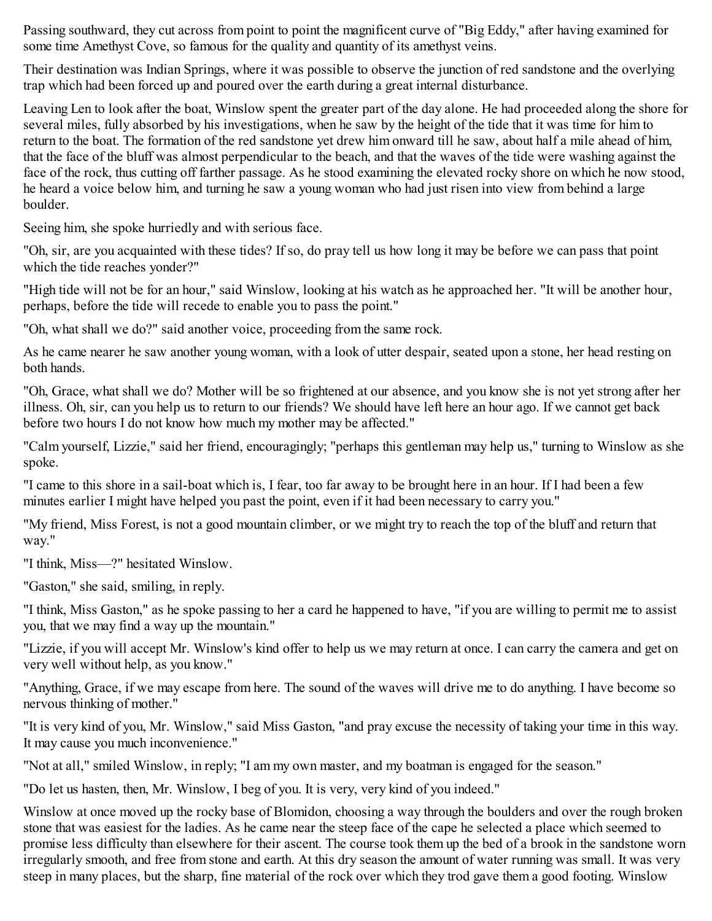Passing southward, they cut across from point to point the magnificent curve of "Big Eddy," after having examined for some time Amethyst Cove, so famous for the quality and quantity of its amethyst veins.

Their destination was Indian Springs, where it was possible to observe the junction of red sandstone and the overlying trap which had been forced up and poured over the earth during a great internal disturbance.

Leaving Len to look after the boat, Winslow spent the greater part of the day alone. He had proceeded along the shore for several miles, fully absorbed by his investigations, when he saw by the height of the tide that it was time for him to return to the boat. The formation of the red sandstone yet drew him onward till he saw, about half a mile ahead of him, that the face of the bluff was almost perpendicular to the beach, and that the waves of the tide were washing against the face of the rock, thus cutting off farther passage. As he stood examining the elevated rocky shore on which he now stood, he heard a voice below him, and turning he saw a young woman who had just risen into view from behind a large boulder.

Seeing him, she spoke hurriedly and with serious face.

"Oh, sir, are you acquainted with these tides? If so, do pray tell us how long it may be before we can pass that point which the tide reaches yonder?"

"High tide will not be for an hour," said Winslow, looking at his watch as he approached her. "It will be another hour, perhaps, before the tide will recede to enable you to pass the point."

"Oh, what shall we do?" said another voice, proceeding from the same rock.

As he came nearer he saw another young woman, with a look of utter despair, seated upon a stone, her head resting on both hands.

"Oh, Grace, what shall we do? Mother will be so frightened at our absence, and you know she is not yet strong after her illness. Oh, sir, can you help us to return to our friends? We should have left here an hour ago. If we cannot get back before two hours I do not know how much my mother may be affected."

"Calm yourself, Lizzie," said her friend, encouragingly; "perhaps this gentleman may help us," turning to Winslow as she spoke.

"I came to this shore in a sail-boat which is, I fear, too far away to be brought here in an hour. If I had been a few minutes earlier I might have helped you past the point, even if it had been necessary to carry you."

"My friend, Miss Forest, is not a good mountain climber, or we might try to reach the top of the bluff and return that way."

"I think, Miss—?" hesitated Winslow.

"Gaston," she said, smiling, in reply.

"I think, Miss Gaston," as he spoke passing to her a card he happened to have, "if you are willing to permit me to assist you, that we may find a way up the mountain."

"Lizzie, if you will accept Mr. Winslow's kind offer to help us we may return at once. I can carry the camera and get on very well without help, as you know."

"Anything, Grace, if we may escape from here. The sound of the waves will drive me to do anything. I have become so nervous thinking of mother."

"It is very kind of you, Mr. Winslow," said Miss Gaston, "and pray excuse the necessity of taking your time in this way. It may cause you much inconvenience."

"Not at all," smiled Winslow, in reply; "I am my own master, and my boatman is engaged for the season."

"Do let us hasten, then, Mr. Winslow, I beg of you. It is very, very kind of you indeed."

Winslow at once moved up the rocky base of Blomidon, choosing a way through the boulders and over the rough broken stone that was easiest for the ladies. As he came near the steep face of the cape he selected a place which seemed to promise less difficulty than elsewhere for their ascent. The course took them up the bed of a brook in the sandstone worn irregularly smooth, and free from stone and earth. At this dry season the amount of water running was small. It was very steep in many places, but the sharp, fine material of the rock over which they trod gave them a good footing. Winslow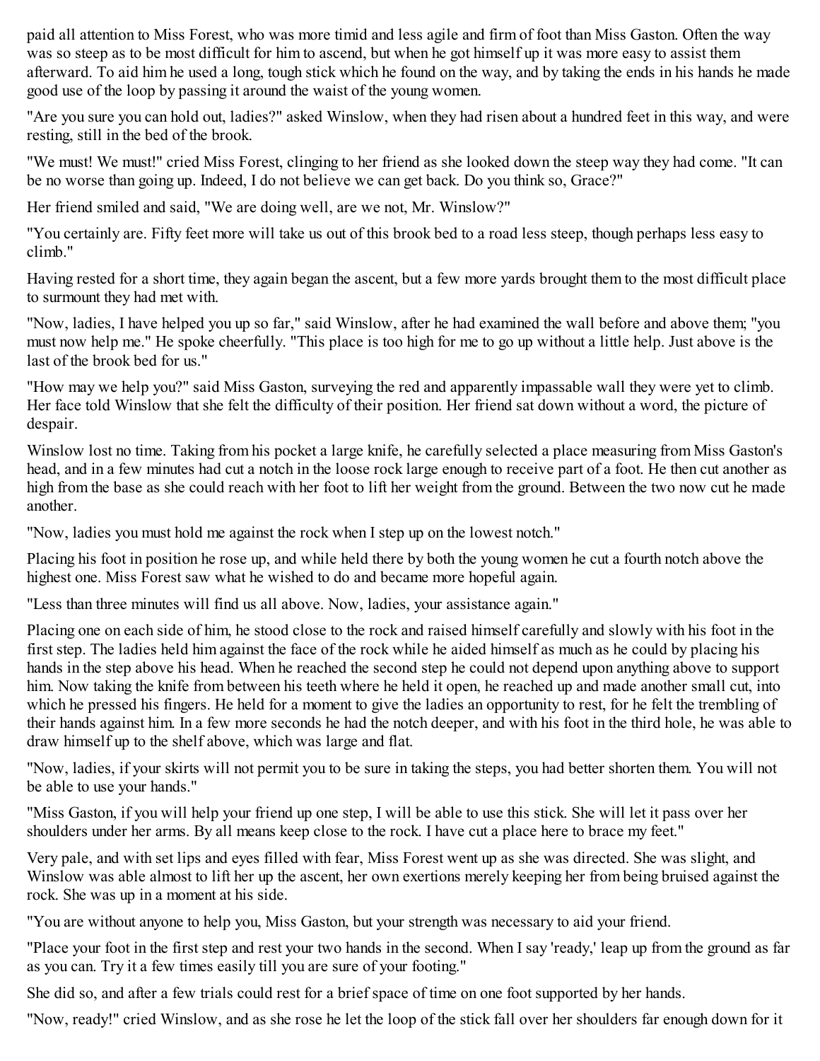paid all attention to Miss Forest, who was more timid and less agile and firm of foot than Miss Gaston. Often the way was so steep as to be most difficult for him to ascend, but when he got himself up it was more easy to assist them afterward. To aid him he used a long, tough stick which he found on the way, and by taking the ends in his hands he made good use of the loop by passing it around the waist of the young women.

"Are you sure you can hold out, ladies?" asked Winslow, when they had risen about a hundred feet in this way, and were resting, still in the bed of the brook.

"We must! We must!" cried Miss Forest, clinging to her friend as she looked down the steep way they had come. "It can be no worse than going up. Indeed, I do not believe we can get back. Do you think so, Grace?"

Her friend smiled and said, "We are doing well, are we not, Mr. Winslow?"

"You certainly are. Fifty feet more will take us out of this brook bed to a road less steep, though perhaps less easy to climb."

Having rested for a short time, they again began the ascent, but a few more yards brought them to the most difficult place to surmount they had met with.

"Now, ladies, I have helped you up so far," said Winslow, after he had examined the wall before and above them; "you must now help me." He spoke cheerfully. "This place is too high for me to go up without a little help. Just above is the last of the brook bed for us."

"How may we help you?" said Miss Gaston, surveying the red and apparently impassable wall they were yet to climb. Her face told Winslow that she felt the difficulty of their position. Her friend sat down without a word, the picture of despair.

Winslow lost no time. Taking from his pocket a large knife, he carefully selected a place measuring from Miss Gaston's head, and in a few minutes had cut a notch in the loose rock large enough to receive part of a foot. He then cut another as high from the base as she could reach with her foot to lift her weight from the ground. Between the two now cut he made another.

"Now, ladies you must hold me against the rock when I step up on the lowest notch."

Placing his foot in position he rose up, and while held there by both the young women he cut a fourth notch above the highest one. Miss Forest saw what he wished to do and became more hopeful again.

"Less than three minutes will find us all above. Now, ladies, your assistance again."

Placing one on each side of him, he stood close to the rock and raised himself carefully and slowly with his foot in the first step. The ladies held him against the face of the rock while he aided himself as much as he could by placing his hands in the step above his head. When he reached the second step he could not depend upon anything above to support him. Now taking the knife from between his teeth where he held it open, he reached up and made another small cut, into which he pressed his fingers. He held for a moment to give the ladies an opportunity to rest, for he felt the trembling of their hands against him. In a few more seconds he had the notch deeper, and with his foot in the third hole, he was able to draw himself up to the shelf above, which was large and flat.

"Now, ladies, if your skirts will not permit you to be sure in taking the steps, you had better shorten them. You will not be able to use your hands."

"Miss Gaston, if you will help your friend up one step, I will be able to use this stick. She will let it pass over her shoulders under her arms. By all means keep close to the rock. I have cut a place here to brace my feet."

Very pale, and with set lips and eyes filled with fear, Miss Forest went up as she was directed. She was slight, and Winslow was able almost to lift her up the ascent, her own exertions merely keeping her from being bruised against the rock. She was up in a moment at his side.

"You are without anyone to help you, Miss Gaston, but your strength was necessary to aid your friend.

"Place your foot in the first step and rest your two hands in the second. When I say 'ready,' leap up from the ground as far as you can. Try it a few times easily till you are sure of your footing."

She did so, and after a few trials could rest for a brief space of time on one foot supported by her hands.

"Now, ready!" cried Winslow, and as she rose he let the loop of the stick fall over her shoulders far enough down for it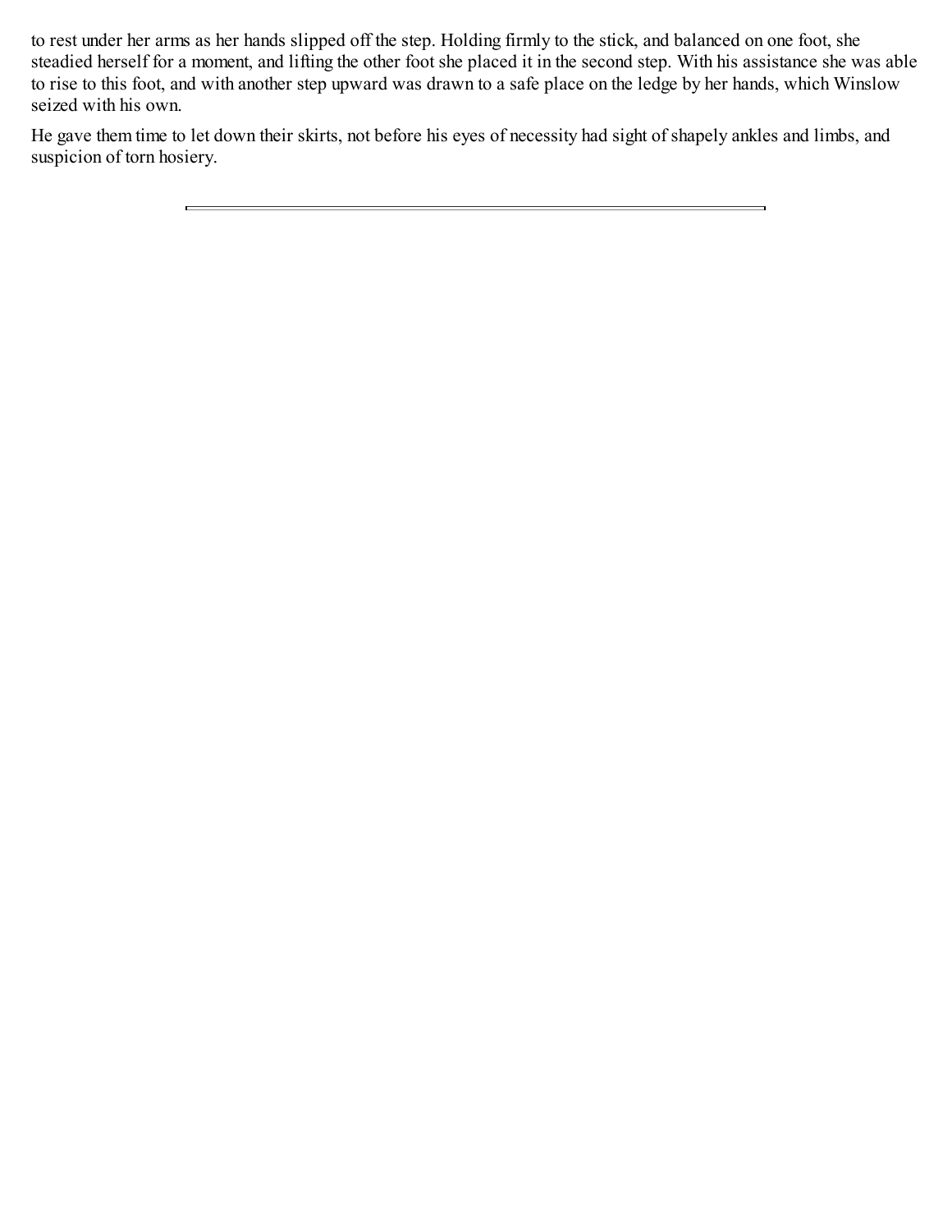to rest under her arms as her hands slipped off the step. Holding firmly to the stick, and balanced on one foot, she steadied herself for a moment, and lifting the other foot she placed it in the second step. With his assistance she was able to rise to this foot, and with another step upward was drawn to a safe place on the ledge by her hands, which Winslow seized with his own.

He gave them time to let down their skirts, not before his eyes of necessity had sight of shapely ankles and limbs, and suspicion of torn hosiery.

---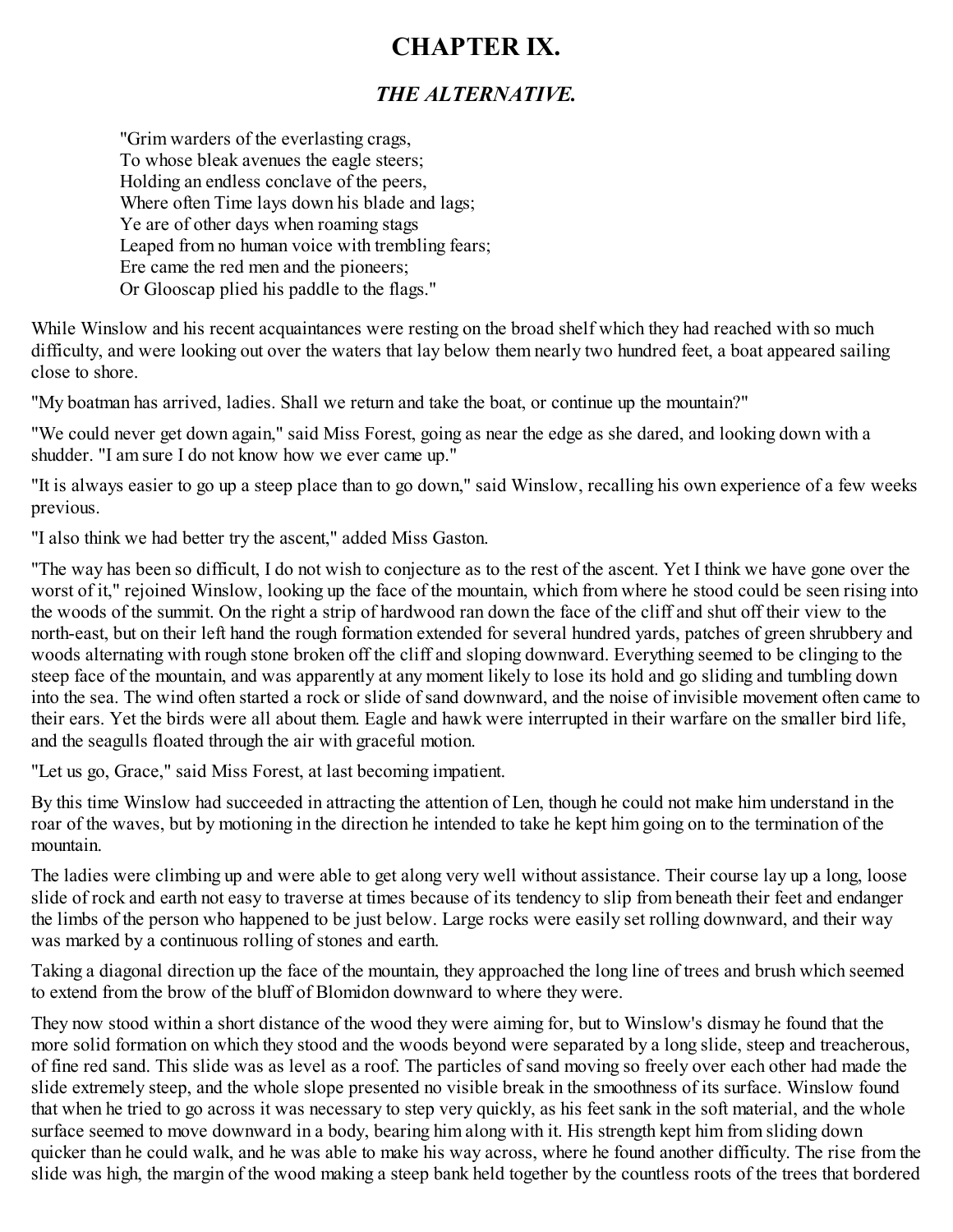# CHAPTER IX.

## *THE ALTERNATIVE.*

"Grim warders of the everlasting crags,  
To whose bleak avenues the eagle steers;  
Holding an endless conclave of the peers,  
Where often Time lays down his blade and lags;  
Ye are of other days when roaming stags  
Leaped from no human voice with trembling fears;  
Ere came the red men and the pioneers;  
Or Glooscap plied his paddle to the flags."

While Winslow and his recent acquaintances were resting on the broad shelf which they had reached with so much difficulty, and were looking out over the waters that lay below them nearly two hundred feet, a boat appeared sailing close to shore.

"My boatman has arrived, ladies. Shall we return and take the boat, or continue up the mountain?"

"We could never get down again," said Miss Forest, going as near the edge as she dared, and looking down with a shudder. "I am sure I do not know how we ever came up."

"It is always easier to go up a steep place than to go down," said Winslow, recalling his own experience of a few weeks previous.

"I also think we had better try the ascent," added Miss Gaston.

"The way has been so difficult, I do not wish to conjecture as to the rest of the ascent. Yet I think we have gone over the worst of it," rejoined Winslow, looking up the face of the mountain, which from where he stood could be seen rising into the woods of the summit. On the right a strip of hardwood ran down the face of the cliff and shut off their view to the north-east, but on their left hand the rough formation extended for several hundred yards, patches of green shrubbery and woods alternating with rough stone broken off the cliff and sloping downward. Everything seemed to be clinging to the steep face of the mountain, and was apparently at any moment likely to lose its hold and go sliding and tumbling down into the sea. The wind often started a rock or slide of sand downward, and the noise of invisible movement often came to their ears. Yet the birds were all about them. Eagle and hawk were interrupted in their warfare on the smaller bird life, and the seagulls floated through the air with graceful motion.

"Let us go, Grace," said Miss Forest, at last becoming impatient.

By this time Winslow had succeeded in attracting the attention of Len, though he could not make him understand in the roar of the waves, but by motioning in the direction he intended to take he kept him going on to the termination of the mountain.

The ladies were climbing up and were able to get along very well without assistance. Their course lay up a long, loose slide of rock and earth not easy to traverse at times because of its tendency to slip from beneath their feet and endanger the limbs of the person who happened to be just below. Large rocks were easily set rolling downward, and their way was marked by a continuous rolling of stones and earth.

Taking a diagonal direction up the face of the mountain, they approached the long line of trees and brush which seemed to extend from the brow of the bluff of Blomidon downward to where they were.

They now stood within a short distance of the wood they were aiming for, but to Winslow's dismay he found that the more solid formation on which they stood and the woods beyond were separated by a long slide, steep and treacherous, of fine red sand. This slide was as level as a roof. The particles of sand moving so freely over each other had made the slide extremely steep, and the whole slope presented no visible break in the smoothness of its surface. Winslow found that when he tried to go across it was necessary to step very quickly, as his feet sank in the soft material, and the whole surface seemed to move downward in a body, bearing him along with it. His strength kept him from sliding down quicker than he could walk, and he was able to make his way across, where he found another difficulty. The rise from the slide was high, the margin of the wood making a steep bank held together by the countless roots of the trees that bordered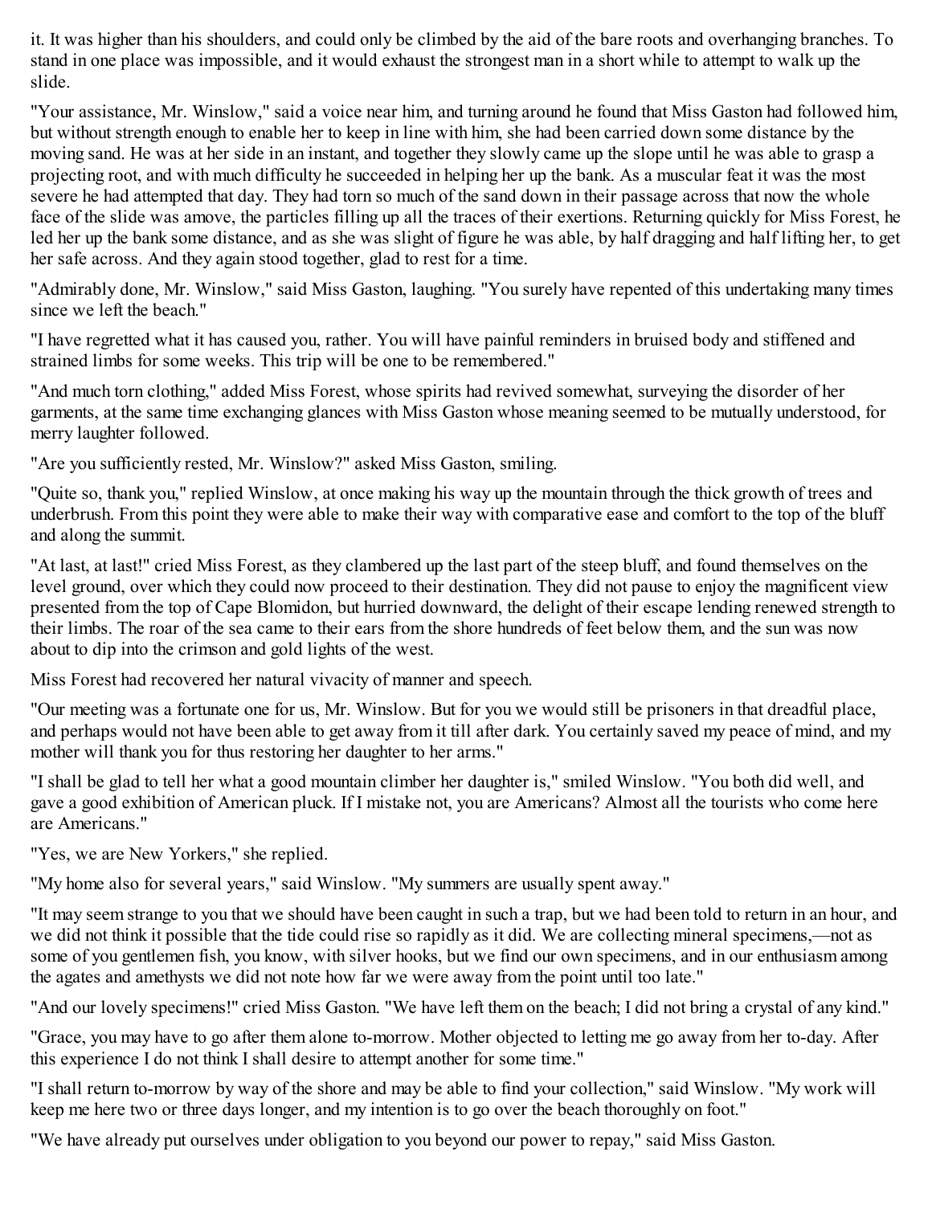it. It was higher than his shoulders, and could only be climbed by the aid of the bare roots and overhanging branches. To stand in one place was impossible, and it would exhaust the strongest man in a short while to attempt to walk up the slide.

"Your assistance, Mr. Winslow," said a voice near him, and turning around he found that Miss Gaston had followed him, but without strength enough to enable her to keep in line with him, she had been carried down some distance by the moving sand. He was at her side in an instant, and together they slowly came up the slope until he was able to grasp a projecting root, and with much difficulty he succeeded in helping her up the bank. As a muscular feat it was the most severe he had attempted that day. They had torn so much of the sand down in their passage across that now the whole face of the slide was amove, the particles filling up all the traces of their exertions. Returning quickly for Miss Forest, he led her up the bank some distance, and as she was slight of figure he was able, by half dragging and half lifting her, to get her safe across. And they again stood together, glad to rest for a time.

"Admirably done, Mr. Winslow," said Miss Gaston, laughing. "You surely have repented of this undertaking many times since we left the beach."

"I have regretted what it has caused you, rather. You will have painful reminders in bruised body and stiffened and strained limbs for some weeks. This trip will be one to be remembered."

"And much torn clothing," added Miss Forest, whose spirits had revived somewhat, surveying the disorder of her garments, at the same time exchanging glances with Miss Gaston whose meaning seemed to be mutually understood, for merry laughter followed.

"Are you sufficiently rested, Mr. Winslow?" asked Miss Gaston, smiling.

"Quite so, thank you," replied Winslow, at once making his way up the mountain through the thick growth of trees and underbrush. From this point they were able to make their way with comparative ease and comfort to the top of the bluff and along the summit.

"At last, at last!" cried Miss Forest, as they clambered up the last part of the steep bluff, and found themselves on the level ground, over which they could now proceed to their destination. They did not pause to enjoy the magnificent view presented from the top of Cape Blomidon, but hurried downward, the delight of their escape lending renewed strength to their limbs. The roar of the sea came to their ears from the shore hundreds of feet below them, and the sun was now about to dip into the crimson and gold lights of the west.

Miss Forest had recovered her natural vivacity of manner and speech.

"Our meeting was a fortunate one for us, Mr. Winslow. But for you we would still be prisoners in that dreadful place, and perhaps would not have been able to get away from it till after dark. You certainly saved my peace of mind, and my mother will thank you for thus restoring her daughter to her arms."

"I shall be glad to tell her what a good mountain climber her daughter is," smiled Winslow. "You both did well, and gave a good exhibition of American pluck. If I mistake not, you are Americans? Almost all the tourists who come here are Americans."

"Yes, we are New Yorkers," she replied.

"My home also for several years," said Winslow. "My summers are usually spent away."

"It may seem strange to you that we should have been caught in such a trap, but we had been told to return in an hour, and we did not think it possible that the tide could rise so rapidly as it did. We are collecting mineral specimens,—not as some of you gentlemen fish, you know, with silver hooks, but we find our own specimens, and in our enthusiasm among the agates and amethysts we did not note how far we were away from the point until too late."

"And our lovely specimens!" cried Miss Gaston. "We have left them on the beach; I did not bring a crystal of any kind."

"Grace, you may have to go after them alone to-morrow. Mother objected to letting me go away from her to-day. After this experience I do not think I shall desire to attempt another for some time."

"I shall return to-morrow by way of the shore and may be able to find your collection," said Winslow. "My work will keep me here two or three days longer, and my intention is to go over the beach thoroughly on foot."

"We have already put ourselves under obligation to you beyond our power to repay," said Miss Gaston.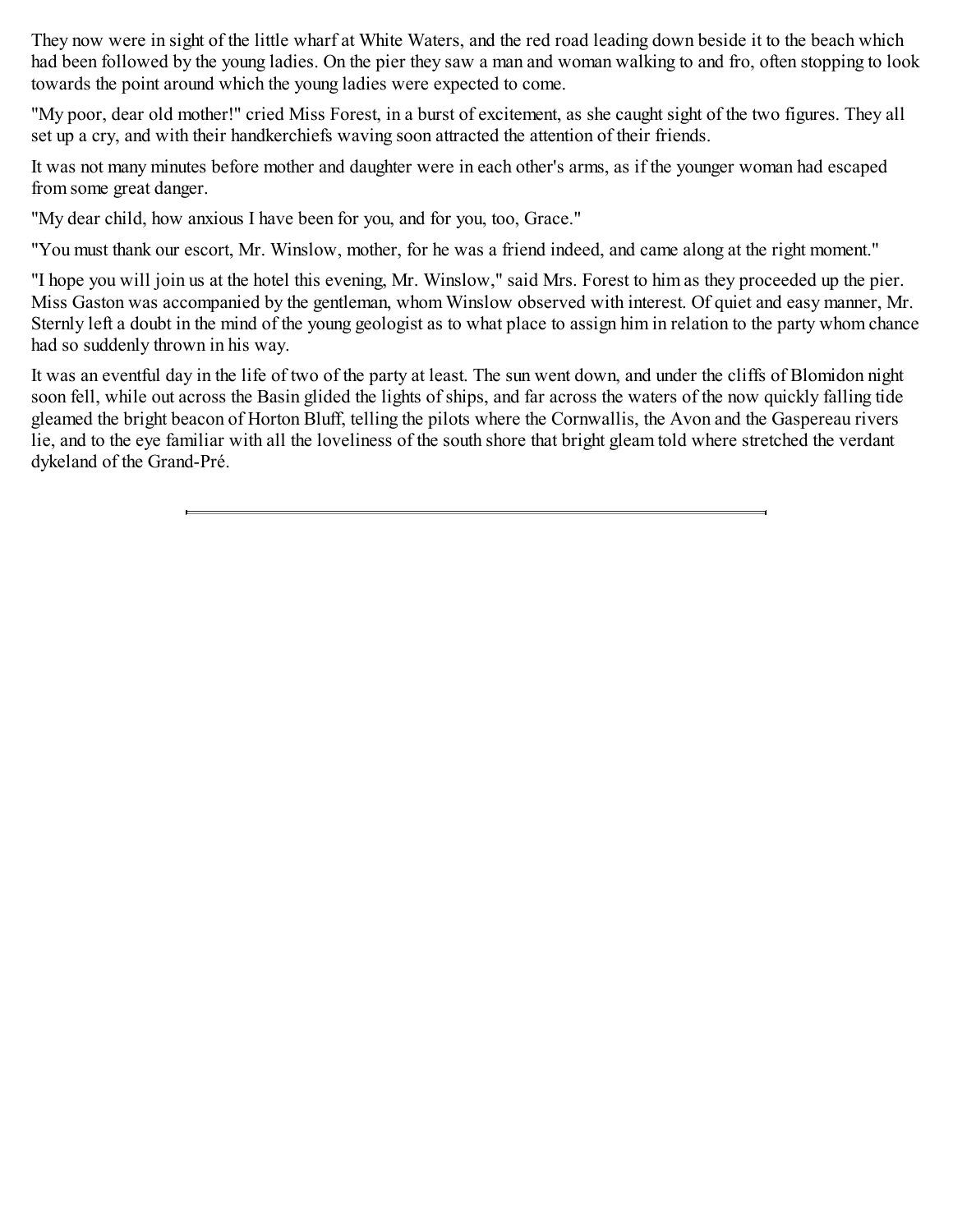They now were in sight of the little wharf at White Waters, and the red road leading down beside it to the beach which had been followed by the young ladies. On the pier they saw a man and woman walking to and fro, often stopping to look towards the point around which the young ladies were expected to come.

"My poor, dear old mother!" cried Miss Forest, in a burst of excitement, as she caught sight of the two figures. They all set up a cry, and with their handkerchiefs waving soon attracted the attention of their friends.

It was not many minutes before mother and daughter were in each other's arms, as if the younger woman had escaped from some great danger.

"My dear child, how anxious I have been for you, and for you, too, Grace."

"You must thank our escort, Mr. Winslow, mother, for he was a friend indeed, and came along at the right moment."

"I hope you will join us at the hotel this evening, Mr. Winslow," said Mrs. Forest to him as they proceeded up the pier. Miss Gaston was accompanied by the gentleman, whom Winslow observed with interest. Of quiet and easy manner, Mr. Sternly left a doubt in the mind of the young geologist as to what place to assign him in relation to the party whom chance had so suddenly thrown in his way.

It was an eventful day in the life of two of the party at least. The sun went down, and under the cliffs of Blomidon night soon fell, while out across the Basin glided the lights of ships, and far across the waters of the now quickly falling tide gleamed the bright beacon of Horton Bluff, telling the pilots where the Cornwallis, the Avon and the Gaspereau rivers lie, and to the eye familiar with all the loveliness of the south shore that bright gleam told where stretched the verdant dykeland of the Grand-Pré.

---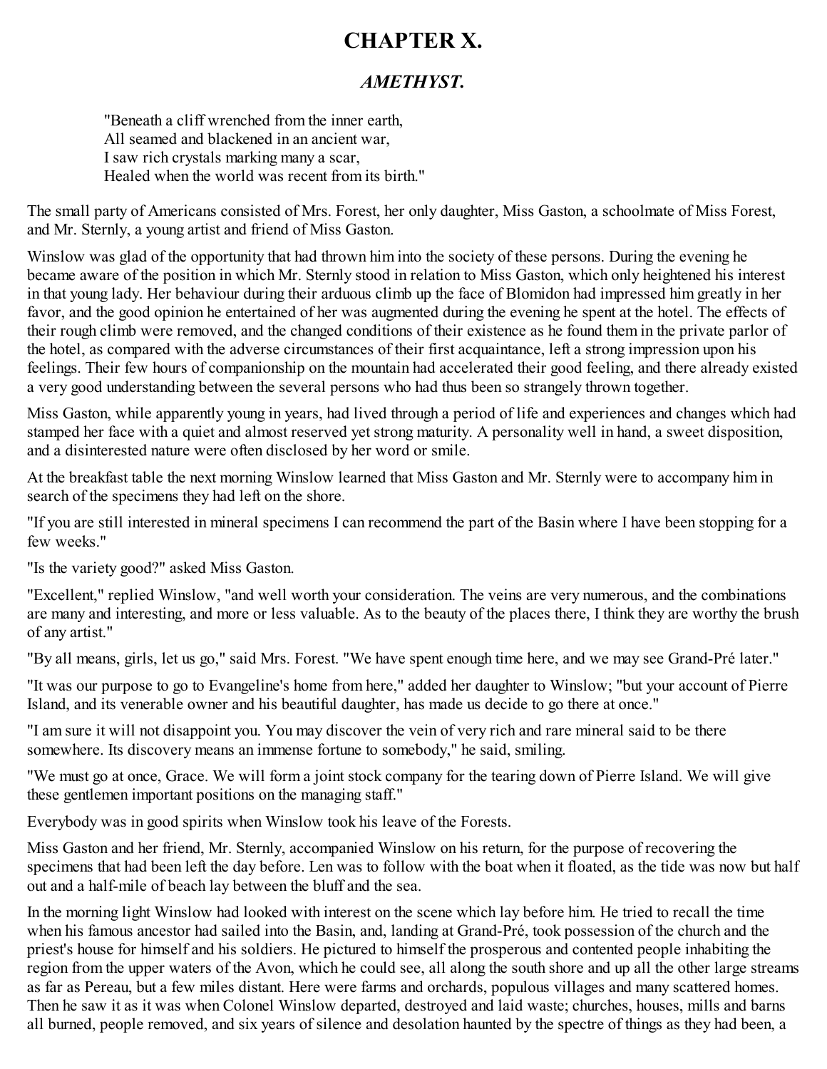# CHAPTER X.

## *AMETHYST.*

> "Beneath a cliff wrenched from the inner earth,
> All seamed and blackened in an ancient war,
> I saw rich crystals marking many a scar,
> Healed when the world was recent from its birth."

The small party of Americans consisted of Mrs. Forest, her only daughter, Miss Gaston, a schoolmate of Miss Forest, and Mr. Sternly, a young artist and friend of Miss Gaston.

Winslow was glad of the opportunity that had thrown him into the society of these persons. During the evening he became aware of the position in which Mr. Sternly stood in relation to Miss Gaston, which only heightened his interest in that young lady. Her behaviour during their arduous climb up the face of Blomidon had impressed him greatly in her favor, and the good opinion he entertained of her was augmented during the evening he spent at the hotel. The effects of their rough climb were removed, and the changed conditions of their existence as he found them in the private parlor of the hotel, as compared with the adverse circumstances of their first acquaintance, left a strong impression upon his feelings. Their few hours of companionship on the mountain had accelerated their good feeling, and there already existed a very good understanding between the several persons who had thus been so strangely thrown together.

Miss Gaston, while apparently young in years, had lived through a period of life and experiences and changes which had stamped her face with a quiet and almost reserved yet strong maturity. A personality well in hand, a sweet disposition, and a disinterested nature were often disclosed by her word or smile.

At the breakfast table the next morning Winslow learned that Miss Gaston and Mr. Sternly were to accompany him in search of the specimens they had left on the shore.

"If you are still interested in mineral specimens I can recommend the part of the Basin where I have been stopping for a few weeks."

"Is the variety good?" asked Miss Gaston.

"Excellent," replied Winslow, "and well worth your consideration. The veins are very numerous, and the combinations are many and interesting, and more or less valuable. As to the beauty of the places there, I think they are worthy the brush of any artist."

"By all means, girls, let us go," said Mrs. Forest. "We have spent enough time here, and we may see Grand-Pré later."

"It was our purpose to go to Evangeline's home from here," added her daughter to Winslow; "but your account of Pierre Island, and its venerable owner and his beautiful daughter, has made us decide to go there at once."

"I am sure it will not disappoint you. You may discover the vein of very rich and rare mineral said to be there somewhere. Its discovery means an immense fortune to somebody," he said, smiling.

"We must go at once, Grace. We will form a joint stock company for the tearing down of Pierre Island. We will give these gentlemen important positions on the managing staff."

Everybody was in good spirits when Winslow took his leave of the Forests.

Miss Gaston and her friend, Mr. Sternly, accompanied Winslow on his return, for the purpose of recovering the specimens that had been left the day before. Len was to follow with the boat when it floated, as the tide was now but half out and a half-mile of beach lay between the bluff and the sea.

In the morning light Winslow had looked with interest on the scene which lay before him. He tried to recall the time when his famous ancestor had sailed into the Basin, and, landing at Grand-Pré, took possession of the church and the priest's house for himself and his soldiers. He pictured to himself the prosperous and contented people inhabiting the region from the upper waters of the Avon, which he could see, all along the south shore and up all the other large streams as far as Pereau, but a few miles distant. Here were farms and orchards, populous villages and many scattered homes. Then he saw it as it was when Colonel Winslow departed, destroyed and laid waste; churches, houses, mills and barns all burned, people removed, and six years of silence and desolation haunted by the spectre of things as they had been, a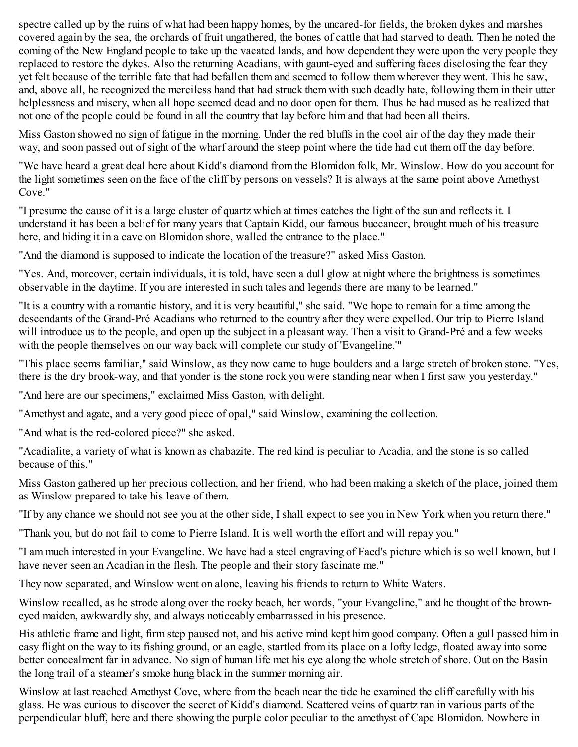spectre called up by the ruins of what had been happy homes, by the uncared-for fields, the broken dykes and marshes covered again by the sea, the orchards of fruit ungathered, the bones of cattle that had starved to death. Then he noted the coming of the New England people to take up the vacated lands, and how dependent they were upon the very people they replaced to restore the dykes. Also the returning Acadians, with gaunt-eyed and suffering faces disclosing the fear they yet felt because of the terrible fate that had befallen them and seemed to follow them wherever they went. This he saw, and, above all, he recognized the merciless hand that had struck them with such deadly hate, following them in their utter helplessness and misery, when all hope seemed dead and no door open for them. Thus he had mused as he realized that not one of the people could be found in all the country that lay before him and that had been all theirs.

Miss Gaston showed no sign of fatigue in the morning. Under the red bluffs in the cool air of the day they made their way, and soon passed out of sight of the wharf around the steep point where the tide had cut them off the day before.

"We have heard a great deal here about Kidd's diamond from the Blomidon folk, Mr. Winslow. How do you account for the light sometimes seen on the face of the cliff by persons on vessels? It is always at the same point above Amethyst Cove."

"I presume the cause of it is a large cluster of quartz which at times catches the light of the sun and reflects it. I understand it has been a belief for many years that Captain Kidd, our famous buccaneer, brought much of his treasure here, and hiding it in a cave on Blomidon shore, walled the entrance to the place."

"And the diamond is supposed to indicate the location of the treasure?" asked Miss Gaston.

"Yes. And, moreover, certain individuals, it is told, have seen a dull glow at night where the brightness is sometimes observable in the daytime. If you are interested in such tales and legends there are many to be learned."

"It is a country with a romantic history, and it is very beautiful," she said. "We hope to remain for a time among the descendants of the Grand-Pré Acadians who returned to the country after they were expelled. Our trip to Pierre Island will introduce us to the people, and open up the subject in a pleasant way. Then a visit to Grand-Pré and a few weeks with the people themselves on our way back will complete our study of 'Evangeline.'"

"This place seems familiar," said Winslow, as they now came to huge boulders and a large stretch of broken stone. "Yes, there is the dry brook-way, and that yonder is the stone rock you were standing near when I first saw you yesterday."

"And here are our specimens," exclaimed Miss Gaston, with delight.

"Amethyst and agate, and a very good piece of opal," said Winslow, examining the collection.

"And what is the red-colored piece?" she asked.

"Acadialite, a variety of what is known as chabazite. The red kind is peculiar to Acadia, and the stone is so called because of this."

Miss Gaston gathered up her precious collection, and her friend, who had been making a sketch of the place, joined them as Winslow prepared to take his leave of them.

"If by any chance we should not see you at the other side, I shall expect to see you in New York when you return there."

"Thank you, but do not fail to come to Pierre Island. It is well worth the effort and will repay you."

"I am much interested in your Evangeline. We have had a steel engraving of Faed's picture which is so well known, but I have never seen an Acadian in the flesh. The people and their story fascinate me."

They now separated, and Winslow went on alone, leaving his friends to return to White Waters.

Winslow recalled, as he strode along over the rocky beach, her words, "your Evangeline," and he thought of the brown-eyed maiden, awkwardly shy, and always noticeably embarrassed in his presence.

His athletic frame and light, firm step paused not, and his active mind kept him good company. Often a gull passed him in easy flight on the way to its fishing ground, or an eagle, startled from its place on a lofty ledge, floated away into some better concealment far in advance. No sign of human life met his eye along the whole stretch of shore. Out on the Basin the long trail of a steamer's smoke hung black in the summer morning air.

Winslow at last reached Amethyst Cove, where from the beach near the tide he examined the cliff carefully with his glass. He was curious to discover the secret of Kidd's diamond. Scattered veins of quartz ran in various parts of the perpendicular bluff, here and there showing the purple color peculiar to the amethyst of Cape Blomidon. Nowhere in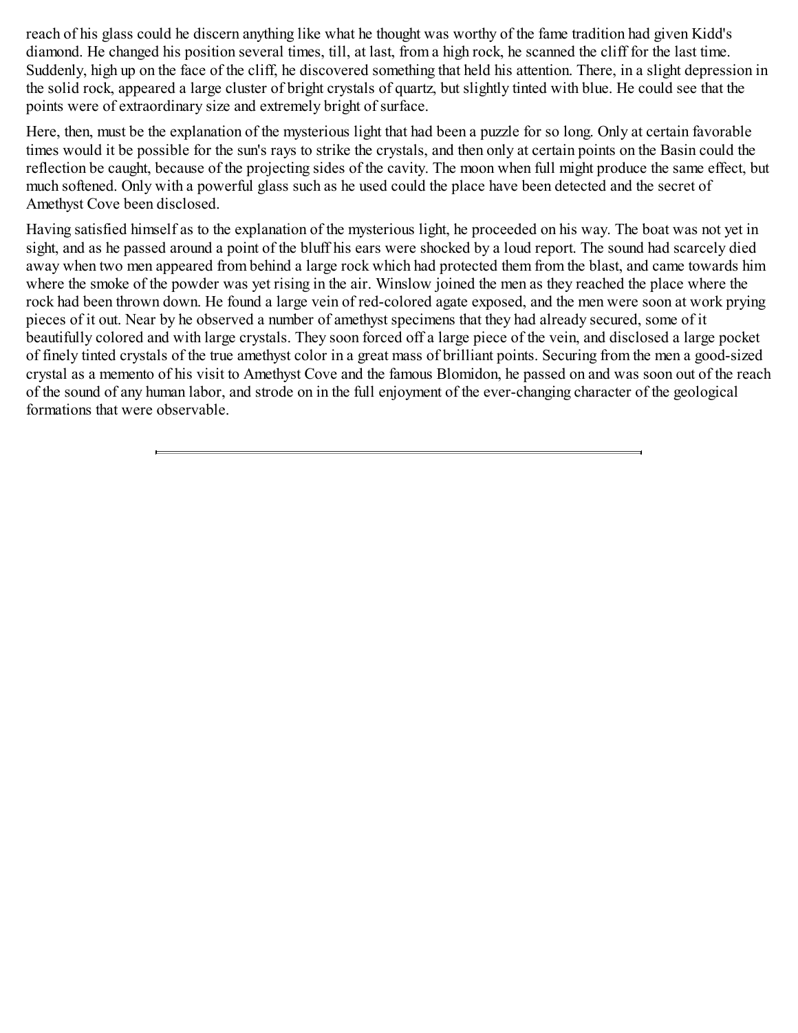reach of his glass could he discern anything like what he thought was worthy of the fame tradition had given Kidd's diamond. He changed his position several times, till, at last, from a high rock, he scanned the cliff for the last time. Suddenly, high up on the face of the cliff, he discovered something that held his attention. There, in a slight depression in the solid rock, appeared a large cluster of bright crystals of quartz, but slightly tinted with blue. He could see that the points were of extraordinary size and extremely bright of surface.

Here, then, must be the explanation of the mysterious light that had been a puzzle for so long. Only at certain favorable times would it be possible for the sun's rays to strike the crystals, and then only at certain points on the Basin could the reflection be caught, because of the projecting sides of the cavity. The moon when full might produce the same effect, but much softened. Only with a powerful glass such as he used could the place have been detected and the secret of Amethyst Cove been disclosed.

Having satisfied himself as to the explanation of the mysterious light, he proceeded on his way. The boat was not yet in sight, and as he passed around a point of the bluff his ears were shocked by a loud report. The sound had scarcely died away when two men appeared from behind a large rock which had protected them from the blast, and came towards him where the smoke of the powder was yet rising in the air. Winslow joined the men as they reached the place where the rock had been thrown down. He found a large vein of red-colored agate exposed, and the men were soon at work prying pieces of it out. Near by he observed a number of amethyst specimens that they had already secured, some of it beautifully colored and with large crystals. They soon forced off a large piece of the vein, and disclosed a large pocket of finely tinted crystals of the true amethyst color in a great mass of brilliant points. Securing from the men a good-sized crystal as a memento of his visit to Amethyst Cove and the famous Blomidon, he passed on and was soon out of the reach of the sound of any human labor, and strode on in the full enjoyment of the ever-changing character of the geological formations that were observable.

---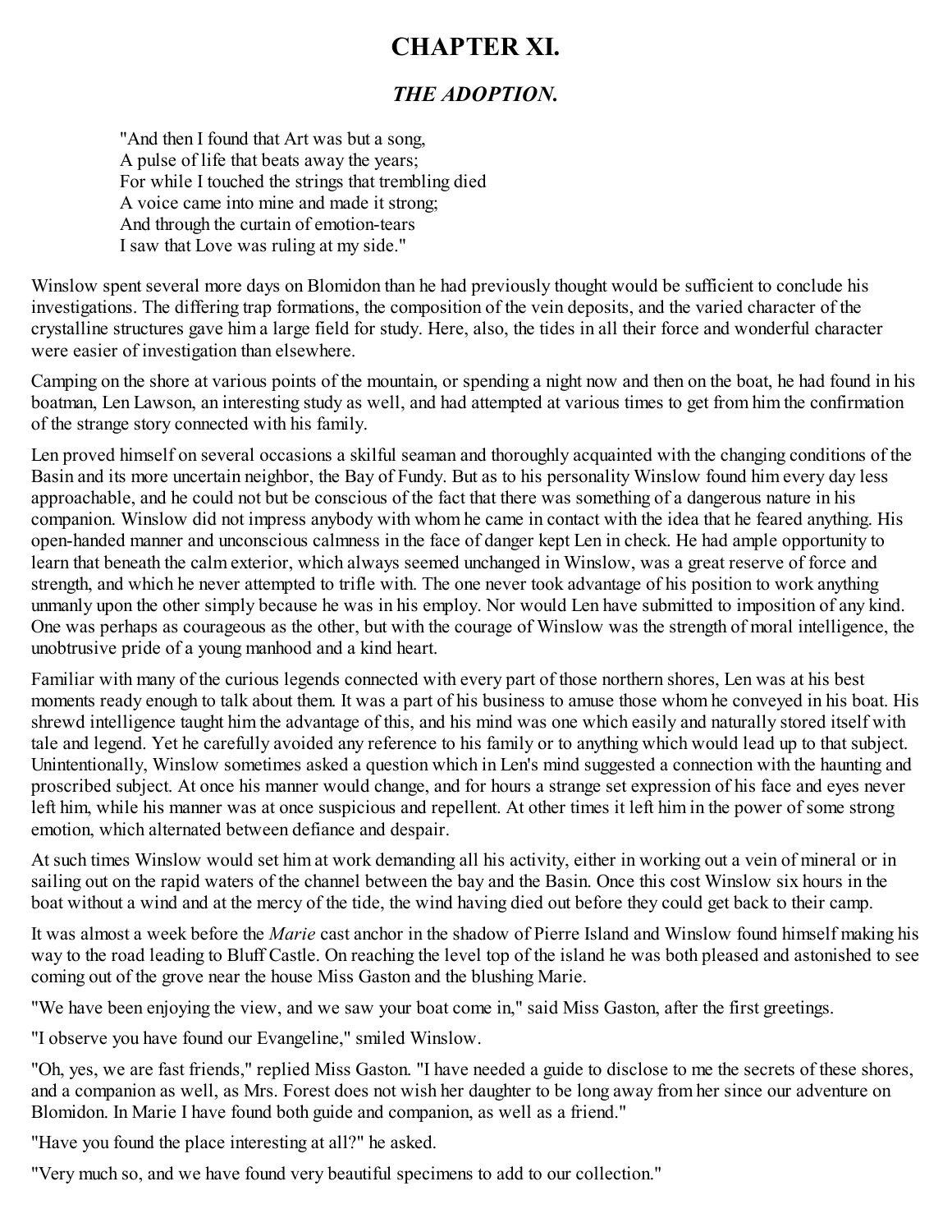# CHAPTER XI.

## *THE ADOPTION.*

> "And then I found that Art was but a song,
> A pulse of life that beats away the years;
> For while I touched the strings that trembling died
> A voice came into mine and made it strong;
> And through the curtain of emotion-tears
> I saw that Love was ruling at my side."

Winslow spent several more days on Blomidon than he had previously thought would be sufficient to conclude his investigations. The differing trap formations, the composition of the vein deposits, and the varied character of the crystalline structures gave him a large field for study. Here, also, the tides in all their force and wonderful character were easier of investigation than elsewhere.

Camping on the shore at various points of the mountain, or spending a night now and then on the boat, he had found in his boatman, Len Lawson, an interesting study as well, and had attempted at various times to get from him the confirmation of the strange story connected with his family.

Len proved himself on several occasions a skilful seaman and thoroughly acquainted with the changing conditions of the Basin and its more uncertain neighbor, the Bay of Fundy. But as to his personality Winslow found him every day less approachable, and he could not but be conscious of the fact that there was something of a dangerous nature in his companion. Winslow did not impress anybody with whom he came in contact with the idea that he feared anything. His open-handed manner and unconscious calmness in the face of danger kept Len in check. He had ample opportunity to learn that beneath the calm exterior, which always seemed unchanged in Winslow, was a great reserve of force and strength, and which he never attempted to trifle with. The one never took advantage of his position to work anything unmanly upon the other simply because he was in his employ. Nor would Len have submitted to imposition of any kind. One was perhaps as courageous as the other, but with the courage of Winslow was the strength of moral intelligence, the unobtrusive pride of a young manhood and a kind heart.

Familiar with many of the curious legends connected with every part of those northern shores, Len was at his best moments ready enough to talk about them. It was a part of his business to amuse those whom he conveyed in his boat. His shrewd intelligence taught him the advantage of this, and his mind was one which easily and naturally stored itself with tale and legend. Yet he carefully avoided any reference to his family or to anything which would lead up to that subject. Unintentionally, Winslow sometimes asked a question which in Len's mind suggested a connection with the haunting and proscribed subject. At once his manner would change, and for hours a strange set expression of his face and eyes never left him, while his manner was at once suspicious and repellent. At other times it left him in the power of some strong emotion, which alternated between defiance and despair.

At such times Winslow would set him at work demanding all his activity, either in working out a vein of mineral or in sailing out on the rapid waters of the channel between the bay and the Basin. Once this cost Winslow six hours in the boat without a wind and at the mercy of the tide, the wind having died out before they could get back to their camp.

It was almost a week before the *Marie* cast anchor in the shadow of Pierre Island and Winslow found himself making his way to the road leading to Bluff Castle. On reaching the level top of the island he was both pleased and astonished to see coming out of the grove near the house Miss Gaston and the blushing Marie.

"We have been enjoying the view, and we saw your boat come in," said Miss Gaston, after the first greetings.

"I observe you have found our Evangeline," smiled Winslow.

"Oh, yes, we are fast friends," replied Miss Gaston. "I have needed a guide to disclose to me the secrets of these shores, and a companion as well, as Mrs. Forest does not wish her daughter to be long away from her since our adventure on Blomidon. In Marie I have found both guide and companion, as well as a friend."

"Have you found the place interesting at all?" he asked.

"Very much so, and we have found very beautiful specimens to add to our collection."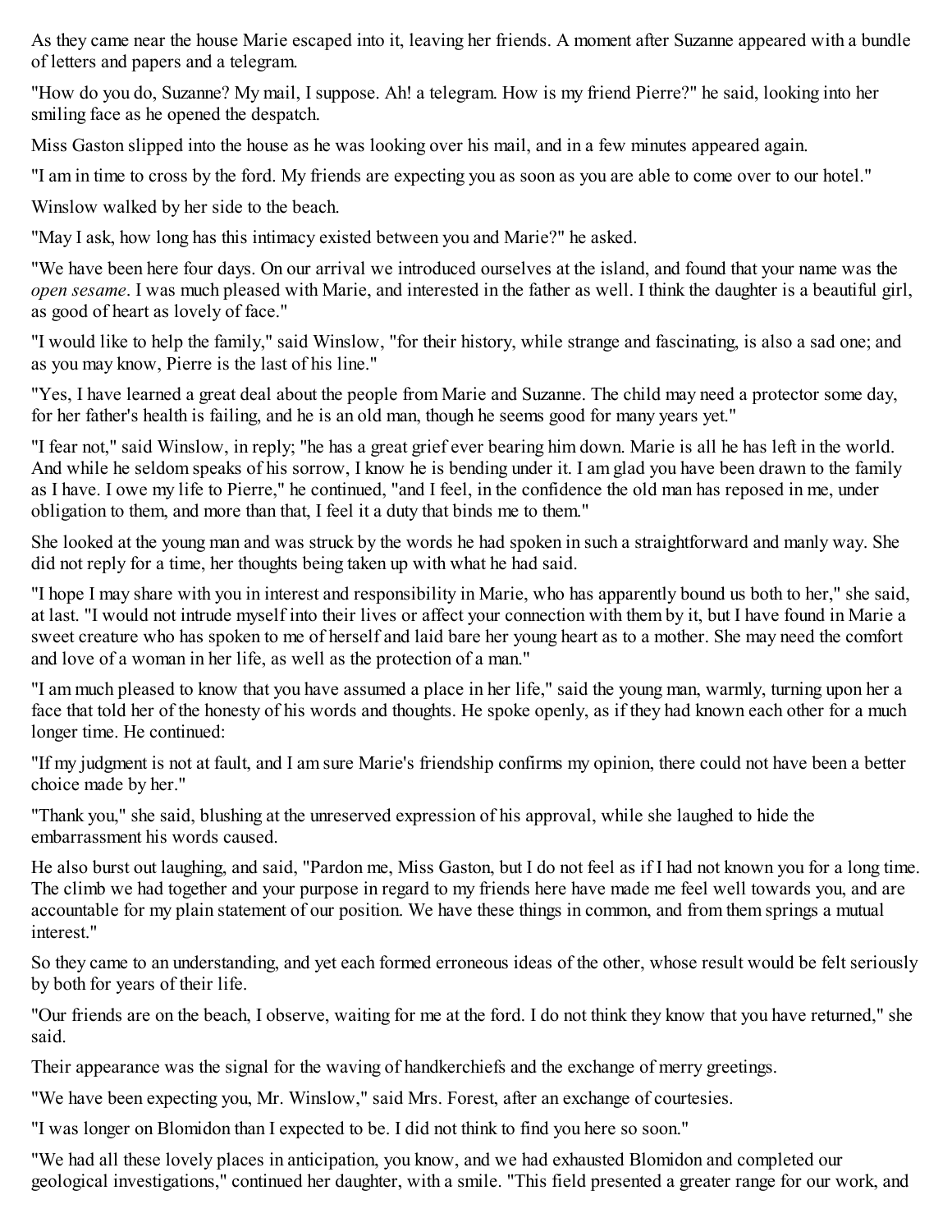As they came near the house Marie escaped into it, leaving her friends. A moment after Suzanne appeared with a bundle of letters and papers and a telegram.

"How do you do, Suzanne? My mail, I suppose. Ah! a telegram. How is my friend Pierre?" he said, looking into her smiling face as he opened the despatch.

Miss Gaston slipped into the house as he was looking over his mail, and in a few minutes appeared again.

"I am in time to cross by the ford. My friends are expecting you as soon as you are able to come over to our hotel."

Winslow walked by her side to the beach.

"May I ask, how long has this intimacy existed between you and Marie?" he asked.

"We have been here four days. On our arrival we introduced ourselves at the island, and found that your name was the *open sesame*. I was much pleased with Marie, and interested in the father as well. I think the daughter is a beautiful girl, as good of heart as lovely of face."

"I would like to help the family," said Winslow, "for their history, while strange and fascinating, is also a sad one; and as you may know, Pierre is the last of his line."

"Yes, I have learned a great deal about the people from Marie and Suzanne. The child may need a protector some day, for her father's health is failing, and he is an old man, though he seems good for many years yet."

"I fear not," said Winslow, in reply; "he has a great grief ever bearing him down. Marie is all he has left in the world. And while he seldom speaks of his sorrow, I know he is bending under it. I am glad you have been drawn to the family as I have. I owe my life to Pierre," he continued, "and I feel, in the confidence the old man has reposed in me, under obligation to them, and more than that, I feel it a duty that binds me to them."

She looked at the young man and was struck by the words he had spoken in such a straightforward and manly way. She did not reply for a time, her thoughts being taken up with what he had said.

"I hope I may share with you in interest and responsibility in Marie, who has apparently bound us both to her," she said, at last. "I would not intrude myself into their lives or affect your connection with them by it, but I have found in Marie a sweet creature who has spoken to me of herself and laid bare her young heart as to a mother. She may need the comfort and love of a woman in her life, as well as the protection of a man."

"I am much pleased to know that you have assumed a place in her life," said the young man, warmly, turning upon her a face that told her of the honesty of his words and thoughts. He spoke openly, as if they had known each other for a much longer time. He continued:

"If my judgment is not at fault, and I am sure Marie's friendship confirms my opinion, there could not have been a better choice made by her."

"Thank you," she said, blushing at the unreserved expression of his approval, while she laughed to hide the embarrassment his words caused.

He also burst out laughing, and said, "Pardon me, Miss Gaston, but I do not feel as if I had not known you for a long time. The climb we had together and your purpose in regard to my friends here have made me feel well towards you, and are accountable for my plain statement of our position. We have these things in common, and from them springs a mutual interest."

So they came to an understanding, and yet each formed erroneous ideas of the other, whose result would be felt seriously by both for years of their life.

"Our friends are on the beach, I observe, waiting for me at the ford. I do not think they know that you have returned," she said.

Their appearance was the signal for the waving of handkerchiefs and the exchange of merry greetings.

"We have been expecting you, Mr. Winslow," said Mrs. Forest, after an exchange of courtesies.

"I was longer on Blomidon than I expected to be. I did not think to find you here so soon."

"We had all these lovely places in anticipation, you know, and we had exhausted Blomidon and completed our geological investigations," continued her daughter, with a smile. "This field presented a greater range for our work, and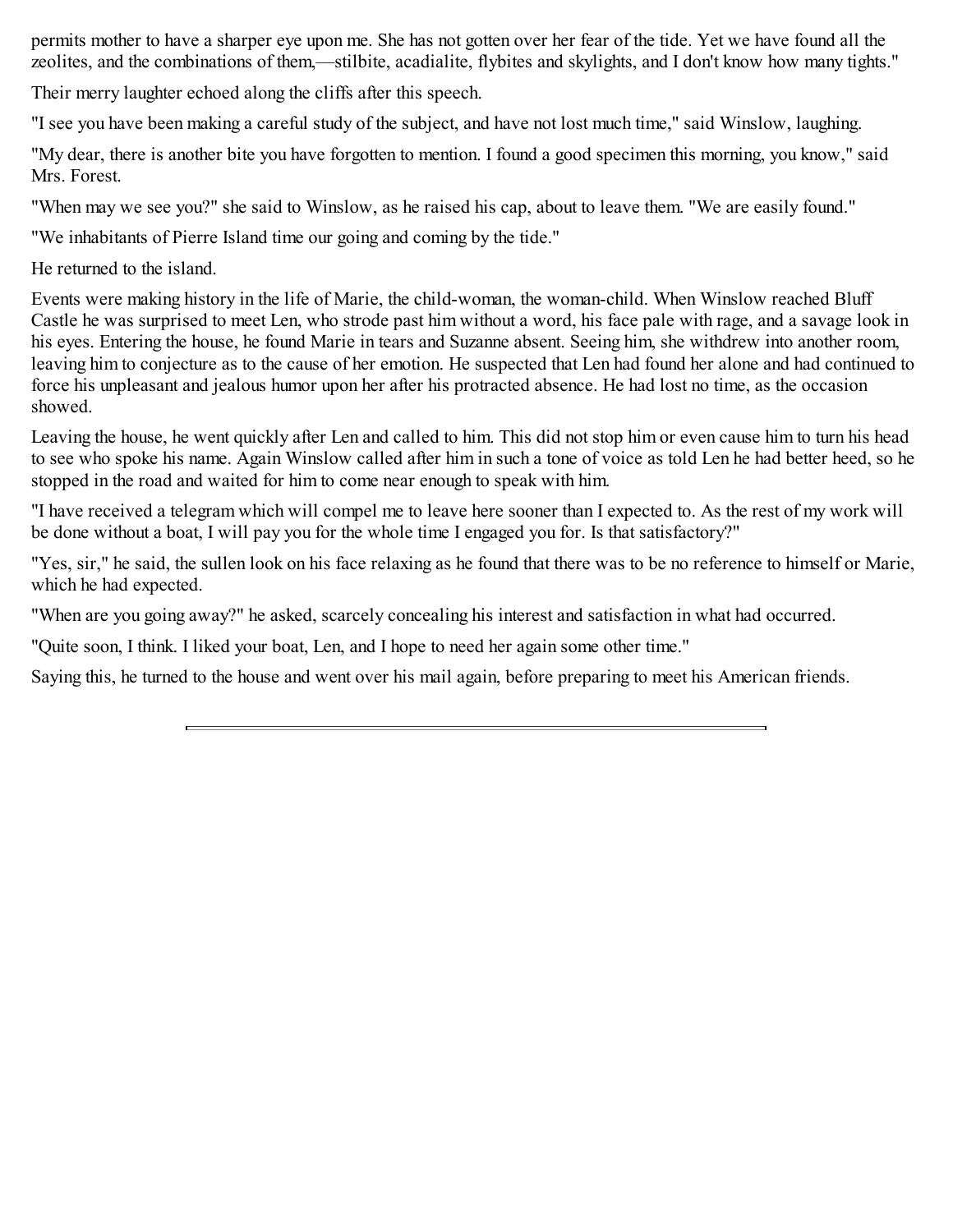permits mother to have a sharper eye upon me. She has not gotten over her fear of the tide. Yet we have found all the zeolites, and the combinations of them,—stilbite, acadialite, flybites and skylights, and I don't know how many tights."

Their merry laughter echoed along the cliffs after this speech.

"I see you have been making a careful study of the subject, and have not lost much time," said Winslow, laughing.

"My dear, there is another bite you have forgotten to mention. I found a good specimen this morning, you know," said Mrs. Forest.

"When may we see you?" she said to Winslow, as he raised his cap, about to leave them. "We are easily found."

"We inhabitants of Pierre Island time our going and coming by the tide."

He returned to the island.

Events were making history in the life of Marie, the child-woman, the woman-child. When Winslow reached Bluff Castle he was surprised to meet Len, who strode past him without a word, his face pale with rage, and a savage look in his eyes. Entering the house, he found Marie in tears and Suzanne absent. Seeing him, she withdrew into another room, leaving him to conjecture as to the cause of her emotion. He suspected that Len had found her alone and had continued to force his unpleasant and jealous humor upon her after his protracted absence. He had lost no time, as the occasion showed.

Leaving the house, he went quickly after Len and called to him. This did not stop him or even cause him to turn his head to see who spoke his name. Again Winslow called after him in such a tone of voice as told Len he had better heed, so he stopped in the road and waited for him to come near enough to speak with him.

"I have received a telegram which will compel me to leave here sooner than I expected to. As the rest of my work will be done without a boat, I will pay you for the whole time I engaged you for. Is that satisfactory?"

"Yes, sir," he said, the sullen look on his face relaxing as he found that there was to be no reference to himself or Marie, which he had expected.

"When are you going away?" he asked, scarcely concealing his interest and satisfaction in what had occurred.

"Quite soon, I think. I liked your boat, Len, and I hope to need her again some other time."

Saying this, he turned to the house and went over his mail again, before preparing to meet his American friends.

---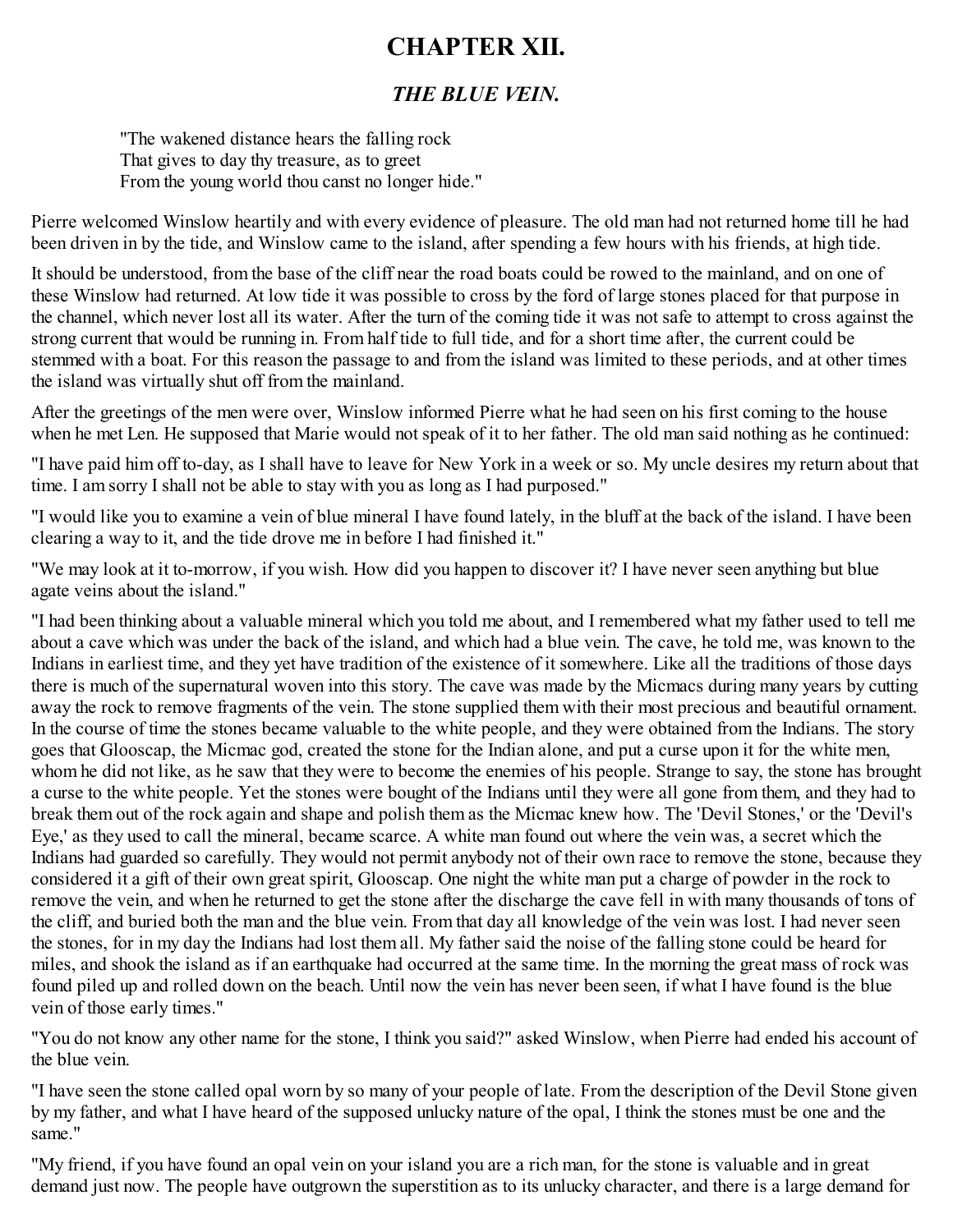# CHAPTER XII.

## *THE BLUE VEIN.*

> "The wakened distance hears the falling rock
> That gives to day thy treasure, as to greet
> From the young world thou canst no longer hide."

Pierre welcomed Winslow heartily and with every evidence of pleasure. The old man had not returned home till he had been driven in by the tide, and Winslow came to the island, after spending a few hours with his friends, at high tide.

It should be understood, from the base of the cliff near the road boats could be rowed to the mainland, and on one of these Winslow had returned. At low tide it was possible to cross by the ford of large stones placed for that purpose in the channel, which never lost all its water. After the turn of the coming tide it was not safe to attempt to cross against the strong current that would be running in. From half tide to full tide, and for a short time after, the current could be stemmed with a boat. For this reason the passage to and from the island was limited to these periods, and at other times the island was virtually shut off from the mainland.

After the greetings of the men were over, Winslow informed Pierre what he had seen on his first coming to the house when he met Len. He supposed that Marie would not speak of it to her father. The old man said nothing as he continued:

"I have paid him off to-day, as I shall have to leave for New York in a week or so. My uncle desires my return about that time. I am sorry I shall not be able to stay with you as long as I had purposed."

"I would like you to examine a vein of blue mineral I have found lately, in the bluff at the back of the island. I have been clearing a way to it, and the tide drove me in before I had finished it."

"We may look at it to-morrow, if you wish. How did you happen to discover it? I have never seen anything but blue agate veins about the island."

"I had been thinking about a valuable mineral which you told me about, and I remembered what my father used to tell me about a cave which was under the back of the island, and which had a blue vein. The cave, he told me, was known to the Indians in earliest time, and they yet have tradition of the existence of it somewhere. Like all the traditions of those days there is much of the supernatural woven into this story. The cave was made by the Micmacs during many years by cutting away the rock to remove fragments of the vein. The stone supplied them with their most precious and beautiful ornament. In the course of time the stones became valuable to the white people, and they were obtained from the Indians. The story goes that Glooscap, the Micmac god, created the stone for the Indian alone, and put a curse upon it for the white men, whom he did not like, as he saw that they were to become the enemies of his people. Strange to say, the stone has brought a curse to the white people. Yet the stones were bought of the Indians until they were all gone from them, and they had to break them out of the rock again and shape and polish them as the Micmac knew how. The 'Devil Stones,' or the 'Devil's Eye,' as they used to call the mineral, became scarce. A white man found out where the vein was, a secret which the Indians had guarded so carefully. They would not permit anybody not of their own race to remove the stone, because they considered it a gift of their own great spirit, Glooscap. One night the white man put a charge of powder in the rock to remove the vein, and when he returned to get the stone after the discharge the cave fell in with many thousands of tons of the cliff, and buried both the man and the blue vein. From that day all knowledge of the vein was lost. I had never seen the stones, for in my day the Indians had lost them all. My father said the noise of the falling stone could be heard for miles, and shook the island as if an earthquake had occurred at the same time. In the morning the great mass of rock was found piled up and rolled down on the beach. Until now the vein has never been seen, if what I have found is the blue vein of those early times."

"You do not know any other name for the stone, I think you said?" asked Winslow, when Pierre had ended his account of the blue vein.

"I have seen the stone called opal worn by so many of your people of late. From the description of the Devil Stone given by my father, and what I have heard of the supposed unlucky nature of the opal, I think the stones must be one and the same."

"My friend, if you have found an opal vein on your island you are a rich man, for the stone is valuable and in great demand just now. The people have outgrown the superstition as to its unlucky character, and there is a large demand for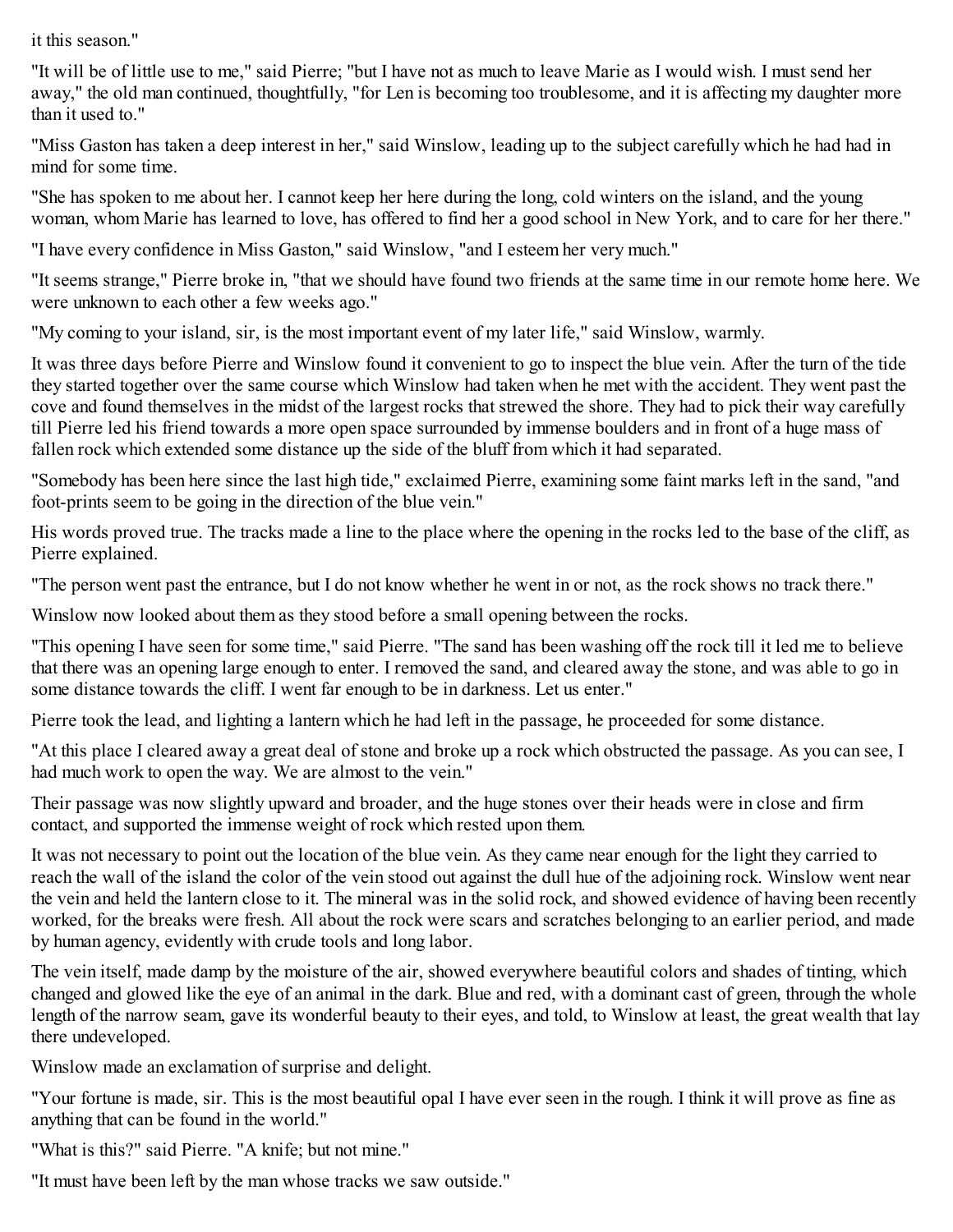it this season."

"It will be of little use to me," said Pierre; "but I have not as much to leave Marie as I would wish. I must send her away," the old man continued, thoughtfully, "for Len is becoming too troublesome, and it is affecting my daughter more than it used to."

"Miss Gaston has taken a deep interest in her," said Winslow, leading up to the subject carefully which he had had in mind for some time.

"She has spoken to me about her. I cannot keep her here during the long, cold winters on the island, and the young woman, whom Marie has learned to love, has offered to find her a good school in New York, and to care for her there."

"I have every confidence in Miss Gaston," said Winslow, "and I esteem her very much."

"It seems strange," Pierre broke in, "that we should have found two friends at the same time in our remote home here. We were unknown to each other a few weeks ago."

"My coming to your island, sir, is the most important event of my later life," said Winslow, warmly.

It was three days before Pierre and Winslow found it convenient to go to inspect the blue vein. After the turn of the tide they started together over the same course which Winslow had taken when he met with the accident. They went past the cove and found themselves in the midst of the largest rocks that strewed the shore. They had to pick their way carefully till Pierre led his friend towards a more open space surrounded by immense boulders and in front of a huge mass of fallen rock which extended some distance up the side of the bluff from which it had separated.

"Somebody has been here since the last high tide," exclaimed Pierre, examining some faint marks left in the sand, "and foot-prints seem to be going in the direction of the blue vein."

His words proved true. The tracks made a line to the place where the opening in the rocks led to the base of the cliff, as Pierre explained.

"The person went past the entrance, but I do not know whether he went in or not, as the rock shows no track there."

Winslow now looked about them as they stood before a small opening between the rocks.

"This opening I have seen for some time," said Pierre. "The sand has been washing off the rock till it led me to believe that there was an opening large enough to enter. I removed the sand, and cleared away the stone, and was able to go in some distance towards the cliff. I went far enough to be in darkness. Let us enter."

Pierre took the lead, and lighting a lantern which he had left in the passage, he proceeded for some distance.

"At this place I cleared away a great deal of stone and broke up a rock which obstructed the passage. As you can see, I had much work to open the way. We are almost to the vein."

Their passage was now slightly upward and broader, and the huge stones over their heads were in close and firm contact, and supported the immense weight of rock which rested upon them.

It was not necessary to point out the location of the blue vein. As they came near enough for the light they carried to reach the wall of the island the color of the vein stood out against the dull hue of the adjoining rock. Winslow went near the vein and held the lantern close to it. The mineral was in the solid rock, and showed evidence of having been recently worked, for the breaks were fresh. All about the rock were scars and scratches belonging to an earlier period, and made by human agency, evidently with crude tools and long labor.

The vein itself, made damp by the moisture of the air, showed everywhere beautiful colors and shades of tinting, which changed and glowed like the eye of an animal in the dark. Blue and red, with a dominant cast of green, through the whole length of the narrow seam, gave its wonderful beauty to their eyes, and told, to Winslow at least, the great wealth that lay there undeveloped.

Winslow made an exclamation of surprise and delight.

"Your fortune is made, sir. This is the most beautiful opal I have ever seen in the rough. I think it will prove as fine as anything that can be found in the world."

"What is this?" said Pierre. "A knife; but not mine."

"It must have been left by the man whose tracks we saw outside."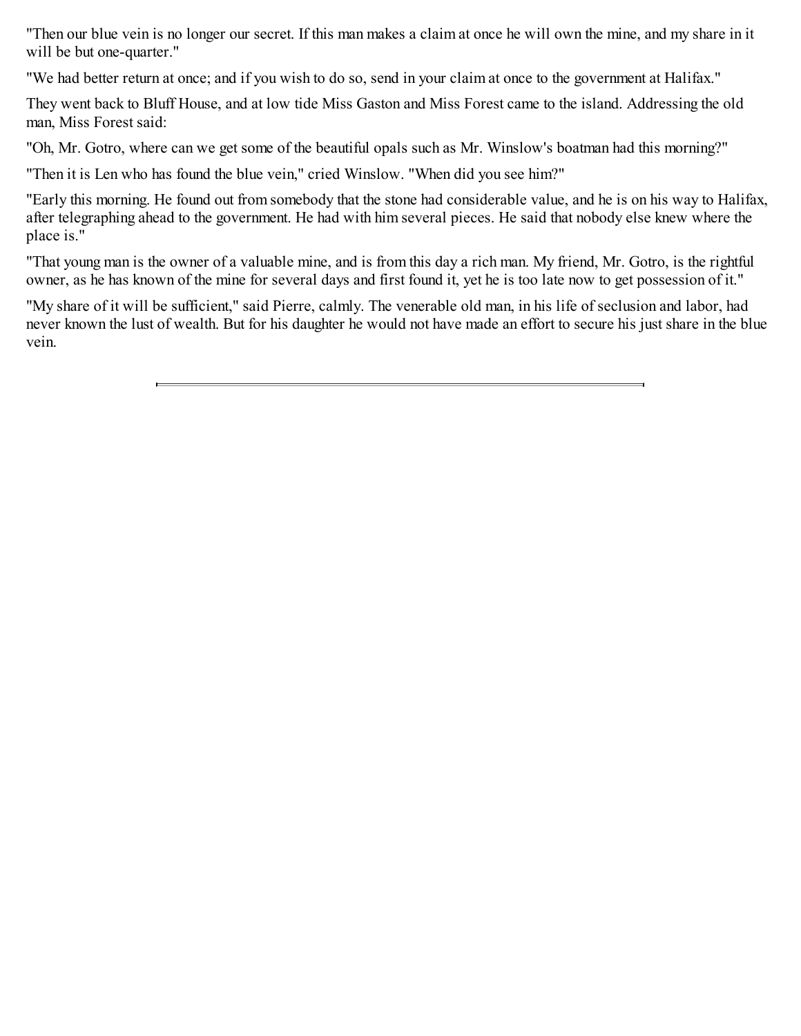"Then our blue vein is no longer our secret. If this man makes a claim at once he will own the mine, and my share in it will be but one-quarter."

"We had better return at once; and if you wish to do so, send in your claim at once to the government at Halifax."

They went back to Bluff House, and at low tide Miss Gaston and Miss Forest came to the island. Addressing the old man, Miss Forest said:

"Oh, Mr. Gotro, where can we get some of the beautiful opals such as Mr. Winslow's boatman had this morning?"

"Then it is Len who has found the blue vein," cried Winslow. "When did you see him?"

"Early this morning. He found out from somebody that the stone had considerable value, and he is on his way to Halifax, after telegraphing ahead to the government. He had with him several pieces. He said that nobody else knew where the place is."

"That young man is the owner of a valuable mine, and is from this day a rich man. My friend, Mr. Gotro, is the rightful owner, as he has known of the mine for several days and first found it, yet he is too late now to get possession of it."

"My share of it will be sufficient," said Pierre, calmly. The venerable old man, in his life of seclusion and labor, had never known the lust of wealth. But for his daughter he would not have made an effort to secure his just share in the blue vein.

---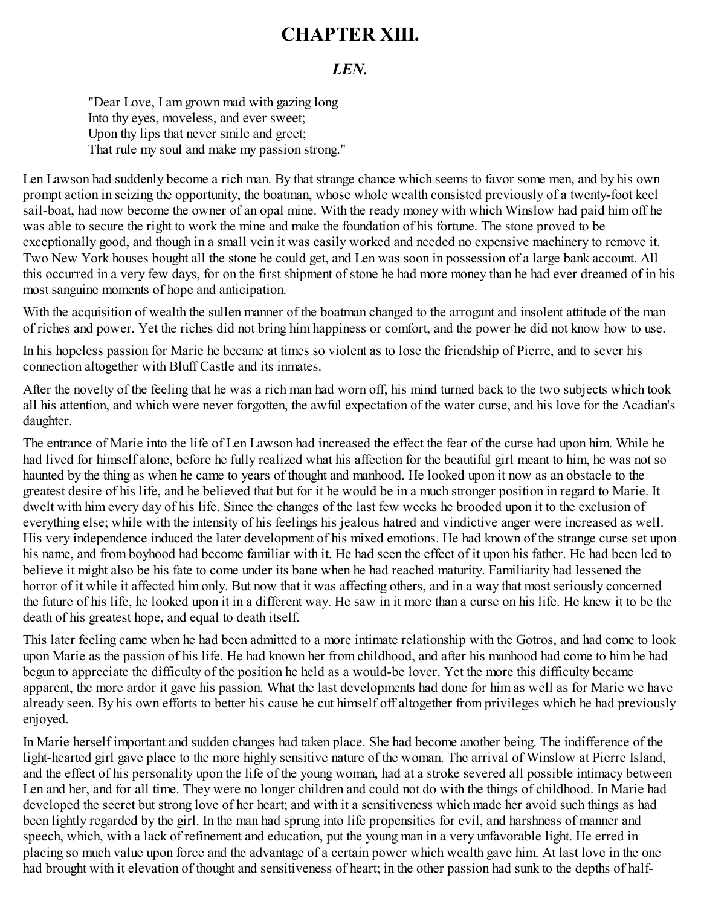# CHAPTER XIII.

## *LEN.*

> "Dear Love, I am grown mad with gazing long
> Into thy eyes, moveless, and ever sweet;
> Upon thy lips that never smile and greet;
> That rule my soul and make my passion strong."

Len Lawson had suddenly become a rich man. By that strange chance which seems to favor some men, and by his own prompt action in seizing the opportunity, the boatman, whose whole wealth consisted previously of a twenty-foot keel sail-boat, had now become the owner of an opal mine. With the ready money with which Winslow had paid him off he was able to secure the right to work the mine and make the foundation of his fortune. The stone proved to be exceptionally good, and though in a small vein it was easily worked and needed no expensive machinery to remove it. Two New York houses bought all the stone he could get, and Len was soon in possession of a large bank account. All this occurred in a very few days, for on the first shipment of stone he had more money than he had ever dreamed of in his most sanguine moments of hope and anticipation.

With the acquisition of wealth the sullen manner of the boatman changed to the arrogant and insolent attitude of the man of riches and power. Yet the riches did not bring him happiness or comfort, and the power he did not know how to use.

In his hopeless passion for Marie he became at times so violent as to lose the friendship of Pierre, and to sever his connection altogether with Bluff Castle and its inmates.

After the novelty of the feeling that he was a rich man had worn off, his mind turned back to the two subjects which took all his attention, and which were never forgotten, the awful expectation of the water curse, and his love for the Acadian's daughter.

The entrance of Marie into the life of Len Lawson had increased the effect the fear of the curse had upon him. While he had lived for himself alone, before he fully realized what his affection for the beautiful girl meant to him, he was not so haunted by the thing as when he came to years of thought and manhood. He looked upon it now as an obstacle to the greatest desire of his life, and he believed that but for it he would be in a much stronger position in regard to Marie. It dwelt with him every day of his life. Since the changes of the last few weeks he brooded upon it to the exclusion of everything else; while with the intensity of his feelings his jealous hatred and vindictive anger were increased as well. His very independence induced the later development of his mixed emotions. He had known of the strange curse set upon his name, and from boyhood had become familiar with it. He had seen the effect of it upon his father. He had been led to believe it might also be his fate to come under its bane when he had reached maturity. Familiarity had lessened the horror of it while it affected him only. But now that it was affecting others, and in a way that most seriously concerned the future of his life, he looked upon it in a different way. He saw in it more than a curse on his life. He knew it to be the death of his greatest hope, and equal to death itself.

This later feeling came when he had been admitted to a more intimate relationship with the Gotros, and had come to look upon Marie as the passion of his life. He had known her from childhood, and after his manhood had come to him he had begun to appreciate the difficulty of the position he held as a would-be lover. Yet the more this difficulty became apparent, the more ardor it gave his passion. What the last developments had done for him as well as for Marie we have already seen. By his own efforts to better his cause he cut himself off altogether from privileges which he had previously enjoyed.

In Marie herself important and sudden changes had taken place. She had become another being. The indifference of the light-hearted girl gave place to the more highly sensitive nature of the woman. The arrival of Winslow at Pierre Island, and the effect of his personality upon the life of the young woman, had at a stroke severed all possible intimacy between Len and her, and for all time. They were no longer children and could not do with the things of childhood. In Marie had developed the secret but strong love of her heart; and with it a sensitiveness which made her avoid such things as had been lightly regarded by the girl. In the man had sprung into life propensities for evil, and harshness of manner and speech, which, with a lack of refinement and education, put the young man in a very unfavorable light. He erred in placing so much value upon force and the advantage of a certain power which wealth gave him. At last love in the one had brought with it elevation of thought and sensitiveness of heart; in the other passion had sunk to the depths of half-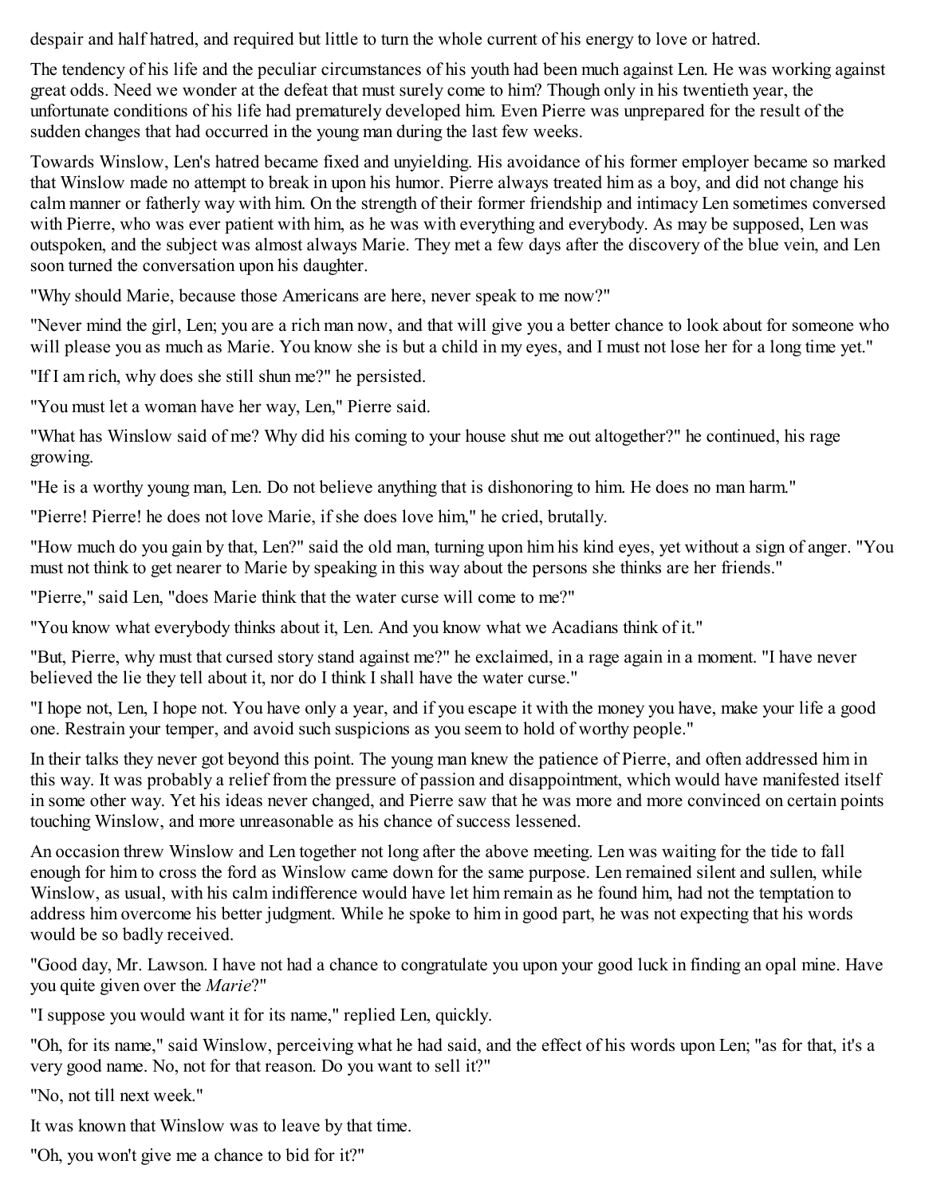despair and half hatred, and required but little to turn the whole current of his energy to love or hatred.

The tendency of his life and the peculiar circumstances of his youth had been much against Len. He was working against great odds. Need we wonder at the defeat that must surely come to him? Though only in his twentieth year, the unfortunate conditions of his life had prematurely developed him. Even Pierre was unprepared for the result of the sudden changes that had occurred in the young man during the last few weeks.

Towards Winslow, Len's hatred became fixed and unyielding. His avoidance of his former employer became so marked that Winslow made no attempt to break in upon his humor. Pierre always treated him as a boy, and did not change his calm manner or fatherly way with him. On the strength of their former friendship and intimacy Len sometimes conversed with Pierre, who was ever patient with him, as he was with everything and everybody. As may be supposed, Len was outspoken, and the subject was almost always Marie. They met a few days after the discovery of the blue vein, and Len soon turned the conversation upon his daughter.

"Why should Marie, because those Americans are here, never speak to me now?"

"Never mind the girl, Len; you are a rich man now, and that will give you a better chance to look about for someone who will please you as much as Marie. You know she is but a child in my eyes, and I must not lose her for a long time yet."

"If I am rich, why does she still shun me?" he persisted.

"You must let a woman have her way, Len," Pierre said.

"What has Winslow said of me? Why did his coming to your house shut me out altogether?" he continued, his rage growing.

"He is a worthy young man, Len. Do not believe anything that is dishonoring to him. He does no man harm."

"Pierre! Pierre! he does not love Marie, if she does love him," he cried, brutally.

"How much do you gain by that, Len?" said the old man, turning upon him his kind eyes, yet without a sign of anger. "You must not think to get nearer to Marie by speaking in this way about the persons she thinks are her friends."

"Pierre," said Len, "does Marie think that the water curse will come to me?"

"You know what everybody thinks about it, Len. And you know what we Acadians think of it."

"But, Pierre, why must that cursed story stand against me?" he exclaimed, in a rage again in a moment. "I have never believed the lie they tell about it, nor do I think I shall have the water curse."

"I hope not, Len, I hope not. You have only a year, and if you escape it with the money you have, make your life a good one. Restrain your temper, and avoid such suspicions as you seem to hold of worthy people."

In their talks they never got beyond this point. The young man knew the patience of Pierre, and often addressed him in this way. It was probably a relief from the pressure of passion and disappointment, which would have manifested itself in some other way. Yet his ideas never changed, and Pierre saw that he was more and more convinced on certain points touching Winslow, and more unreasonable as his chance of success lessened.

An occasion threw Winslow and Len together not long after the above meeting. Len was waiting for the tide to fall enough for him to cross the ford as Winslow came down for the same purpose. Len remained silent and sullen, while Winslow, as usual, with his calm indifference would have let him remain as he found him, had not the temptation to address him overcome his better judgment. While he spoke to him in good part, he was not expecting that his words would be so badly received.

"Good day, Mr. Lawson. I have not had a chance to congratulate you upon your good luck in finding an opal mine. Have you quite given over the *Marie*?"

"I suppose you would want it for its name," replied Len, quickly.

"Oh, for its name," said Winslow, perceiving what he had said, and the effect of his words upon Len; "as for that, it's a very good name. No, not for that reason. Do you want to sell it?"

"No, not till next week."

It was known that Winslow was to leave by that time.

"Oh, you won't give me a chance to bid for it?"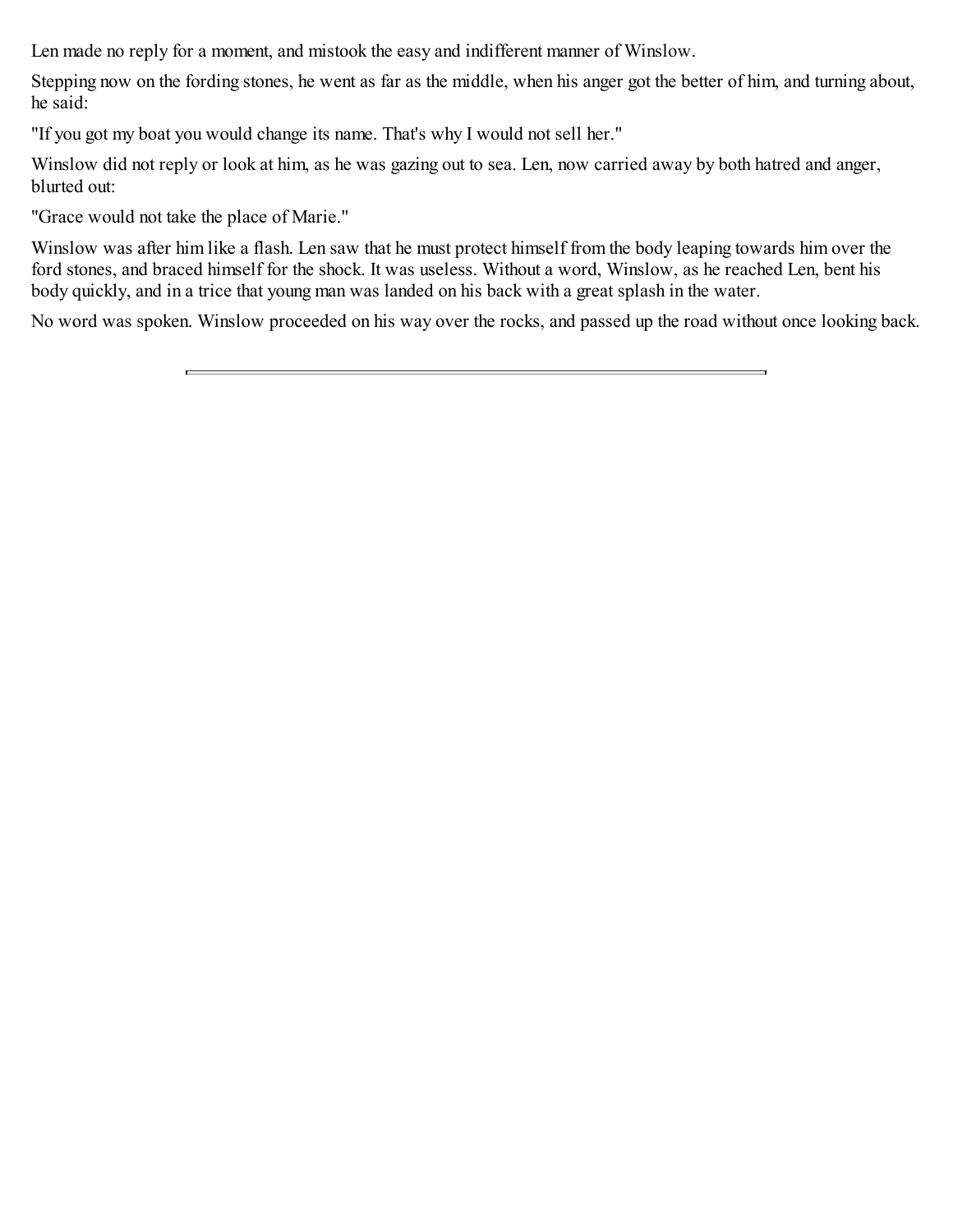Len made no reply for a moment, and mistook the easy and indifferent manner of Winslow.

Stepping now on the fording stones, he went as far as the middle, when his anger got the better of him, and turning about, he said:

"If you got my boat you would change its name. That's why I would not sell her."

Winslow did not reply or look at him, as he was gazing out to sea. Len, now carried away by both hatred and anger, blurted out:

"Grace would not take the place of Marie."

Winslow was after him like a flash. Len saw that he must protect himself from the body leaping towards him over the ford stones, and braced himself for the shock. It was useless. Without a word, Winslow, as he reached Len, bent his body quickly, and in a trice that young man was landed on his back with a great splash in the water.

No word was spoken. Winslow proceeded on his way over the rocks, and passed up the road without once looking back.

---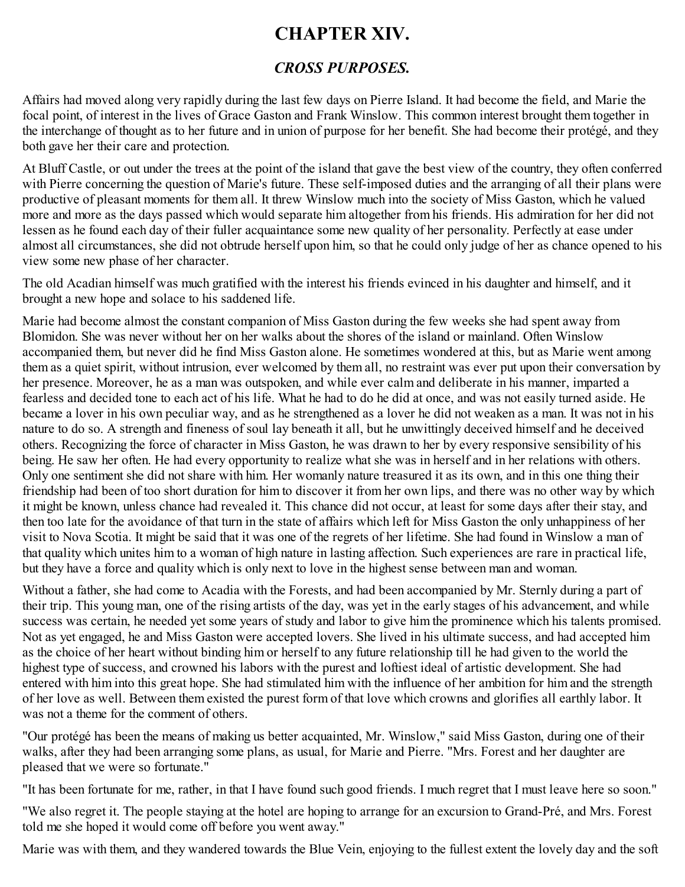# CHAPTER XIV.

## *CROSS PURPOSES.*

Affairs had moved along very rapidly during the last few days on Pierre Island. It had become the field, and Marie the focal point, of interest in the lives of Grace Gaston and Frank Winslow. This common interest brought them together in the interchange of thought as to her future and in union of purpose for her benefit. She had become their protégé, and they both gave her their care and protection.

At Bluff Castle, or out under the trees at the point of the island that gave the best view of the country, they often conferred with Pierre concerning the question of Marie's future. These self-imposed duties and the arranging of all their plans were productive of pleasant moments for them all. It threw Winslow much into the society of Miss Gaston, which he valued more and more as the days passed which would separate him altogether from his friends. His admiration for her did not lessen as he found each day of their fuller acquaintance some new quality of her personality. Perfectly at ease under almost all circumstances, she did not obtrude herself upon him, so that he could only judge of her as chance opened to his view some new phase of her character.

The old Acadian himself was much gratified with the interest his friends evinced in his daughter and himself, and it brought a new hope and solace to his saddened life.

Marie had become almost the constant companion of Miss Gaston during the few weeks she had spent away from Blomidon. She was never without her on her walks about the shores of the island or mainland. Often Winslow accompanied them, but never did he find Miss Gaston alone. He sometimes wondered at this, but as Marie went among them as a quiet spirit, without intrusion, ever welcomed by them all, no restraint was ever put upon their conversation by her presence. Moreover, he as a man was outspoken, and while ever calm and deliberate in his manner, imparted a fearless and decided tone to each act of his life. What he had to do he did at once, and was not easily turned aside. He became a lover in his own peculiar way, and as he strengthened as a lover he did not weaken as a man. It was not in his nature to do so. A strength and fineness of soul lay beneath it all, but he unwittingly deceived himself and he deceived others. Recognizing the force of character in Miss Gaston, he was drawn to her by every responsive sensibility of his being. He saw her often. He had every opportunity to realize what she was in herself and in her relations with others. Only one sentiment she did not share with him. Her womanly nature treasured it as its own, and in this one thing their friendship had been of too short duration for him to discover it from her own lips, and there was no other way by which it might be known, unless chance had revealed it. This chance did not occur, at least for some days after their stay, and then too late for the avoidance of that turn in the state of affairs which left for Miss Gaston the only unhappiness of her visit to Nova Scotia. It might be said that it was one of the regrets of her lifetime. She had found in Winslow a man of that quality which unites him to a woman of high nature in lasting affection. Such experiences are rare in practical life, but they have a force and quality which is only next to love in the highest sense between man and woman.

Without a father, she had come to Acadia with the Forests, and had been accompanied by Mr. Sternly during a part of their trip. This young man, one of the rising artists of the day, was yet in the early stages of his advancement, and while success was certain, he needed yet some years of study and labor to give him the prominence which his talents promised. Not as yet engaged, he and Miss Gaston were accepted lovers. She lived in his ultimate success, and had accepted him as the choice of her heart without binding him or herself to any future relationship till he had given to the world the highest type of success, and crowned his labors with the purest and loftiest ideal of artistic development. She had entered with him into this great hope. She had stimulated him with the influence of her ambition for him and the strength of her love as well. Between them existed the purest form of that love which crowns and glorifies all earthly labor. It was not a theme for the comment of others.

"Our protégé has been the means of making us better acquainted, Mr. Winslow," said Miss Gaston, during one of their walks, after they had been arranging some plans, as usual, for Marie and Pierre. "Mrs. Forest and her daughter are pleased that we were so fortunate."

"It has been fortunate for me, rather, in that I have found such good friends. I much regret that I must leave here so soon."

"We also regret it. The people staying at the hotel are hoping to arrange for an excursion to Grand-Pré, and Mrs. Forest told me she hoped it would come off before you went away."

Marie was with them, and they wandered towards the Blue Vein, enjoying to the fullest extent the lovely day and the soft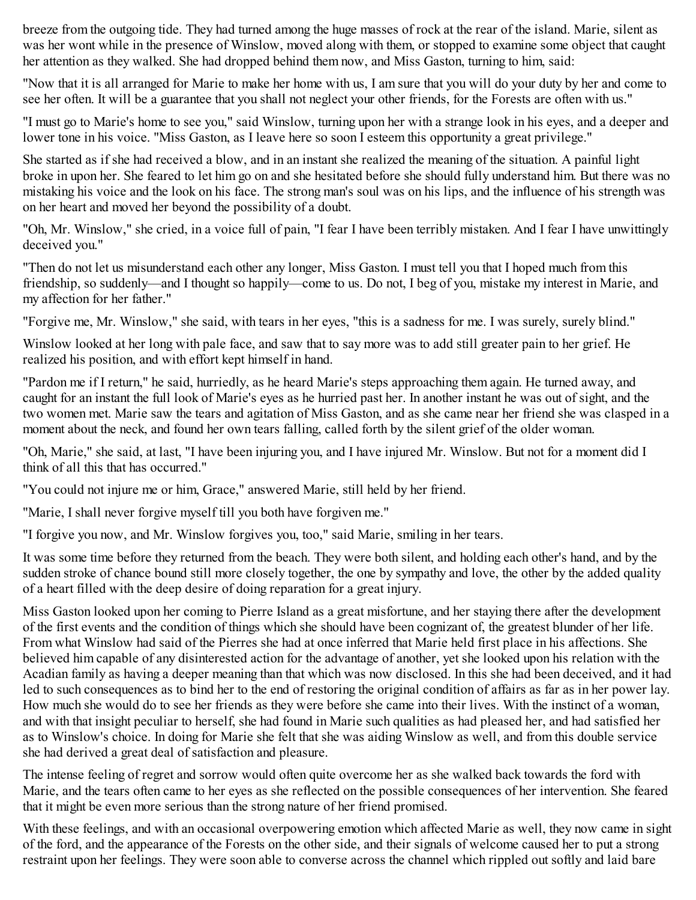breeze from the outgoing tide. They had turned among the huge masses of rock at the rear of the island. Marie, silent as was her wont while in the presence of Winslow, moved along with them, or stopped to examine some object that caught her attention as they walked. She had dropped behind them now, and Miss Gaston, turning to him, said:

"Now that it is all arranged for Marie to make her home with us, I am sure that you will do your duty by her and come to see her often. It will be a guarantee that you shall not neglect your other friends, for the Forests are often with us."

"I must go to Marie's home to see you," said Winslow, turning upon her with a strange look in his eyes, and a deeper and lower tone in his voice. "Miss Gaston, as I leave here so soon I esteem this opportunity a great privilege."

She started as if she had received a blow, and in an instant she realized the meaning of the situation. A painful light broke in upon her. She feared to let him go on and she hesitated before she should fully understand him. But there was no mistaking his voice and the look on his face. The strong man's soul was on his lips, and the influence of his strength was on her heart and moved her beyond the possibility of a doubt.

"Oh, Mr. Winslow," she cried, in a voice full of pain, "I fear I have been terribly mistaken. And I fear I have unwittingly deceived you."

"Then do not let us misunderstand each other any longer, Miss Gaston. I must tell you that I hoped much from this friendship, so suddenly—and I thought so happily—come to us. Do not, I beg of you, mistake my interest in Marie, and my affection for her father."

"Forgive me, Mr. Winslow," she said, with tears in her eyes, "this is a sadness for me. I was surely, surely blind."

Winslow looked at her long with pale face, and saw that to say more was to add still greater pain to her grief. He realized his position, and with effort kept himself in hand.

"Pardon me if I return," he said, hurriedly, as he heard Marie's steps approaching them again. He turned away, and caught for an instant the full look of Marie's eyes as he hurried past her. In another instant he was out of sight, and the two women met. Marie saw the tears and agitation of Miss Gaston, and as she came near her friend she was clasped in a moment about the neck, and found her own tears falling, called forth by the silent grief of the older woman.

"Oh, Marie," she said, at last, "I have been injuring you, and I have injured Mr. Winslow. But not for a moment did I think of all this that has occurred."

"You could not injure me or him, Grace," answered Marie, still held by her friend.

"Marie, I shall never forgive myself till you both have forgiven me."

"I forgive you now, and Mr. Winslow forgives you, too," said Marie, smiling in her tears.

It was some time before they returned from the beach. They were both silent, and holding each other's hand, and by the sudden stroke of chance bound still more closely together, the one by sympathy and love, the other by the added quality of a heart filled with the deep desire of doing reparation for a great injury.

Miss Gaston looked upon her coming to Pierre Island as a great misfortune, and her staying there after the development of the first events and the condition of things which she should have been cognizant of, the greatest blunder of her life. From what Winslow had said of the Pierres she had at once inferred that Marie held first place in his affections. She believed him capable of any disinterested action for the advantage of another, yet she looked upon his relation with the Acadian family as having a deeper meaning than that which was now disclosed. In this she had been deceived, and it had led to such consequences as to bind her to the end of restoring the original condition of affairs as far as in her power lay. How much she would do to see her friends as they were before she came into their lives. With the instinct of a woman, and with that insight peculiar to herself, she had found in Marie such qualities as had pleased her, and had satisfied her as to Winslow's choice. In doing for Marie she felt that she was aiding Winslow as well, and from this double service she had derived a great deal of satisfaction and pleasure.

The intense feeling of regret and sorrow would often quite overcome her as she walked back towards the ford with Marie, and the tears often came to her eyes as she reflected on the possible consequences of her intervention. She feared that it might be even more serious than the strong nature of her friend promised.

With these feelings, and with an occasional overpowering emotion which affected Marie as well, they now came in sight of the ford, and the appearance of the Forests on the other side, and their signals of welcome caused her to put a strong restraint upon her feelings. They were soon able to converse across the channel which rippled out softly and laid bare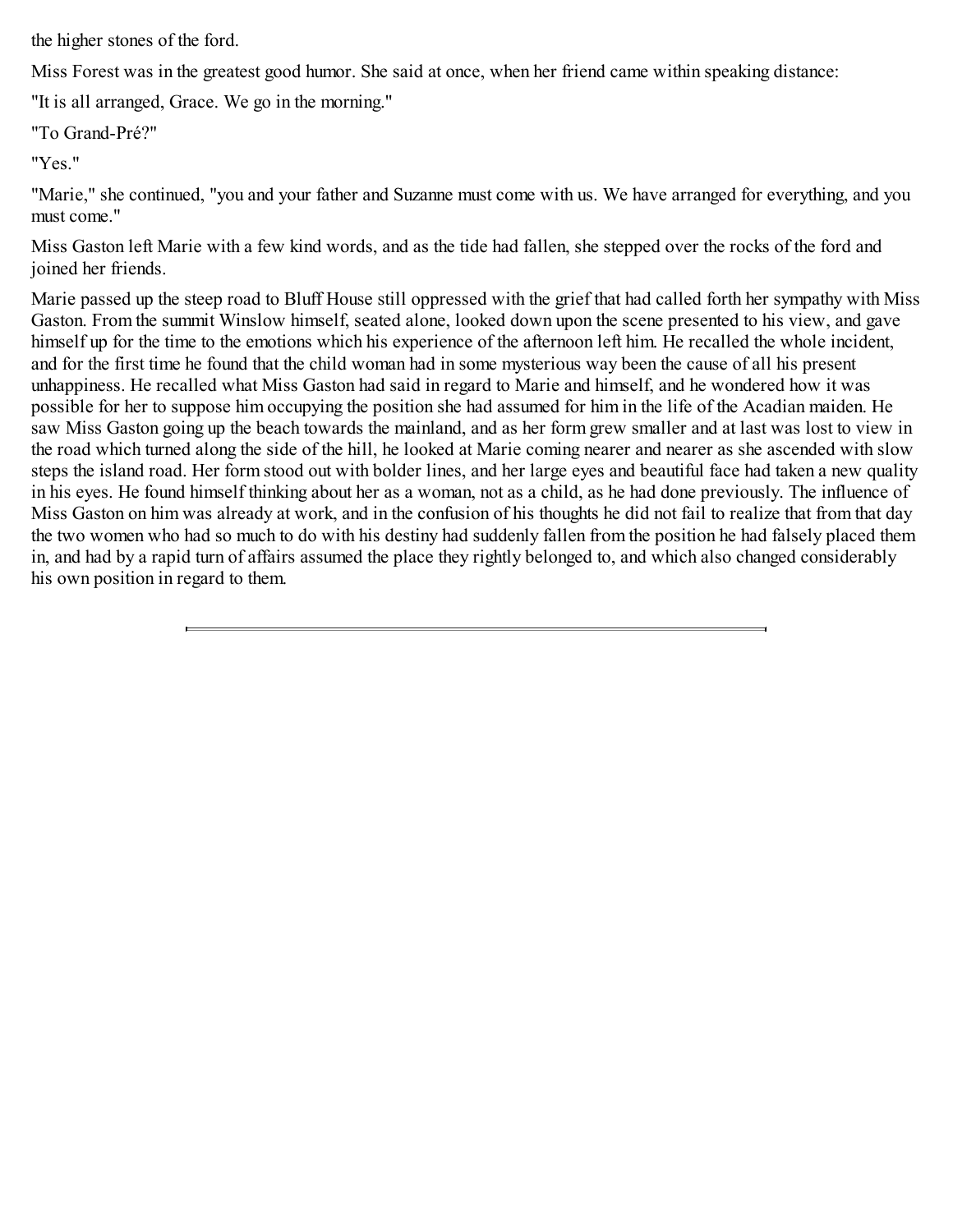the higher stones of the ford.

Miss Forest was in the greatest good humor. She said at once, when her friend came within speaking distance:

"It is all arranged, Grace. We go in the morning."

"To Grand-Pré?"

"Yes."

"Marie," she continued, "you and your father and Suzanne must come with us. We have arranged for everything, and you must come."

Miss Gaston left Marie with a few kind words, and as the tide had fallen, she stepped over the rocks of the ford and joined her friends.

Marie passed up the steep road to Bluff House still oppressed with the grief that had called forth her sympathy with Miss Gaston. From the summit Winslow himself, seated alone, looked down upon the scene presented to his view, and gave himself up for the time to the emotions which his experience of the afternoon left him. He recalled the whole incident, and for the first time he found that the child woman had in some mysterious way been the cause of all his present unhappiness. He recalled what Miss Gaston had said in regard to Marie and himself, and he wondered how it was possible for her to suppose him occupying the position she had assumed for him in the life of the Acadian maiden. He saw Miss Gaston going up the beach towards the mainland, and as her form grew smaller and at last was lost to view in the road which turned along the side of the hill, he looked at Marie coming nearer and nearer as she ascended with slow steps the island road. Her form stood out with bolder lines, and her large eyes and beautiful face had taken a new quality in his eyes. He found himself thinking about her as a woman, not as a child, as he had done previously. The influence of Miss Gaston on him was already at work, and in the confusion of his thoughts he did not fail to realize that from that day the two women who had so much to do with his destiny had suddenly fallen from the position he had falsely placed them in, and had by a rapid turn of affairs assumed the place they rightly belonged to, and which also changed considerably his own position in regard to them.

---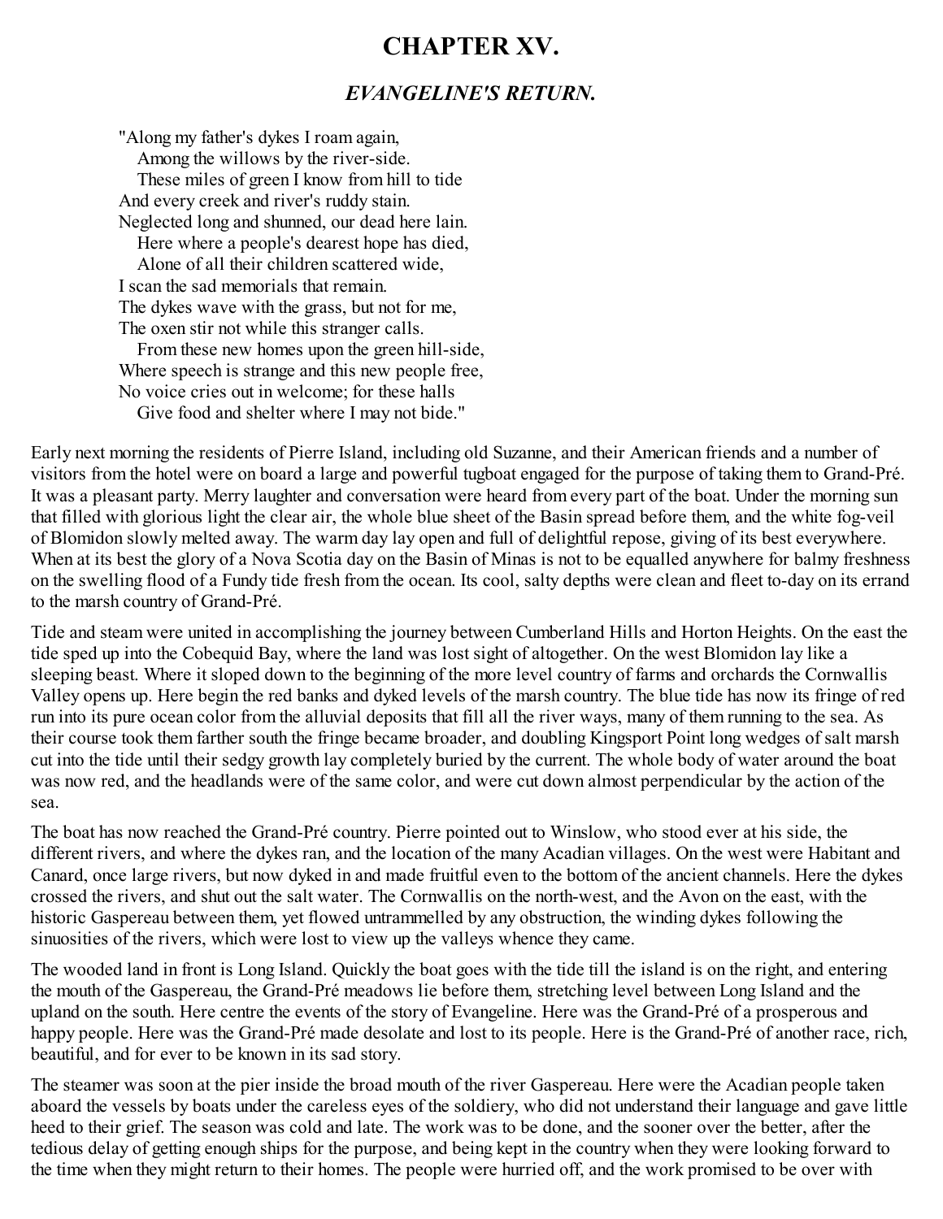# CHAPTER XV.

## *EVANGELINE'S RETURN.*

"Along my father's dykes I roam again,  
Among the willows by the river-side.  
These miles of green I know from hill to tide  
And every creek and river's ruddy stain.  
Neglected long and shunned, our dead here lain.  
Here where a people's dearest hope has died,  
Alone of all their children scattered wide,  
I scan the sad memorials that remain.  
The dykes wave with the grass, but not for me,  
The oxen stir not while this stranger calls.  
From these new homes upon the green hill-side,  
Where speech is strange and this new people free,  
No voice cries out in welcome; for these halls  
Give food and shelter where I may not bide."

Early next morning the residents of Pierre Island, including old Suzanne, and their American friends and a number of visitors from the hotel were on board a large and powerful tugboat engaged for the purpose of taking them to Grand-Pré. It was a pleasant party. Merry laughter and conversation were heard from every part of the boat. Under the morning sun that filled with glorious light the clear air, the whole blue sheet of the Basin spread before them, and the white fog-veil of Blomidon slowly melted away. The warm day lay open and full of delightful repose, giving of its best everywhere. When at its best the glory of a Nova Scotia day on the Basin of Minas is not to be equalled anywhere for balmy freshness on the swelling flood of a Fundy tide fresh from the ocean. Its cool, salty depths were clean and fleet to-day on its errand to the marsh country of Grand-Pré.

Tide and steam were united in accomplishing the journey between Cumberland Hills and Horton Heights. On the east the tide sped up into the Cobequid Bay, where the land was lost sight of altogether. On the west Blomidon lay like a sleeping beast. Where it sloped down to the beginning of the more level country of farms and orchards the Cornwallis Valley opens up. Here begin the red banks and dyked levels of the marsh country. The blue tide has now its fringe of red run into its pure ocean color from the alluvial deposits that fill all the river ways, many of them running to the sea. As their course took them farther south the fringe became broader, and doubling Kingsport Point long wedges of salt marsh cut into the tide until their sedgy growth lay completely buried by the current. The whole body of water around the boat was now red, and the headlands were of the same color, and were cut down almost perpendicular by the action of the sea.

The boat has now reached the Grand-Pré country. Pierre pointed out to Winslow, who stood ever at his side, the different rivers, and where the dykes ran, and the location of the many Acadian villages. On the west were Habitant and Canard, once large rivers, but now dyked in and made fruitful even to the bottom of the ancient channels. Here the dykes crossed the rivers, and shut out the salt water. The Cornwallis on the north-west, and the Avon on the east, with the historic Gaspereau between them, yet flowed untrammelled by any obstruction, the winding dykes following the sinuosities of the rivers, which were lost to view up the valleys whence they came.

The wooded land in front is Long Island. Quickly the boat goes with the tide till the island is on the right, and entering the mouth of the Gaspereau, the Grand-Pré meadows lie before them, stretching level between Long Island and the upland on the south. Here centre the events of the story of Evangeline. Here was the Grand-Pré of a prosperous and happy people. Here was the Grand-Pré made desolate and lost to its people. Here is the Grand-Pré of another race, rich, beautiful, and for ever to be known in its sad story.

The steamer was soon at the pier inside the broad mouth of the river Gaspereau. Here were the Acadian people taken aboard the vessels by boats under the careless eyes of the soldiery, who did not understand their language and gave little heed to their grief. The season was cold and late. The work was to be done, and the sooner over the better, after the tedious delay of getting enough ships for the purpose, and being kept in the country when they were looking forward to the time when they might return to their homes. The people were hurried off, and the work promised to be over with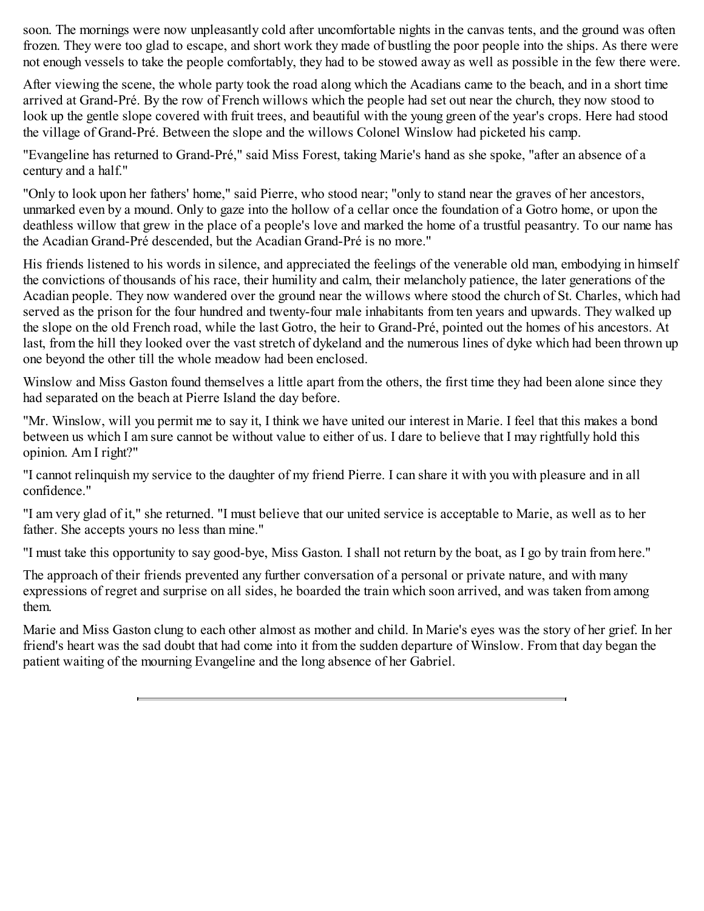soon. The mornings were now unpleasantly cold after uncomfortable nights in the canvas tents, and the ground was often frozen. They were too glad to escape, and short work they made of bustling the poor people into the ships. As there were not enough vessels to take the people comfortably, they had to be stowed away as well as possible in the few there were.

After viewing the scene, the whole party took the road along which the Acadians came to the beach, and in a short time arrived at Grand-Pré. By the row of French willows which the people had set out near the church, they now stood to look up the gentle slope covered with fruit trees, and beautiful with the young green of the year's crops. Here had stood the village of Grand-Pré. Between the slope and the willows Colonel Winslow had picketed his camp.

"Evangeline has returned to Grand-Pré," said Miss Forest, taking Marie's hand as she spoke, "after an absence of a century and a half."

"Only to look upon her fathers' home," said Pierre, who stood near; "only to stand near the graves of her ancestors, unmarked even by a mound. Only to gaze into the hollow of a cellar once the foundation of a Gotro home, or upon the deathless willow that grew in the place of a people's love and marked the home of a trustful peasantry. To our name has the Acadian Grand-Pré descended, but the Acadian Grand-Pré is no more."

His friends listened to his words in silence, and appreciated the feelings of the venerable old man, embodying in himself the convictions of thousands of his race, their humility and calm, their melancholy patience, the later generations of the Acadian people. They now wandered over the ground near the willows where stood the church of St. Charles, which had served as the prison for the four hundred and twenty-four male inhabitants from ten years and upwards. They walked up the slope on the old French road, while the last Gotro, the heir to Grand-Pré, pointed out the homes of his ancestors. At last, from the hill they looked over the vast stretch of dykeland and the numerous lines of dyke which had been thrown up one beyond the other till the whole meadow had been enclosed.

Winslow and Miss Gaston found themselves a little apart from the others, the first time they had been alone since they had separated on the beach at Pierre Island the day before.

"Mr. Winslow, will you permit me to say it, I think we have united our interest in Marie. I feel that this makes a bond between us which I am sure cannot be without value to either of us. I dare to believe that I may rightfully hold this opinion. Am I right?"

"I cannot relinquish my service to the daughter of my friend Pierre. I can share it with you with pleasure and in all confidence."

"I am very glad of it," she returned. "I must believe that our united service is acceptable to Marie, as well as to her father. She accepts yours no less than mine."

"I must take this opportunity to say good-bye, Miss Gaston. I shall not return by the boat, as I go by train from here."

The approach of their friends prevented any further conversation of a personal or private nature, and with many expressions of regret and surprise on all sides, he boarded the train which soon arrived, and was taken from among them.

Marie and Miss Gaston clung to each other almost as mother and child. In Marie's eyes was the story of her grief. In her friend's heart was the sad doubt that had come into it from the sudden departure of Winslow. From that day began the patient waiting of the mourning Evangeline and the long absence of her Gabriel.

---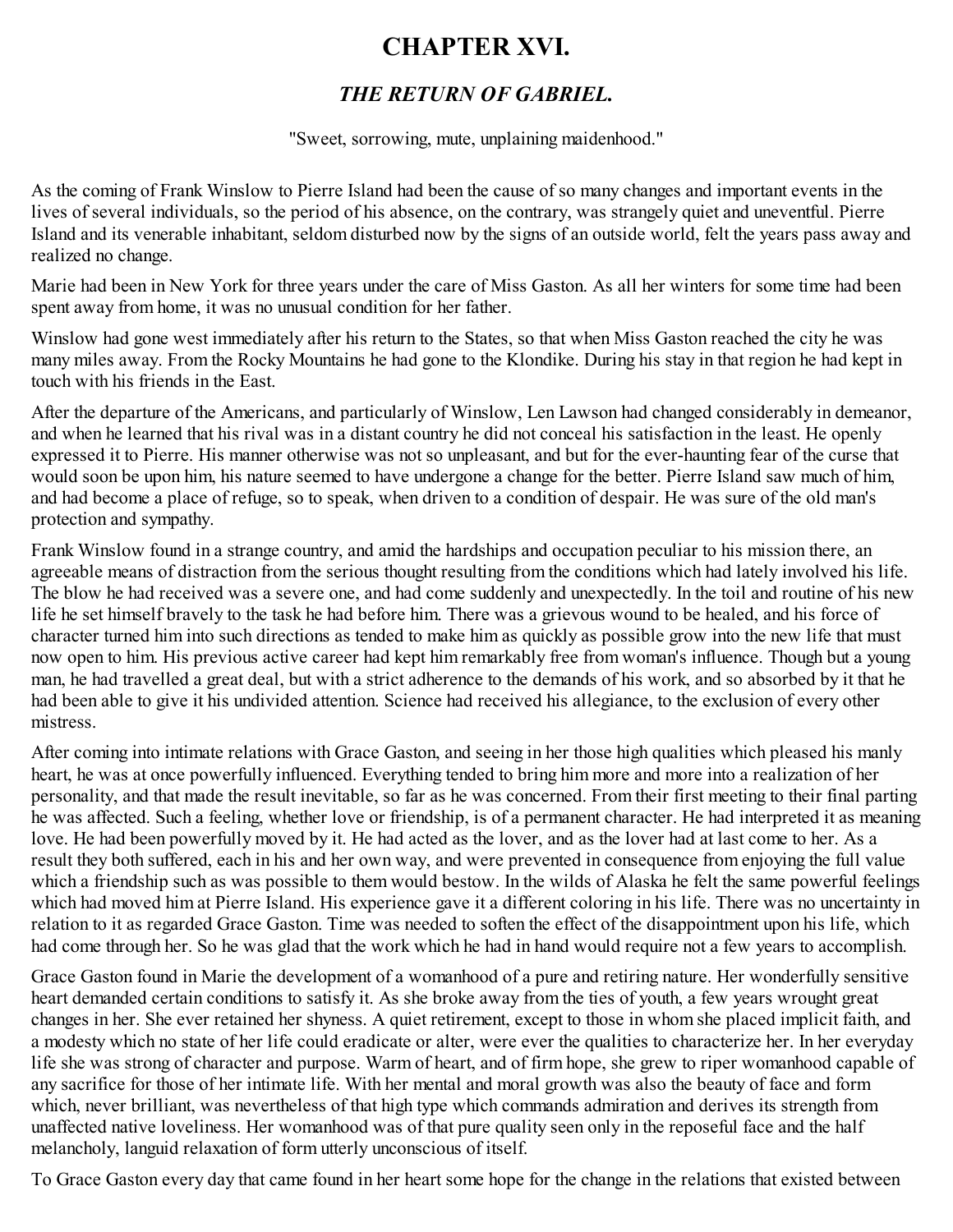# CHAPTER XVI.

## *THE RETURN OF GABRIEL.*

"Sweet, sorrowing, mute, unplaining maidenhood."

As the coming of Frank Winslow to Pierre Island had been the cause of so many changes and important events in the lives of several individuals, so the period of his absence, on the contrary, was strangely quiet and uneventful. Pierre Island and its venerable inhabitant, seldom disturbed now by the signs of an outside world, felt the years pass away and realized no change.

Marie had been in New York for three years under the care of Miss Gaston. As all her winters for some time had been spent away from home, it was no unusual condition for her father.

Winslow had gone west immediately after his return to the States, so that when Miss Gaston reached the city he was many miles away. From the Rocky Mountains he had gone to the Klondike. During his stay in that region he had kept in touch with his friends in the East.

After the departure of the Americans, and particularly of Winslow, Len Lawson had changed considerably in demeanor, and when he learned that his rival was in a distant country he did not conceal his satisfaction in the least. He openly expressed it to Pierre. His manner otherwise was not so unpleasant, and but for the ever-haunting fear of the curse that would soon be upon him, his nature seemed to have undergone a change for the better. Pierre Island saw much of him, and had become a place of refuge, so to speak, when driven to a condition of despair. He was sure of the old man's protection and sympathy.

Frank Winslow found in a strange country, and amid the hardships and occupation peculiar to his mission there, an agreeable means of distraction from the serious thought resulting from the conditions which had lately involved his life. The blow he had received was a severe one, and had come suddenly and unexpectedly. In the toil and routine of his new life he set himself bravely to the task he had before him. There was a grievous wound to be healed, and his force of character turned him into such directions as tended to make him as quickly as possible grow into the new life that must now open to him. His previous active career had kept him remarkably free from woman's influence. Though but a young man, he had travelled a great deal, but with a strict adherence to the demands of his work, and so absorbed by it that he had been able to give it his undivided attention. Science had received his allegiance, to the exclusion of every other mistress.

After coming into intimate relations with Grace Gaston, and seeing in her those high qualities which pleased his manly heart, he was at once powerfully influenced. Everything tended to bring him more and more into a realization of her personality, and that made the result inevitable, so far as he was concerned. From their first meeting to their final parting he was affected. Such a feeling, whether love or friendship, is of a permanent character. He had interpreted it as meaning love. He had been powerfully moved by it. He had acted as the lover, and as the lover had at last come to her. As a result they both suffered, each in his and her own way, and were prevented in consequence from enjoying the full value which a friendship such as was possible to them would bestow. In the wilds of Alaska he felt the same powerful feelings which had moved him at Pierre Island. His experience gave it a different coloring in his life. There was no uncertainty in relation to it as regarded Grace Gaston. Time was needed to soften the effect of the disappointment upon his life, which had come through her. So he was glad that the work which he had in hand would require not a few years to accomplish.

Grace Gaston found in Marie the development of a womanhood of a pure and retiring nature. Her wonderfully sensitive heart demanded certain conditions to satisfy it. As she broke away from the ties of youth, a few years wrought great changes in her. She ever retained her shyness. A quiet retirement, except to those in whom she placed implicit faith, and a modesty which no state of her life could eradicate or alter, were ever the qualities to characterize her. In her everyday life she was strong of character and purpose. Warm of heart, and of firm hope, she grew to riper womanhood capable of any sacrifice for those of her intimate life. With her mental and moral growth was also the beauty of face and form which, never brilliant, was nevertheless of that high type which commands admiration and derives its strength from unaffected native loveliness. Her womanhood was of that pure quality seen only in the reposeful face and the half melancholy, languid relaxation of form utterly unconscious of itself.

To Grace Gaston every day that came found in her heart some hope for the change in the relations that existed between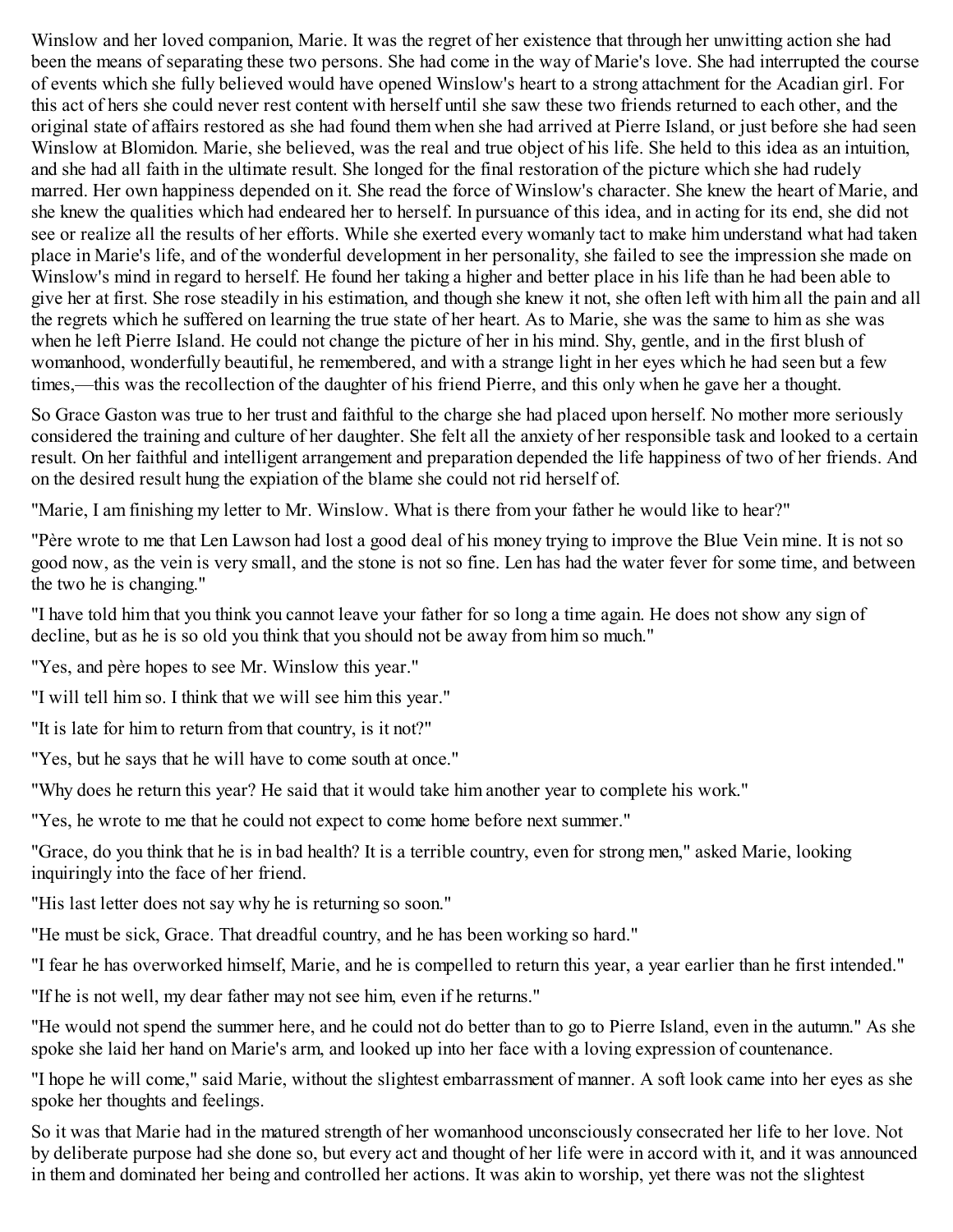Winslow and her loved companion, Marie. It was the regret of her existence that through her unwitting action she had been the means of separating these two persons. She had come in the way of Marie's love. She had interrupted the course of events which she fully believed would have opened Winslow's heart to a strong attachment for the Acadian girl. For this act of hers she could never rest content with herself until she saw these two friends returned to each other, and the original state of affairs restored as she had found them when she had arrived at Pierre Island, or just before she had seen Winslow at Blomidon. Marie, she believed, was the real and true object of his life. She held to this idea as an intuition, and she had all faith in the ultimate result. She longed for the final restoration of the picture which she had rudely marred. Her own happiness depended on it. She read the force of Winslow's character. She knew the heart of Marie, and she knew the qualities which had endeared her to herself. In pursuance of this idea, and in acting for its end, she did not see or realize all the results of her efforts. While she exerted every womanly tact to make him understand what had taken place in Marie's life, and of the wonderful development in her personality, she failed to see the impression she made on Winslow's mind in regard to herself. He found her taking a higher and better place in his life than he had been able to give her at first. She rose steadily in his estimation, and though she knew it not, she often left with him all the pain and all the regrets which he suffered on learning the true state of her heart. As to Marie, she was the same to him as she was when he left Pierre Island. He could not change the picture of her in his mind. Shy, gentle, and in the first blush of womanhood, wonderfully beautiful, he remembered, and with a strange light in her eyes which he had seen but a few times,—this was the recollection of the daughter of his friend Pierre, and this only when he gave her a thought.

So Grace Gaston was true to her trust and faithful to the charge she had placed upon herself. No mother more seriously considered the training and culture of her daughter. She felt all the anxiety of her responsible task and looked to a certain result. On her faithful and intelligent arrangement and preparation depended the life happiness of two of her friends. And on the desired result hung the expiation of the blame she could not rid herself of.

"Marie, I am finishing my letter to Mr. Winslow. What is there from your father he would like to hear?"

"Père wrote to me that Len Lawson had lost a good deal of his money trying to improve the Blue Vein mine. It is not so good now, as the vein is very small, and the stone is not so fine. Len has had the water fever for some time, and between the two he is changing."

"I have told him that you think you cannot leave your father for so long a time again. He does not show any sign of decline, but as he is so old you think that you should not be away from him so much."

"Yes, and père hopes to see Mr. Winslow this year."

"I will tell him so. I think that we will see him this year."

"It is late for him to return from that country, is it not?"

"Yes, but he says that he will have to come south at once."

"Why does he return this year? He said that it would take him another year to complete his work."

"Yes, he wrote to me that he could not expect to come home before next summer."

"Grace, do you think that he is in bad health? It is a terrible country, even for strong men," asked Marie, looking inquiringly into the face of her friend.

"His last letter does not say why he is returning so soon."

"He must be sick, Grace. That dreadful country, and he has been working so hard."

"I fear he has overworked himself, Marie, and he is compelled to return this year, a year earlier than he first intended."

"If he is not well, my dear father may not see him, even if he returns."

"He would not spend the summer here, and he could not do better than to go to Pierre Island, even in the autumn." As she spoke she laid her hand on Marie's arm, and looked up into her face with a loving expression of countenance.

"I hope he will come," said Marie, without the slightest embarrassment of manner. A soft look came into her eyes as she spoke her thoughts and feelings.

So it was that Marie had in the matured strength of her womanhood unconsciously consecrated her life to her love. Not by deliberate purpose had she done so, but every act and thought of her life were in accord with it, and it was announced in them and dominated her being and controlled her actions. It was akin to worship, yet there was not the slightest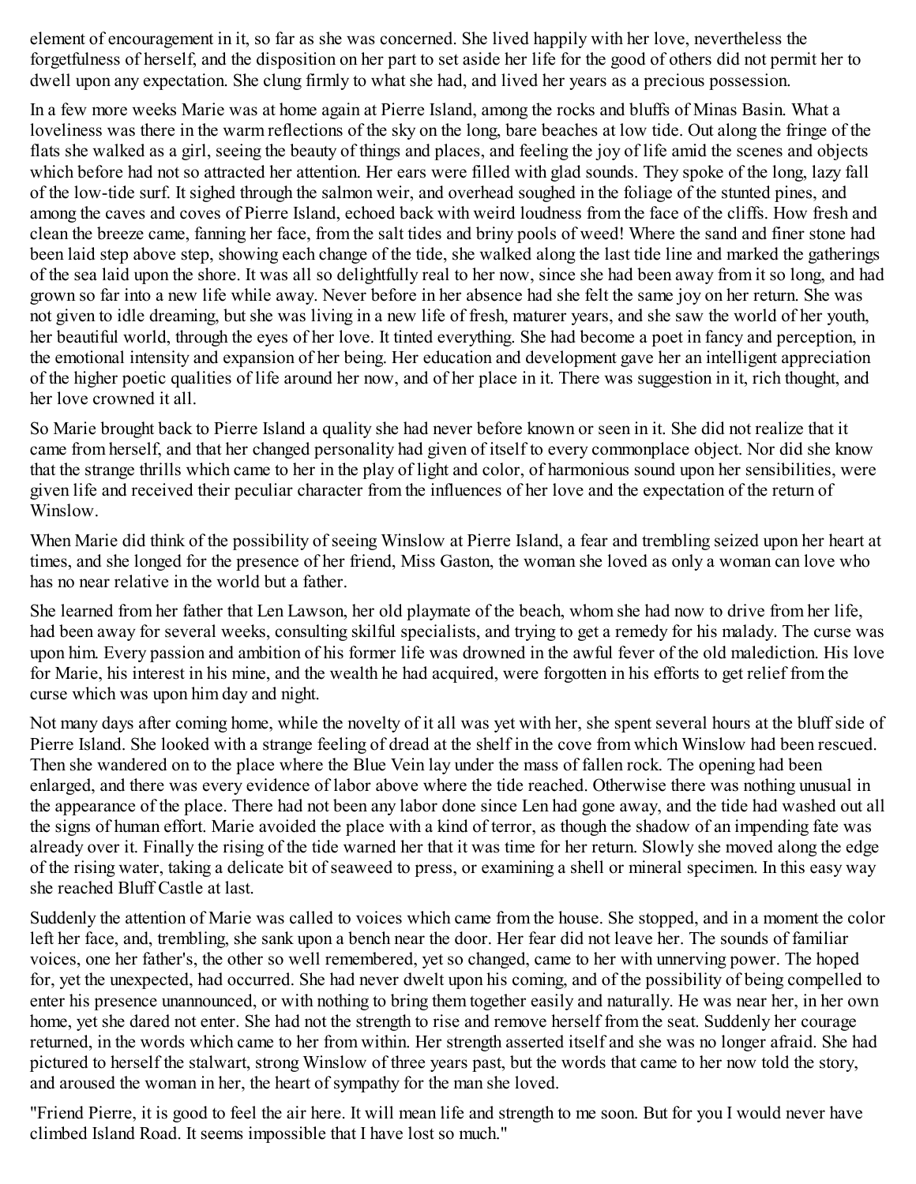element of encouragement in it, so far as she was concerned. She lived happily with her love, nevertheless the forgetfulness of herself, and the disposition on her part to set aside her life for the good of others did not permit her to dwell upon any expectation. She clung firmly to what she had, and lived her years as a precious possession.

In a few more weeks Marie was at home again at Pierre Island, among the rocks and bluffs of Minas Basin. What a loveliness was there in the warm reflections of the sky on the long, bare beaches at low tide. Out along the fringe of the flats she walked as a girl, seeing the beauty of things and places, and feeling the joy of life amid the scenes and objects which before had not so attracted her attention. Her ears were filled with glad sounds. They spoke of the long, lazy fall of the low-tide surf. It sighed through the salmon weir, and overhead soughed in the foliage of the stunted pines, and among the caves and coves of Pierre Island, echoed back with weird loudness from the face of the cliffs. How fresh and clean the breeze came, fanning her face, from the salt tides and briny pools of weed! Where the sand and finer stone had been laid step above step, showing each change of the tide, she walked along the last tide line and marked the gatherings of the sea laid upon the shore. It was all so delightfully real to her now, since she had been away from it so long, and had grown so far into a new life while away. Never before in her absence had she felt the same joy on her return. She was not given to idle dreaming, but she was living in a new life of fresh, maturer years, and she saw the world of her youth, her beautiful world, through the eyes of her love. It tinted everything. She had become a poet in fancy and perception, in the emotional intensity and expansion of her being. Her education and development gave her an intelligent appreciation of the higher poetic qualities of life around her now, and of her place in it. There was suggestion in it, rich thought, and her love crowned it all.

So Marie brought back to Pierre Island a quality she had never before known or seen in it. She did not realize that it came from herself, and that her changed personality had given of itself to every commonplace object. Nor did she know that the strange thrills which came to her in the play of light and color, of harmonious sound upon her sensibilities, were given life and received their peculiar character from the influences of her love and the expectation of the return of Winslow.

When Marie did think of the possibility of seeing Winslow at Pierre Island, a fear and trembling seized upon her heart at times, and she longed for the presence of her friend, Miss Gaston, the woman she loved as only a woman can love who has no near relative in the world but a father.

She learned from her father that Len Lawson, her old playmate of the beach, whom she had now to drive from her life, had been away for several weeks, consulting skilful specialists, and trying to get a remedy for his malady. The curse was upon him. Every passion and ambition of his former life was drowned in the awful fever of the old malediction. His love for Marie, his interest in his mine, and the wealth he had acquired, were forgotten in his efforts to get relief from the curse which was upon him day and night.

Not many days after coming home, while the novelty of it all was yet with her, she spent several hours at the bluff side of Pierre Island. She looked with a strange feeling of dread at the shelf in the cove from which Winslow had been rescued. Then she wandered on to the place where the Blue Vein lay under the mass of fallen rock. The opening had been enlarged, and there was every evidence of labor above where the tide reached. Otherwise there was nothing unusual in the appearance of the place. There had not been any labor done since Len had gone away, and the tide had washed out all the signs of human effort. Marie avoided the place with a kind of terror, as though the shadow of an impending fate was already over it. Finally the rising of the tide warned her that it was time for her return. Slowly she moved along the edge of the rising water, taking a delicate bit of seaweed to press, or examining a shell or mineral specimen. In this easy way she reached Bluff Castle at last.

Suddenly the attention of Marie was called to voices which came from the house. She stopped, and in a moment the color left her face, and, trembling, she sank upon a bench near the door. Her fear did not leave her. The sounds of familiar voices, one her father's, the other so well remembered, yet so changed, came to her with unnerving power. The hoped for, yet the unexpected, had occurred. She had never dwelt upon his coming, and of the possibility of being compelled to enter his presence unannounced, or with nothing to bring them together easily and naturally. He was near her, in her own home, yet she dared not enter. She had not the strength to rise and remove herself from the seat. Suddenly her courage returned, in the words which came to her from within. Her strength asserted itself and she was no longer afraid. She had pictured to herself the stalwart, strong Winslow of three years past, but the words that came to her now told the story, and aroused the woman in her, the heart of sympathy for the man she loved.

"Friend Pierre, it is good to feel the air here. It will mean life and strength to me soon. But for you I would never have climbed Island Road. It seems impossible that I have lost so much."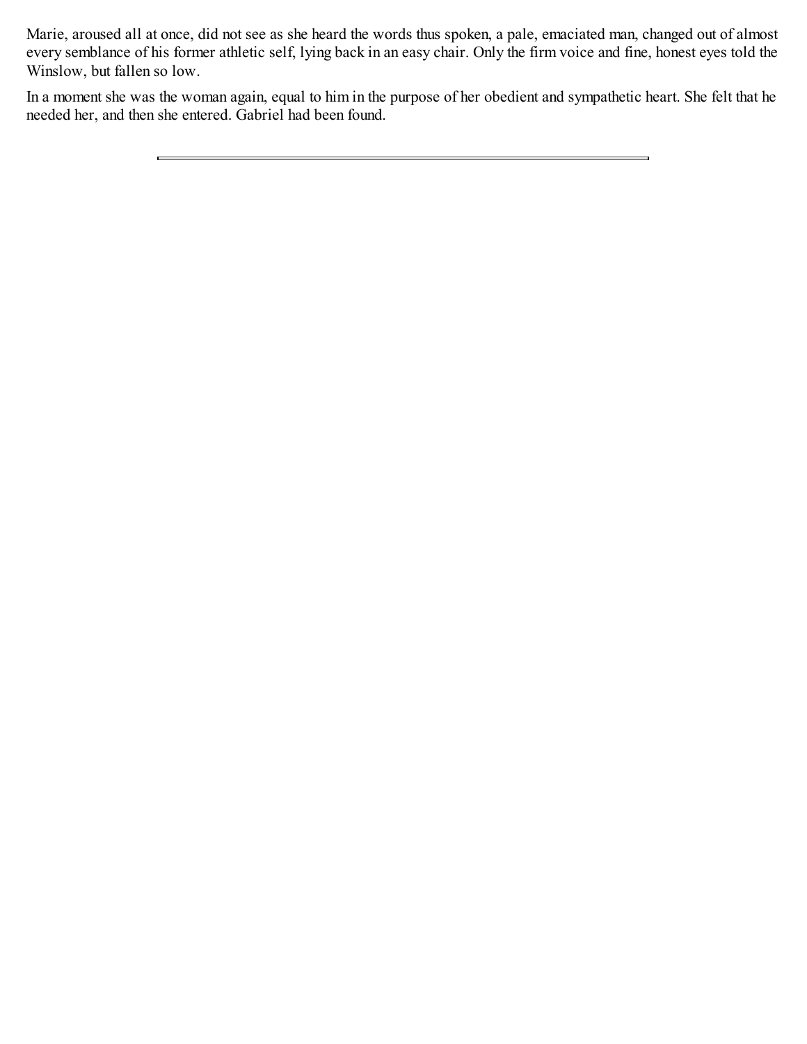Marie, aroused all at once, did not see as she heard the words thus spoken, a pale, emaciated man, changed out of almost every semblance of his former athletic self, lying back in an easy chair. Only the firm voice and fine, honest eyes told the Winslow, but fallen so low.

In a moment she was the woman again, equal to him in the purpose of her obedient and sympathetic heart. She felt that he needed her, and then she entered. Gabriel had been found.

---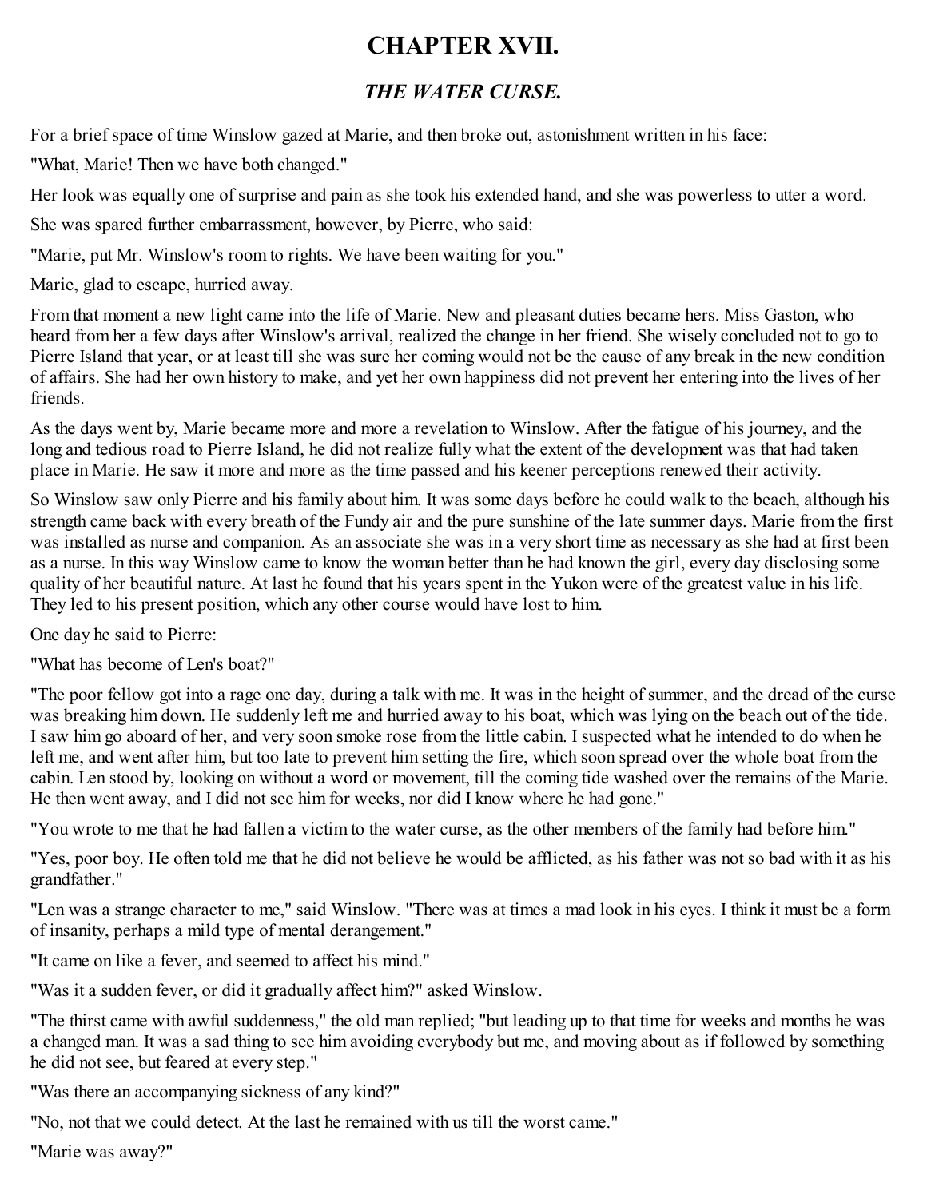# CHAPTER XVII.

## *THE WATER CURSE.*

For a brief space of time Winslow gazed at Marie, and then broke out, astonishment written in his face:

"What, Marie! Then we have both changed."

Her look was equally one of surprise and pain as she took his extended hand, and she was powerless to utter a word.

She was spared further embarrassment, however, by Pierre, who said:

"Marie, put Mr. Winslow's room to rights. We have been waiting for you."

Marie, glad to escape, hurried away.

From that moment a new light came into the life of Marie. New and pleasant duties became hers. Miss Gaston, who heard from her a few days after Winslow's arrival, realized the change in her friend. She wisely concluded not to go to Pierre Island that year, or at least till she was sure her coming would not be the cause of any break in the new condition of affairs. She had her own history to make, and yet her own happiness did not prevent her entering into the lives of her friends.

As the days went by, Marie became more and more a revelation to Winslow. After the fatigue of his journey, and the long and tedious road to Pierre Island, he did not realize fully what the extent of the development was that had taken place in Marie. He saw it more and more as the time passed and his keener perceptions renewed their activity.

So Winslow saw only Pierre and his family about him. It was some days before he could walk to the beach, although his strength came back with every breath of the Fundy air and the pure sunshine of the late summer days. Marie from the first was installed as nurse and companion. As an associate she was in a very short time as necessary as she had at first been as a nurse. In this way Winslow came to know the woman better than he had known the girl, every day disclosing some quality of her beautiful nature. At last he found that his years spent in the Yukon were of the greatest value in his life. They led to his present position, which any other course would have lost to him.

One day he said to Pierre:

"What has become of Len's boat?"

"The poor fellow got into a rage one day, during a talk with me. It was in the height of summer, and the dread of the curse was breaking him down. He suddenly left me and hurried away to his boat, which was lying on the beach out of the tide. I saw him go aboard of her, and very soon smoke rose from the little cabin. I suspected what he intended to do when he left me, and went after him, but too late to prevent him setting the fire, which soon spread over the whole boat from the cabin. Len stood by, looking on without a word or movement, till the coming tide washed over the remains of the Marie. He then went away, and I did not see him for weeks, nor did I know where he had gone."

"You wrote to me that he had fallen a victim to the water curse, as the other members of the family had before him."

"Yes, poor boy. He often told me that he did not believe he would be afflicted, as his father was not so bad with it as his grandfather."

"Len was a strange character to me," said Winslow. "There was at times a mad look in his eyes. I think it must be a form of insanity, perhaps a mild type of mental derangement."

"It came on like a fever, and seemed to affect his mind."

"Was it a sudden fever, or did it gradually affect him?" asked Winslow.

"The thirst came with awful suddenness," the old man replied; "but leading up to that time for weeks and months he was a changed man. It was a sad thing to see him avoiding everybody but me, and moving about as if followed by something he did not see, but feared at every step."

"Was there an accompanying sickness of any kind?"

"No, not that we could detect. At the last he remained with us till the worst came."

"Marie was away?"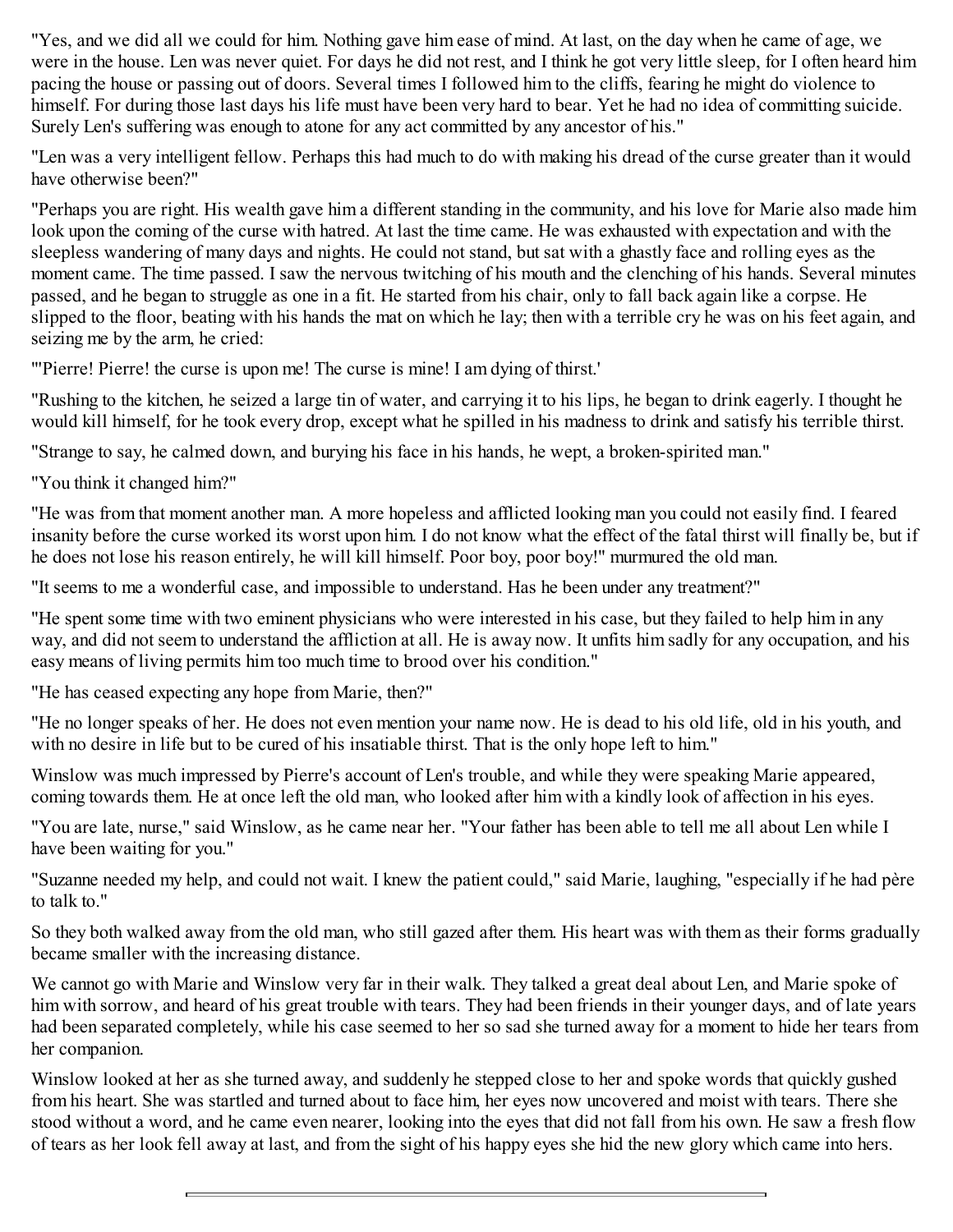"Yes, and we did all we could for him. Nothing gave him ease of mind. At last, on the day when he came of age, we were in the house. Len was never quiet. For days he did not rest, and I think he got very little sleep, for I often heard him pacing the house or passing out of doors. Several times I followed him to the cliffs, fearing he might do violence to himself. For during those last days his life must have been very hard to bear. Yet he had no idea of committing suicide. Surely Len's suffering was enough to atone for any act committed by any ancestor of his."

"Len was a very intelligent fellow. Perhaps this had much to do with making his dread of the curse greater than it would have otherwise been?"

"Perhaps you are right. His wealth gave him a different standing in the community, and his love for Marie also made him look upon the coming of the curse with hatred. At last the time came. He was exhausted with expectation and with the sleepless wandering of many days and nights. He could not stand, but sat with a ghastly face and rolling eyes as the moment came. The time passed. I saw the nervous twitching of his mouth and the clenching of his hands. Several minutes passed, and he began to struggle as one in a fit. He started from his chair, only to fall back again like a corpse. He slipped to the floor, beating with his hands the mat on which he lay; then with a terrible cry he was on his feet again, and seizing me by the arm, he cried:

"'Pierre! Pierre! the curse is upon me! The curse is mine! I am dying of thirst.'

"Rushing to the kitchen, he seized a large tin of water, and carrying it to his lips, he began to drink eagerly. I thought he would kill himself, for he took every drop, except what he spilled in his madness to drink and satisfy his terrible thirst.

"Strange to say, he calmed down, and burying his face in his hands, he wept, a broken-spirited man."

"You think it changed him?"

"He was from that moment another man. A more hopeless and afflicted looking man you could not easily find. I feared insanity before the curse worked its worst upon him. I do not know what the effect of the fatal thirst will finally be, but if he does not lose his reason entirely, he will kill himself. Poor boy, poor boy!" murmured the old man.

"It seems to me a wonderful case, and impossible to understand. Has he been under any treatment?"

"He spent some time with two eminent physicians who were interested in his case, but they failed to help him in any way, and did not seem to understand the affliction at all. He is away now. It unfits him sadly for any occupation, and his easy means of living permits him too much time to brood over his condition."

"He has ceased expecting any hope from Marie, then?"

"He no longer speaks of her. He does not even mention your name now. He is dead to his old life, old in his youth, and with no desire in life but to be cured of his insatiable thirst. That is the only hope left to him."

Winslow was much impressed by Pierre's account of Len's trouble, and while they were speaking Marie appeared, coming towards them. He at once left the old man, who looked after him with a kindly look of affection in his eyes.

"You are late, nurse," said Winslow, as he came near her. "Your father has been able to tell me all about Len while I have been waiting for you."

"Suzanne needed my help, and could not wait. I knew the patient could," said Marie, laughing, "especially if he had père to talk to."

So they both walked away from the old man, who still gazed after them. His heart was with them as their forms gradually became smaller with the increasing distance.

We cannot go with Marie and Winslow very far in their walk. They talked a great deal about Len, and Marie spoke of him with sorrow, and heard of his great trouble with tears. They had been friends in their younger days, and of late years had been separated completely, while his case seemed to her so sad she turned away for a moment to hide her tears from her companion.

Winslow looked at her as she turned away, and suddenly he stepped close to her and spoke words that quickly gushed from his heart. She was startled and turned about to face him, her eyes now uncovered and moist with tears. There she stood without a word, and he came even nearer, looking into the eyes that did not fall from his own. He saw a fresh flow of tears as her look fell away at last, and from the sight of his happy eyes she hid the new glory which came into hers.

---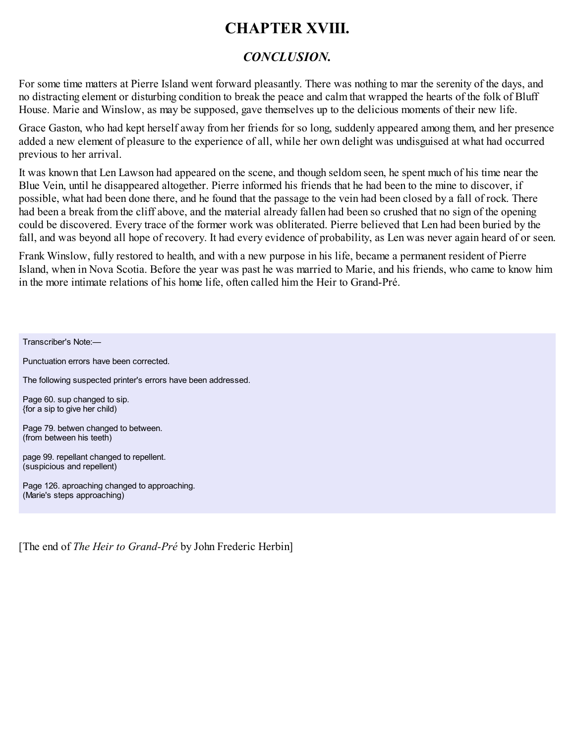# CHAPTER XVIII.

## *CONCLUSION.*

For some time matters at Pierre Island went forward pleasantly. There was nothing to mar the serenity of the days, and no distracting element or disturbing condition to break the peace and calm that wrapped the hearts of the folk of Bluff House. Marie and Winslow, as may be supposed, gave themselves up to the delicious moments of their new life.

Grace Gaston, who had kept herself away from her friends for so long, suddenly appeared among them, and her presence added a new element of pleasure to the experience of all, while her own delight was undisguised at what had occurred previous to her arrival.

It was known that Len Lawson had appeared on the scene, and though seldom seen, he spent much of his time near the Blue Vein, until he disappeared altogether. Pierre informed his friends that he had been to the mine to discover, if possible, what had been done there, and he found that the passage to the vein had been closed by a fall of rock. There had been a break from the cliff above, and the material already fallen had been so crushed that no sign of the opening could be discovered. Every trace of the former work was obliterated. Pierre believed that Len had been buried by the fall, and was beyond all hope of recovery. It had every evidence of probability, as Len was never again heard of or seen.

Frank Winslow, fully restored to health, and with a new purpose in his life, became a permanent resident of Pierre Island, when in Nova Scotia. Before the year was past he was married to Marie, and his friends, who came to know him in the more intimate relations of his home life, often called him the Heir to Grand-Pré.

Transcriber's Note:—

Punctuation errors have been corrected.

The following suspected printer's errors have been addressed.

Page 60. sup changed to sip.
{for a sip to give her child)

Page 79. betwen changed to between.
(from between his teeth)

page 99. repellant changed to repellent.
(suspicious and repellent)

Page 126. aproaching changed to approaching.
(Marie's steps approaching)

[The end of *The Heir to Grand-Pré* by John Frederic Herbin]